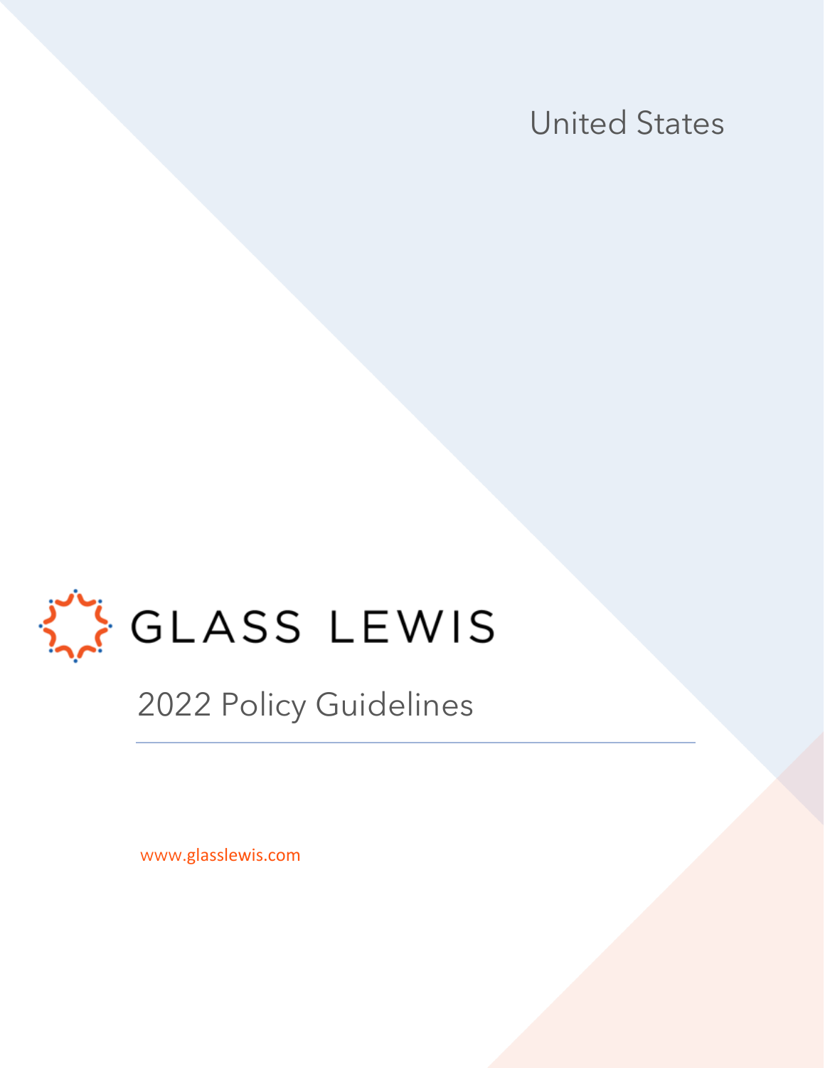United States

# GLASS LEWIS

## 2022 Policy Guidelines

www.glasslewis.com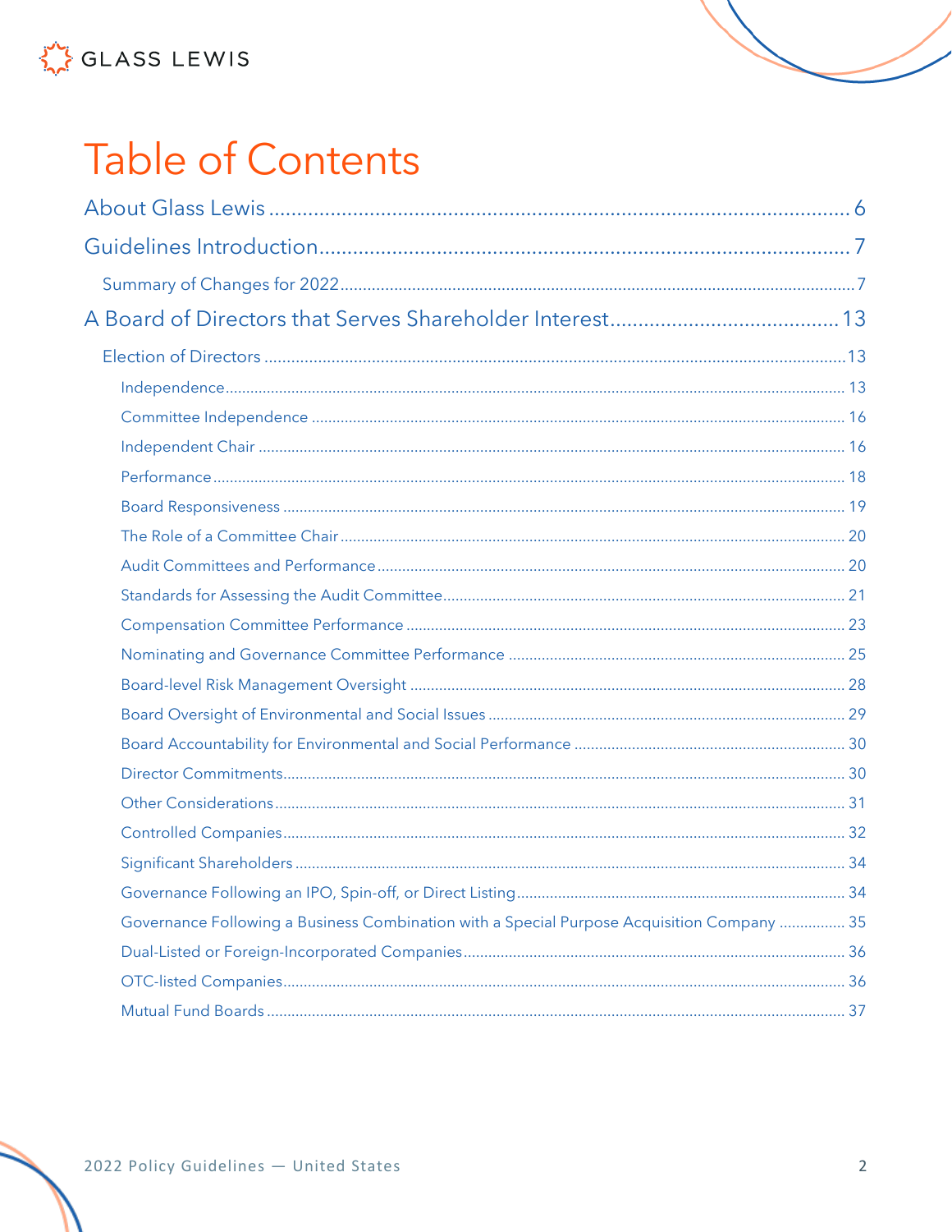# Table of Contents

About Glass Lewis ........................................................................................................ 6

Guidelines Introduction ................................................................................................ 7

- Summary of Changes for 2022 .................................................................................... 7

A Board of Directors that Serves Shareholder Interest ........................................ 13

- Election of Directors ................................................................................................... 13
  - Independence ........................................................................................................ 13
  - Committee Independence ..................................................................................... 16
  - Independent Chair ................................................................................................. 16
  - Performance .......................................................................................................... 18
  - Board Responsiveness .......................................................................................... 19
  - The Role of a Committee Chair ............................................................................. 20
  - Audit Committees and Performance ...................................................................... 20
  - Standards for Assessing the Audit Committee ...................................................... 21
  - Compensation Committee Performance ................................................................ 23
  - Nominating and Governance Committee Performance ......................................... 25
  - Board-level Risk Management Oversight .............................................................. 28
  - Board Oversight of Environmental and Social Issues ........................................... 29
  - Board Accountability for Environmental and Social Performance ......................... 30
  - Director Commitments ........................................................................................... 30
  - Other Considerations ............................................................................................. 31
  - Controlled Companies ........................................................................................... 32
  - Significant Shareholders ........................................................................................ 34
  - Governance Following an IPO, Spin-off, or Direct Listing ..................................... 34
  - Governance Following a Business Combination with a Special Purpose Acquisition Company ................ 35
  - Dual-Listed or Foreign-Incorporated Companies ................................................... 36
  - OTC-listed Companies ........................................................................................... 36
  - Mutual Fund Boards ............................................................................................... 37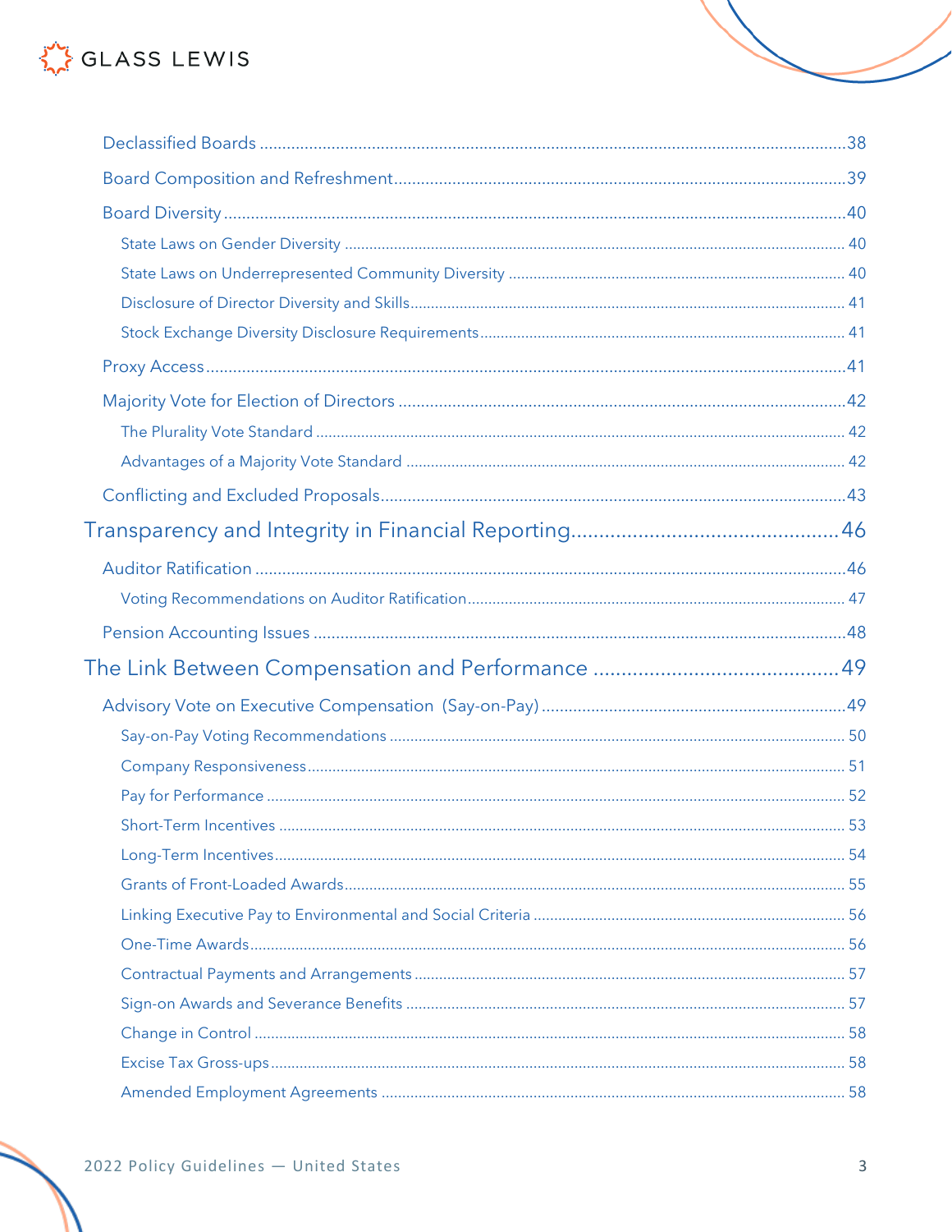- Declassified Boards ....................................................................................................... 38
- Board Composition and Refreshment .......................................................................... 39
- Board Diversity ................................................................................................................ 40
  - State Laws on Gender Diversity ............................................................................... 40
  - State Laws on Underrepresented Community Diversity ........................................ 40
  - Disclosure of Director Diversity and Skills ............................................................... 41
  - Stock Exchange Diversity Disclosure Requirements ................................................ 41
- Proxy Access .................................................................................................................... 41
- Majority Vote for Election of Directors ........................................................................ 42
  - The Plurality Vote Standard ..................................................................................... 42
  - Advantages of a Majority Vote Standard ................................................................. 42
- Conflicting and Excluded Proposals .............................................................................. 43

## Transparency and Integrity in Financial Reporting ........................................ 46

- Auditor Ratification ........................................................................................................ 46
  - Voting Recommendations on Auditor Ratification ................................................... 47
- Pension Accounting Issues .............................................................................................. 48

## The Link Between Compensation and Performance ........................................ 49

- Advisory Vote on Executive Compensation (Say-on-Pay) ............................................ 49
  - Say-on-Pay Voting Recommendations ..................................................................... 50
  - Company Responsiveness .......................................................................................... 51
  - Pay for Performance .................................................................................................. 52
  - Short-Term Incentives ............................................................................................... 53
  - Long-Term Incentives ................................................................................................ 54
  - Grants of Front-Loaded Awards ................................................................................ 55
  - Linking Executive Pay to Environmental and Social Criteria ................................. 56
  - One-Time Awards ...................................................................................................... 56
  - Contractual Payments and Arrangements ................................................................ 57
  - Sign-on Awards and Severance Benefits ................................................................... 57
  - Change in Control ...................................................................................................... 58
  - Excise Tax Gross-ups ................................................................................................. 58
  - Amended Employment Agreements .......................................................................... 58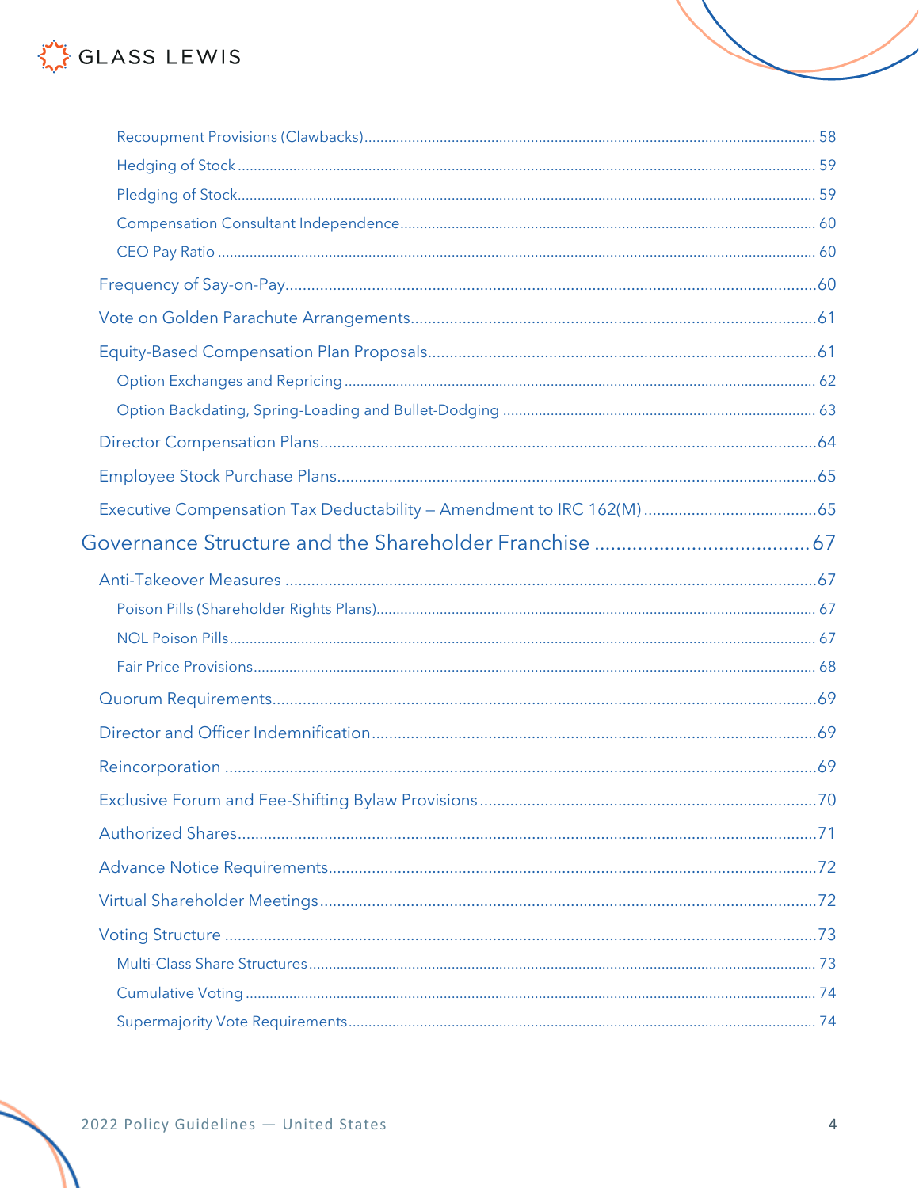- Recoupment Provisions (Clawbacks) ........ 58
- Hedging of Stock ........ 59
- Pledging of Stock ........ 59
- Compensation Consultant Independence ........ 60
- CEO Pay Ratio ........ 60

Frequency of Say-on-Pay ........ 60

Vote on Golden Parachute Arrangements ........ 61

Equity-Based Compensation Plan Proposals ........ 61

- Option Exchanges and Repricing ........ 62
- Option Backdating, Spring-Loading and Bullet-Dodging ........ 63

Director Compensation Plans ........ 64

Employee Stock Purchase Plans ........ 65

Executive Compensation Tax Deductability – Amendment to IRC 162(M) ........ 65

Governance Structure and the Shareholder Franchise ........ 67

Anti-Takeover Measures ........ 67

- Poison Pills (Shareholder Rights Plans) ........ 67
- NOL Poison Pills ........ 67
- Fair Price Provisions ........ 68

Quorum Requirements ........ 69

Director and Officer Indemnification ........ 69

Reincorporation ........ 69

Exclusive Forum and Fee-Shifting Bylaw Provisions ........ 70

Authorized Shares ........ 71

Advance Notice Requirements ........ 72

Virtual Shareholder Meetings ........ 72

Voting Structure ........ 73

- Multi-Class Share Structures ........ 73
- Cumulative Voting ........ 74
- Supermajority Vote Requirements ........ 74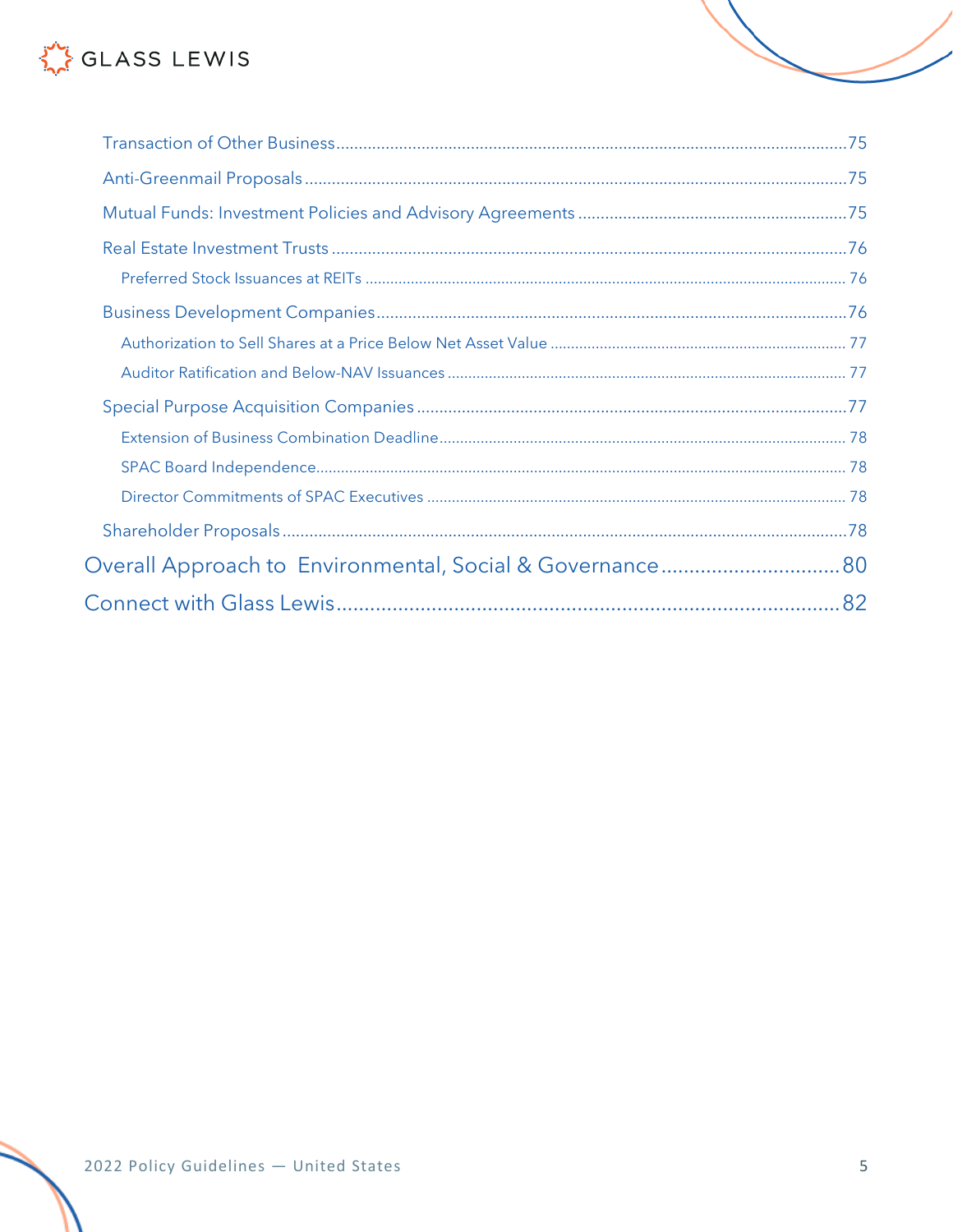Transaction of Other Business ........ 75

Anti-Greenmail Proposals ........ 75

Mutual Funds: Investment Policies and Advisory Agreements ........ 75

Real Estate Investment Trusts ........ 76

Preferred Stock Issuances at REITs ........ 76

Business Development Companies ........ 76

Authorization to Sell Shares at a Price Below Net Asset Value ........ 77

Auditor Ratification and Below-NAV Issuances ........ 77

Special Purpose Acquisition Companies ........ 77

Extension of Business Combination Deadline ........ 78

SPAC Board Independence ........ 78

Director Commitments of SPAC Executives ........ 78

Shareholder Proposals ........ 78

Overall Approach to Environmental, Social & Governance ........ 80

Connect with Glass Lewis ........ 82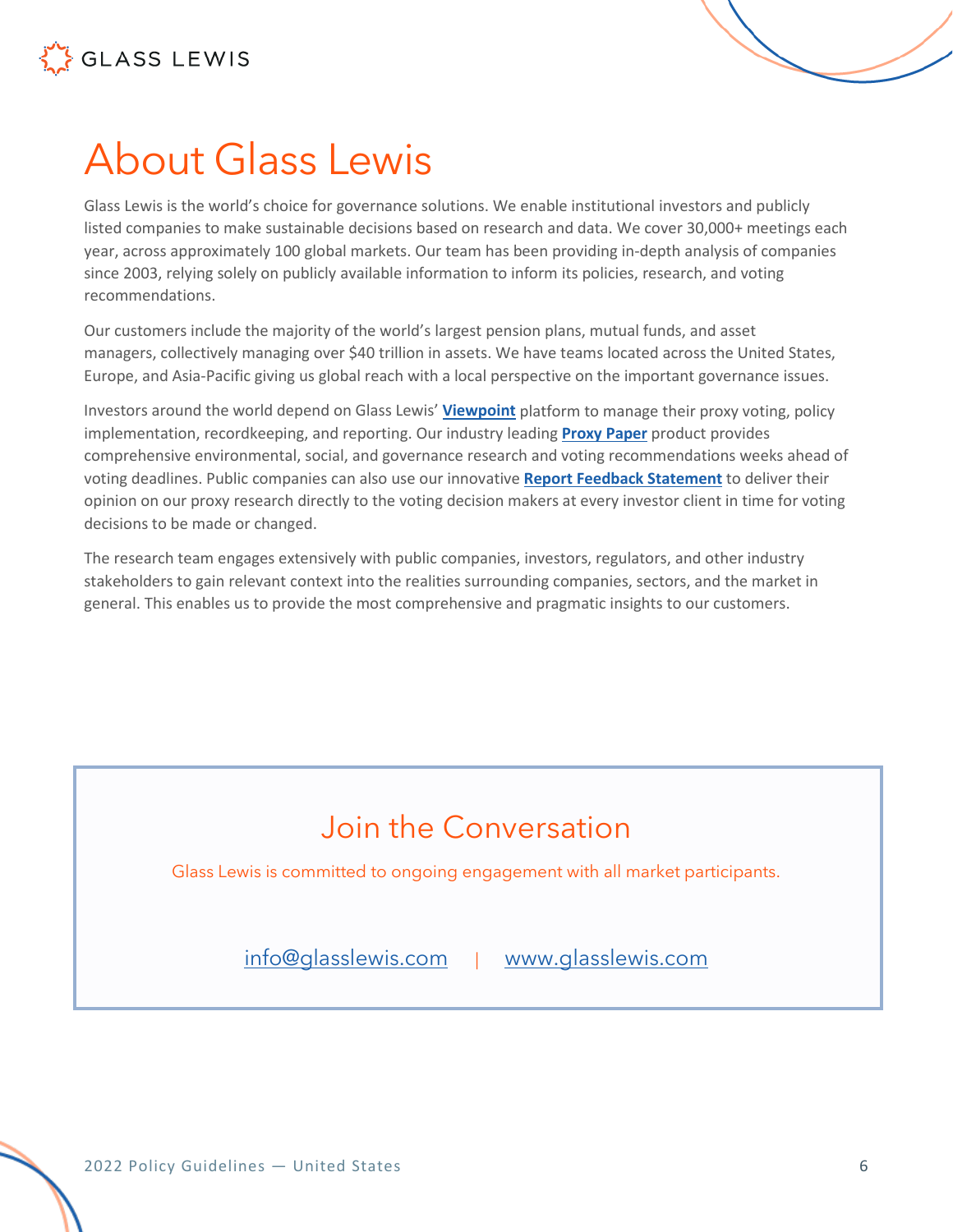# About Glass Lewis

Glass Lewis is the world's choice for governance solutions. We enable institutional investors and publicly listed companies to make sustainable decisions based on research and data. We cover 30,000+ meetings each year, across approximately 100 global markets. Our team has been providing in-depth analysis of companies since 2003, relying solely on publicly available information to inform its policies, research, and voting recommendations.

Our customers include the majority of the world's largest pension plans, mutual funds, and asset managers, collectively managing over $40 trillion in assets. We have teams located across the United States, Europe, and Asia-Pacific giving us global reach with a local perspective on the important governance issues.

Investors around the world depend on Glass Lewis' **Viewpoint** platform to manage their proxy voting, policy implementation, recordkeeping, and reporting. Our industry leading **Proxy Paper** product provides comprehensive environmental, social, and governance research and voting recommendations weeks ahead of voting deadlines. Public companies can also use our innovative **Report Feedback Statement** to deliver their opinion on our proxy research directly to the voting decision makers at every investor client in time for voting decisions to be made or changed.

The research team engages extensively with public companies, investors, regulators, and other industry stakeholders to gain relevant context into the realities surrounding companies, sectors, and the market in general. This enables us to provide the most comprehensive and pragmatic insights to our customers.

## Join the Conversation

Glass Lewis is committed to ongoing engagement with all market participants.

info@glasslewis.com | www.glasslewis.com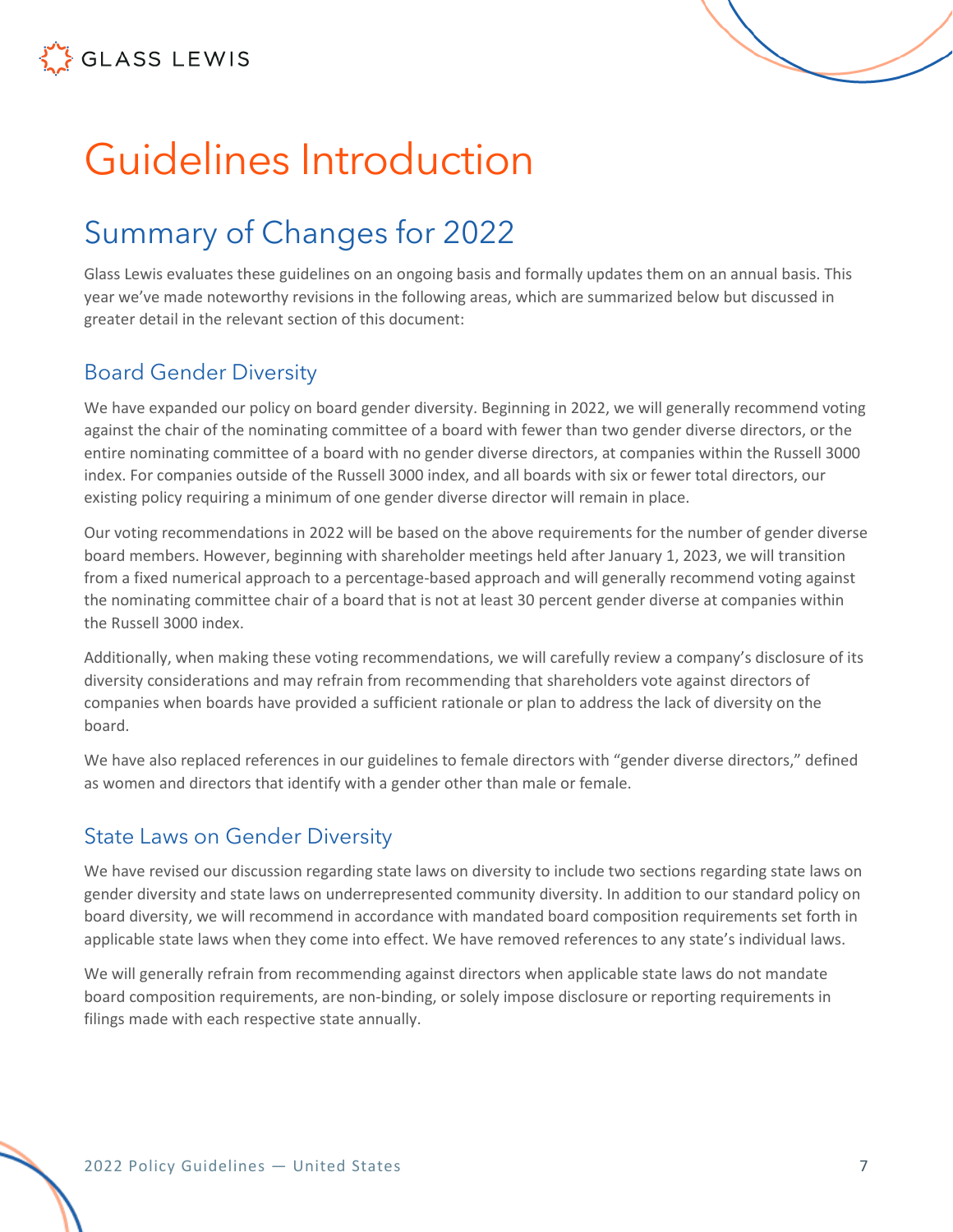# Guidelines Introduction

## Summary of Changes for 2022

Glass Lewis evaluates these guidelines on an ongoing basis and formally updates them on an annual basis. This year we've made noteworthy revisions in the following areas, which are summarized below but discussed in greater detail in the relevant section of this document:

### Board Gender Diversity

We have expanded our policy on board gender diversity. Beginning in 2022, we will generally recommend voting against the chair of the nominating committee of a board with fewer than two gender diverse directors, or the entire nominating committee of a board with no gender diverse directors, at companies within the Russell 3000 index. For companies outside of the Russell 3000 index, and all boards with six or fewer total directors, our existing policy requiring a minimum of one gender diverse director will remain in place.

Our voting recommendations in 2022 will be based on the above requirements for the number of gender diverse board members. However, beginning with shareholder meetings held after January 1, 2023, we will transition from a fixed numerical approach to a percentage-based approach and will generally recommend voting against the nominating committee chair of a board that is not at least 30 percent gender diverse at companies within the Russell 3000 index.

Additionally, when making these voting recommendations, we will carefully review a company's disclosure of its diversity considerations and may refrain from recommending that shareholders vote against directors of companies when boards have provided a sufficient rationale or plan to address the lack of diversity on the board.

We have also replaced references in our guidelines to female directors with "gender diverse directors," defined as women and directors that identify with a gender other than male or female.

### State Laws on Gender Diversity

We have revised our discussion regarding state laws on diversity to include two sections regarding state laws on gender diversity and state laws on underrepresented community diversity. In addition to our standard policy on board diversity, we will recommend in accordance with mandated board composition requirements set forth in applicable state laws when they come into effect. We have removed references to any state's individual laws.

We will generally refrain from recommending against directors when applicable state laws do not mandate board composition requirements, are non-binding, or solely impose disclosure or reporting requirements in filings made with each respective state annually.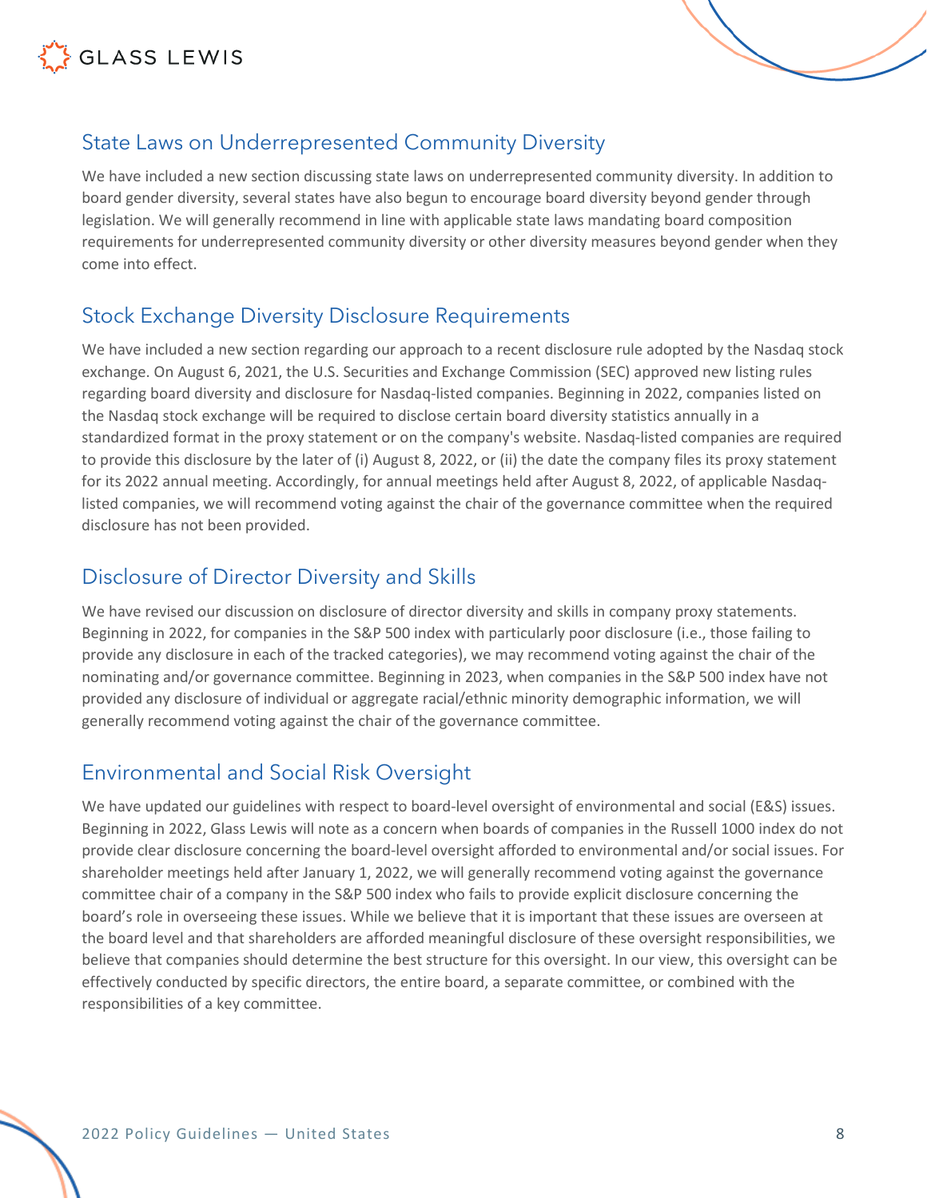## State Laws on Underrepresented Community Diversity

We have included a new section discussing state laws on underrepresented community diversity. In addition to board gender diversity, several states have also begun to encourage board diversity beyond gender through legislation. We will generally recommend in line with applicable state laws mandating board composition requirements for underrepresented community diversity or other diversity measures beyond gender when they come into effect.

## Stock Exchange Diversity Disclosure Requirements

We have included a new section regarding our approach to a recent disclosure rule adopted by the Nasdaq stock exchange. On August 6, 2021, the U.S. Securities and Exchange Commission (SEC) approved new listing rules regarding board diversity and disclosure for Nasdaq-listed companies. Beginning in 2022, companies listed on the Nasdaq stock exchange will be required to disclose certain board diversity statistics annually in a standardized format in the proxy statement or on the company's website. Nasdaq-listed companies are required to provide this disclosure by the later of (i) August 8, 2022, or (ii) the date the company files its proxy statement for its 2022 annual meeting. Accordingly, for annual meetings held after August 8, 2022, of applicable Nasdaq-listed companies, we will recommend voting against the chair of the governance committee when the required disclosure has not been provided.

## Disclosure of Director Diversity and Skills

We have revised our discussion on disclosure of director diversity and skills in company proxy statements. Beginning in 2022, for companies in the S&P 500 index with particularly poor disclosure (i.e., those failing to provide any disclosure in each of the tracked categories), we may recommend voting against the chair of the nominating and/or governance committee. Beginning in 2023, when companies in the S&P 500 index have not provided any disclosure of individual or aggregate racial/ethnic minority demographic information, we will generally recommend voting against the chair of the governance committee.

## Environmental and Social Risk Oversight

We have updated our guidelines with respect to board-level oversight of environmental and social (E&S) issues. Beginning in 2022, Glass Lewis will note as a concern when boards of companies in the Russell 1000 index do not provide clear disclosure concerning the board-level oversight afforded to environmental and/or social issues. For shareholder meetings held after January 1, 2022, we will generally recommend voting against the governance committee chair of a company in the S&P 500 index who fails to provide explicit disclosure concerning the board's role in overseeing these issues. While we believe that it is important that these issues are overseen at the board level and that shareholders are afforded meaningful disclosure of these oversight responsibilities, we believe that companies should determine the best structure for this oversight. In our view, this oversight can be effectively conducted by specific directors, the entire board, a separate committee, or combined with the responsibilities of a key committee.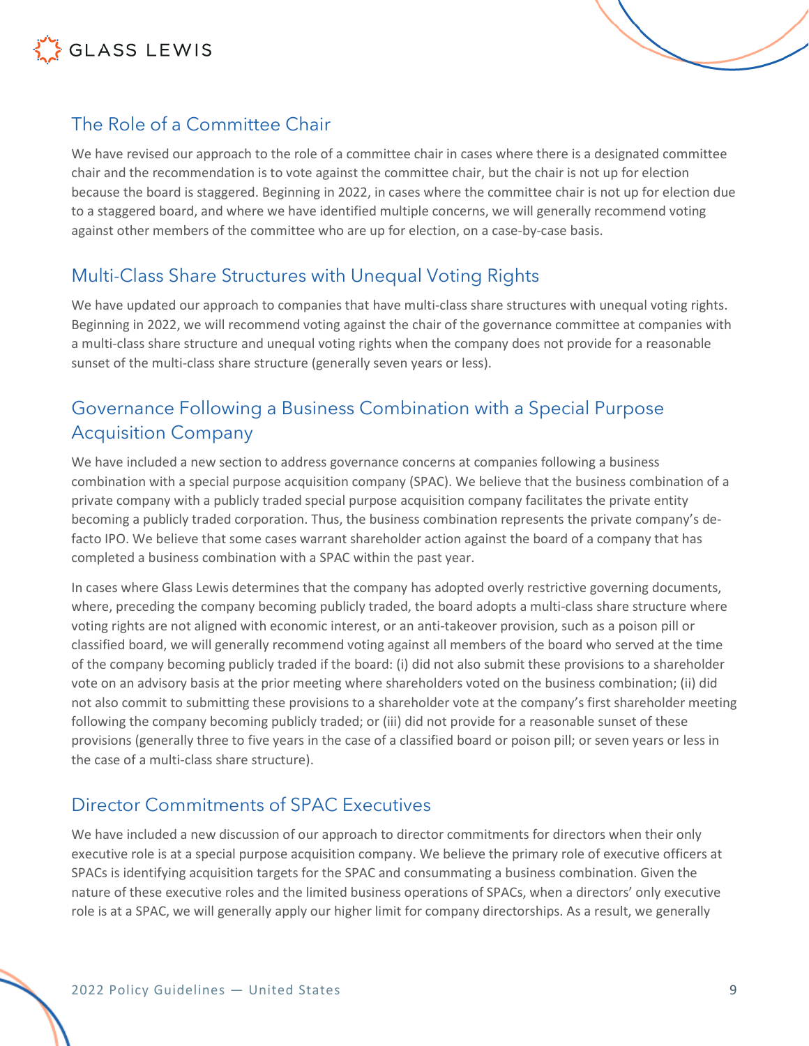## The Role of a Committee Chair

We have revised our approach to the role of a committee chair in cases where there is a designated committee chair and the recommendation is to vote against the committee chair, but the chair is not up for election because the board is staggered. Beginning in 2022, in cases where the committee chair is not up for election due to a staggered board, and where we have identified multiple concerns, we will generally recommend voting against other members of the committee who are up for election, on a case-by-case basis.

## Multi-Class Share Structures with Unequal Voting Rights

We have updated our approach to companies that have multi-class share structures with unequal voting rights. Beginning in 2022, we will recommend voting against the chair of the governance committee at companies with a multi-class share structure and unequal voting rights when the company does not provide for a reasonable sunset of the multi-class share structure (generally seven years or less).

## Governance Following a Business Combination with a Special Purpose Acquisition Company

We have included a new section to address governance concerns at companies following a business combination with a special purpose acquisition company (SPAC). We believe that the business combination of a private company with a publicly traded special purpose acquisition company facilitates the private entity becoming a publicly traded corporation. Thus, the business combination represents the private company's de-facto IPO. We believe that some cases warrant shareholder action against the board of a company that has completed a business combination with a SPAC within the past year.

In cases where Glass Lewis determines that the company has adopted overly restrictive governing documents, where, preceding the company becoming publicly traded, the board adopts a multi-class share structure where voting rights are not aligned with economic interest, or an anti-takeover provision, such as a poison pill or classified board, we will generally recommend voting against all members of the board who served at the time of the company becoming publicly traded if the board: (i) did not also submit these provisions to a shareholder vote on an advisory basis at the prior meeting where shareholders voted on the business combination; (ii) did not also commit to submitting these provisions to a shareholder vote at the company's first shareholder meeting following the company becoming publicly traded; or (iii) did not provide for a reasonable sunset of these provisions (generally three to five years in the case of a classified board or poison pill; or seven years or less in the case of a multi-class share structure).

## Director Commitments of SPAC Executives

We have included a new discussion of our approach to director commitments for directors when their only executive role is at a special purpose acquisition company. We believe the primary role of executive officers at SPACs is identifying acquisition targets for the SPAC and consummating a business combination. Given the nature of these executive roles and the limited business operations of SPACs, when a directors' only executive role is at a SPAC, we will generally apply our higher limit for company directorships. As a result, we generally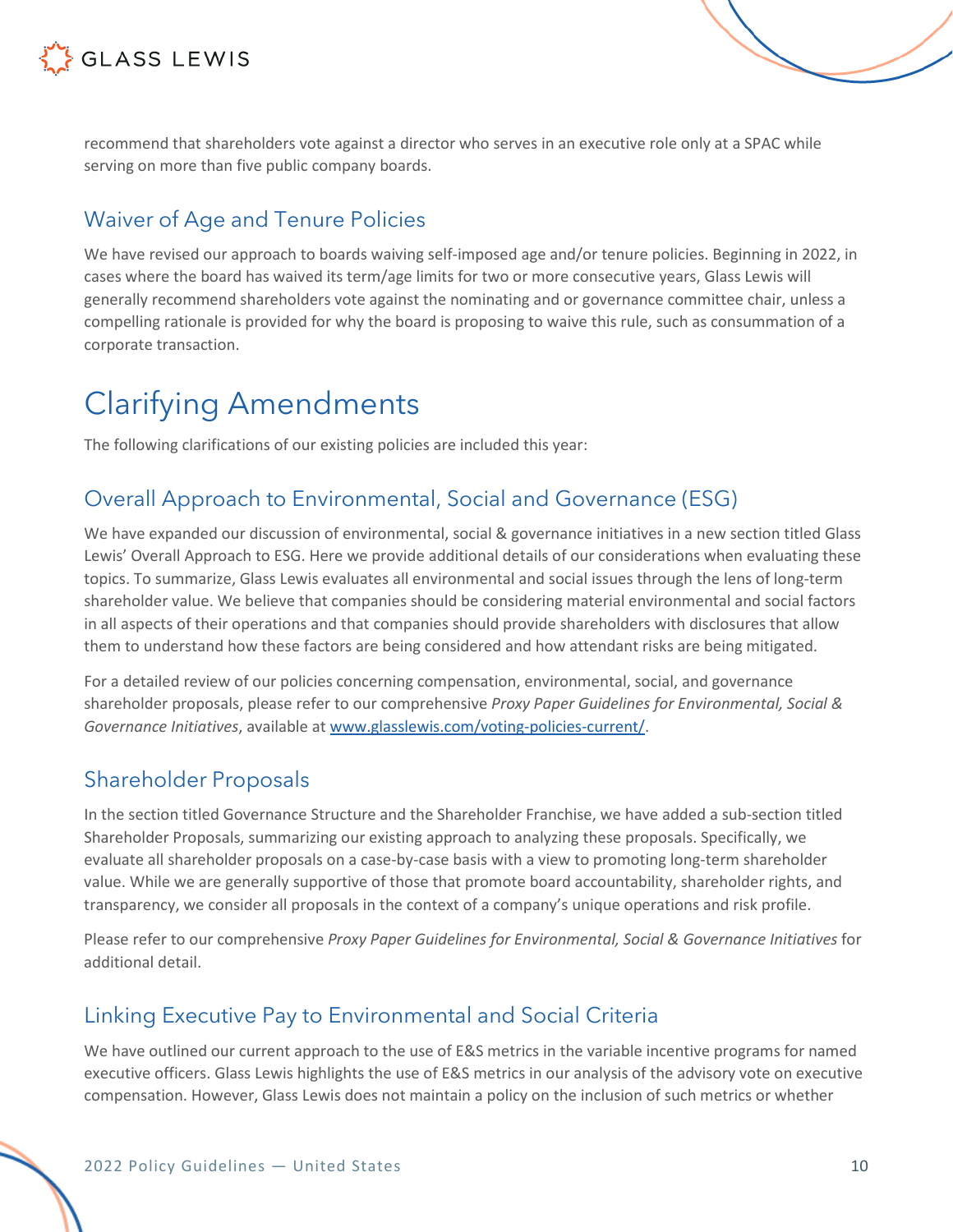recommend that shareholders vote against a director who serves in an executive role only at a SPAC while serving on more than five public company boards.

## Waiver of Age and Tenure Policies

We have revised our approach to boards waiving self-imposed age and/or tenure policies. Beginning in 2022, in cases where the board has waived its term/age limits for two or more consecutive years, Glass Lewis will generally recommend shareholders vote against the nominating and or governance committee chair, unless a compelling rationale is provided for why the board is proposing to waive this rule, such as consummation of a corporate transaction.

# Clarifying Amendments

The following clarifications of our existing policies are included this year:

## Overall Approach to Environmental, Social and Governance (ESG)

We have expanded our discussion of environmental, social & governance initiatives in a new section titled Glass Lewis' Overall Approach to ESG. Here we provide additional details of our considerations when evaluating these topics. To summarize, Glass Lewis evaluates all environmental and social issues through the lens of long-term shareholder value. We believe that companies should be considering material environmental and social factors in all aspects of their operations and that companies should provide shareholders with disclosures that allow them to understand how these factors are being considered and how attendant risks are being mitigated.

For a detailed review of our policies concerning compensation, environmental, social, and governance shareholder proposals, please refer to our comprehensive *Proxy Paper Guidelines for Environmental, Social & Governance Initiatives*, available at [www.glasslewis.com/voting-policies-current/](www.glasslewis.com/voting-policies-current/).

## Shareholder Proposals

In the section titled Governance Structure and the Shareholder Franchise, we have added a sub-section titled Shareholder Proposals, summarizing our existing approach to analyzing these proposals. Specifically, we evaluate all shareholder proposals on a case-by-case basis with a view to promoting long-term shareholder value. While we are generally supportive of those that promote board accountability, shareholder rights, and transparency, we consider all proposals in the context of a company's unique operations and risk profile.

Please refer to our comprehensive *Proxy Paper Guidelines for Environmental, Social & Governance Initiatives* for additional detail.

## Linking Executive Pay to Environmental and Social Criteria

We have outlined our current approach to the use of E&S metrics in the variable incentive programs for named executive officers. Glass Lewis highlights the use of E&S metrics in our analysis of the advisory vote on executive compensation. However, Glass Lewis does not maintain a policy on the inclusion of such metrics or whether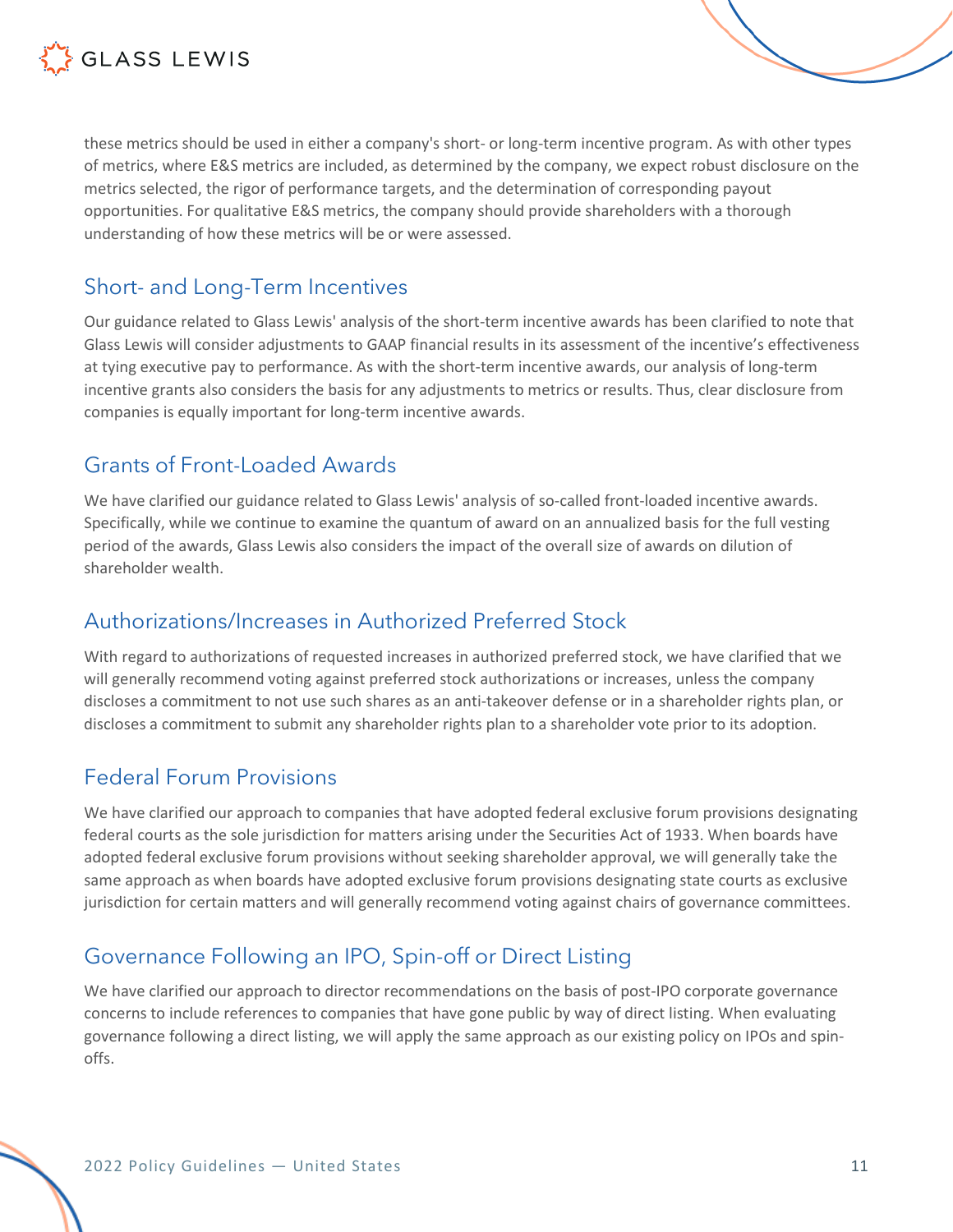these metrics should be used in either a company's short- or long-term incentive program. As with other types of metrics, where E&S metrics are included, as determined by the company, we expect robust disclosure on the metrics selected, the rigor of performance targets, and the determination of corresponding payout opportunities. For qualitative E&S metrics, the company should provide shareholders with a thorough understanding of how these metrics will be or were assessed.

## Short- and Long-Term Incentives

Our guidance related to Glass Lewis' analysis of the short-term incentive awards has been clarified to note that Glass Lewis will consider adjustments to GAAP financial results in its assessment of the incentive's effectiveness at tying executive pay to performance. As with the short-term incentive awards, our analysis of long-term incentive grants also considers the basis for any adjustments to metrics or results. Thus, clear disclosure from companies is equally important for long-term incentive awards.

## Grants of Front-Loaded Awards

We have clarified our guidance related to Glass Lewis' analysis of so-called front-loaded incentive awards. Specifically, while we continue to examine the quantum of award on an annualized basis for the full vesting period of the awards, Glass Lewis also considers the impact of the overall size of awards on dilution of shareholder wealth.

## Authorizations/Increases in Authorized Preferred Stock

With regard to authorizations of requested increases in authorized preferred stock, we have clarified that we will generally recommend voting against preferred stock authorizations or increases, unless the company discloses a commitment to not use such shares as an anti-takeover defense or in a shareholder rights plan, or discloses a commitment to submit any shareholder rights plan to a shareholder vote prior to its adoption.

## Federal Forum Provisions

We have clarified our approach to companies that have adopted federal exclusive forum provisions designating federal courts as the sole jurisdiction for matters arising under the Securities Act of 1933. When boards have adopted federal exclusive forum provisions without seeking shareholder approval, we will generally take the same approach as when boards have adopted exclusive forum provisions designating state courts as exclusive jurisdiction for certain matters and will generally recommend voting against chairs of governance committees.

## Governance Following an IPO, Spin-off or Direct Listing

We have clarified our approach to director recommendations on the basis of post-IPO corporate governance concerns to include references to companies that have gone public by way of direct listing. When evaluating governance following a direct listing, we will apply the same approach as our existing policy on IPOs and spin-offs.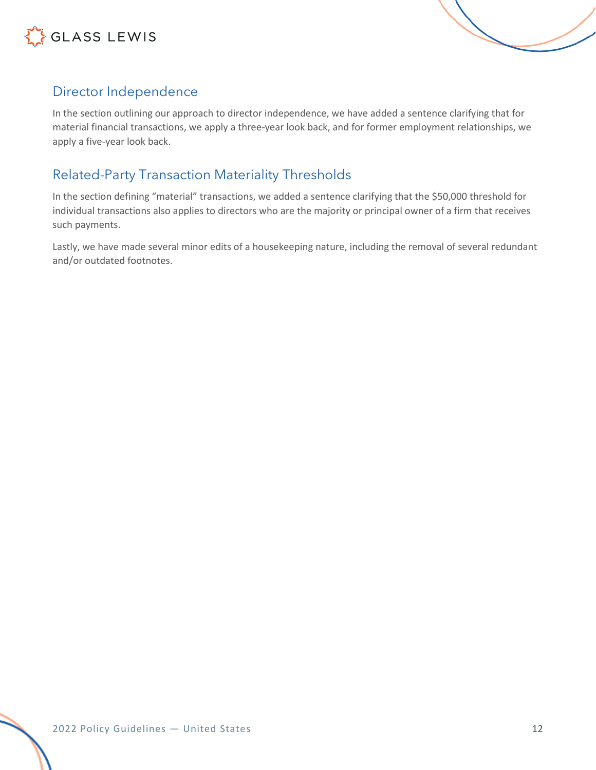## Director Independence

In the section outlining our approach to director independence, we have added a sentence clarifying that for material financial transactions, we apply a three-year look back, and for former employment relationships, we apply a five-year look back.

## Related-Party Transaction Materiality Thresholds

In the section defining "material" transactions, we added a sentence clarifying that the $50,000 threshold for individual transactions also applies to directors who are the majority or principal owner of a firm that receives such payments.

Lastly, we have made several minor edits of a housekeeping nature, including the removal of several redundant and/or outdated footnotes.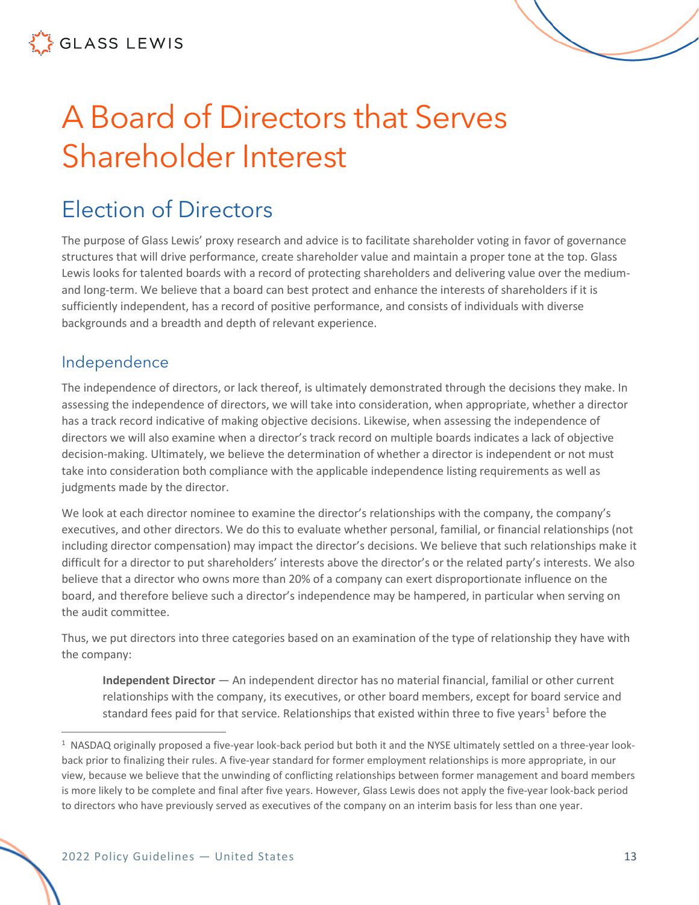# A Board of Directors that Serves Shareholder Interest

## Election of Directors

The purpose of Glass Lewis' proxy research and advice is to facilitate shareholder voting in favor of governance structures that will drive performance, create shareholder value and maintain a proper tone at the top. Glass Lewis looks for talented boards with a record of protecting shareholders and delivering value over the medium- and long-term. We believe that a board can best protect and enhance the interests of shareholders if it is sufficiently independent, has a record of positive performance, and consists of individuals with diverse backgrounds and a breadth and depth of relevant experience.

### Independence

The independence of directors, or lack thereof, is ultimately demonstrated through the decisions they make. In assessing the independence of directors, we will take into consideration, when appropriate, whether a director has a track record indicative of making objective decisions. Likewise, when assessing the independence of directors we will also examine when a director's track record on multiple boards indicates a lack of objective decision-making. Ultimately, we believe the determination of whether a director is independent or not must take into consideration both compliance with the applicable independence listing requirements as well as judgments made by the director.

We look at each director nominee to examine the director's relationships with the company, the company's executives, and other directors. We do this to evaluate whether personal, familial, or financial relationships (not including director compensation) may impact the director's decisions. We believe that such relationships make it difficult for a director to put shareholders' interests above the director's or the related party's interests. We also believe that a director who owns more than 20% of a company can exert disproportionate influence on the board, and therefore believe such a director's independence may be hampered, in particular when serving on the audit committee.

Thus, we put directors into three categories based on an examination of the type of relationship they have with the company:

> **Independent Director** — An independent director has no material financial, familial or other current relationships with the company, its executives, or other board members, except for board service and standard fees paid for that service. Relationships that existed within three to five years[1] before the

[1] NASDAQ originally proposed a five-year look-back period but both it and the NYSE ultimately settled on a three-year look-back prior to finalizing their rules. A five-year standard for former employment relationships is more appropriate, in our view, because we believe that the unwinding of conflicting relationships between former management and board members is more likely to be complete and final after five years. However, Glass Lewis does not apply the five-year look-back period to directors who have previously served as executives of the company on an interim basis for less than one year.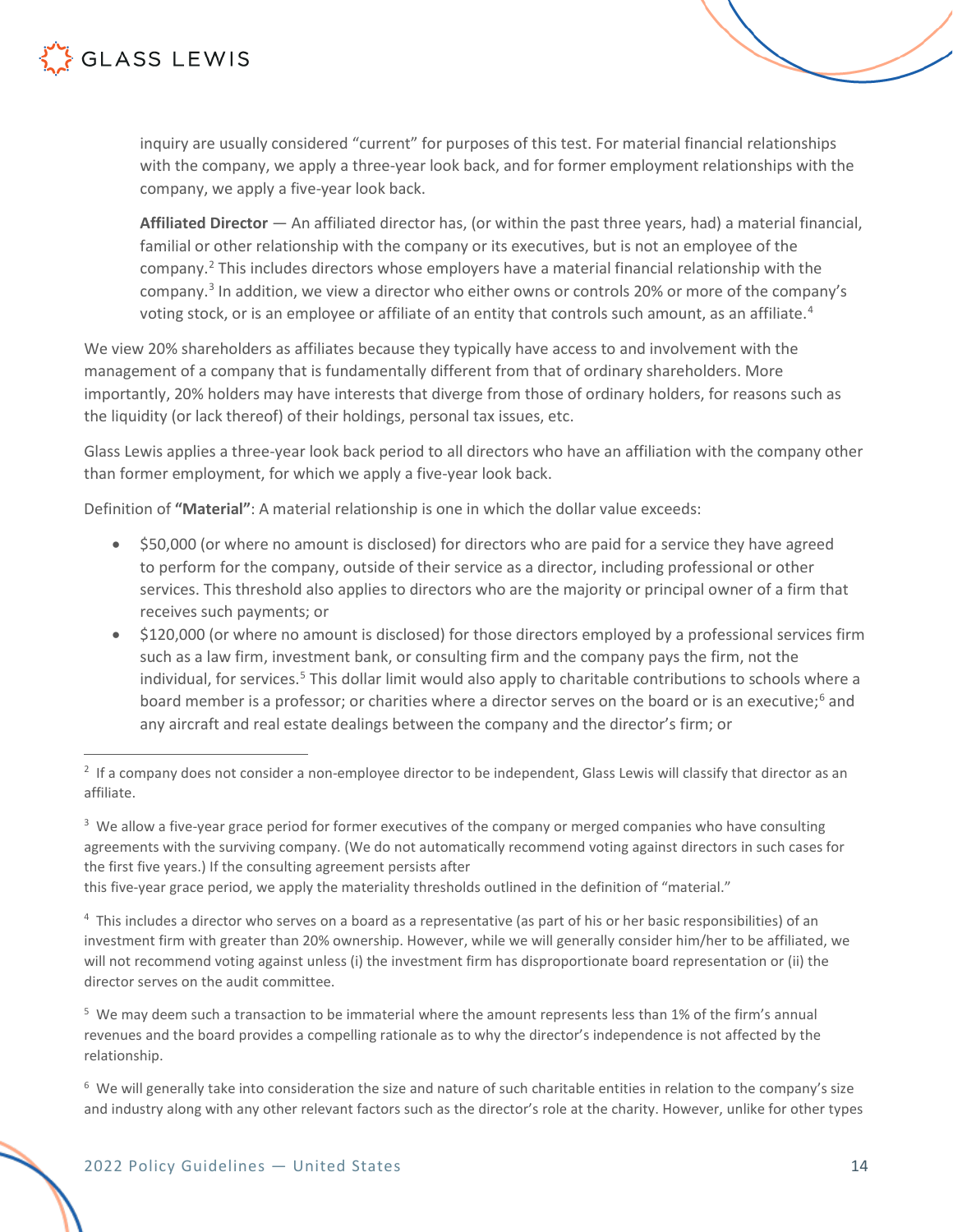inquiry are usually considered "current" for purposes of this test. For material financial relationships with the company, we apply a three-year look back, and for former employment relationships with the company, we apply a five-year look back.

**Affiliated Director** — An affiliated director has, (or within the past three years, had) a material financial, familial or other relationship with the company or its executives, but is not an employee of the company.[2] This includes directors whose employers have a material financial relationship with the company.[3] In addition, we view a director who either owns or controls 20% or more of the company's voting stock, or is an employee or affiliate of an entity that controls such amount, as an affiliate.[4]

We view 20% shareholders as affiliates because they typically have access to and involvement with the management of a company that is fundamentally different from that of ordinary shareholders. More importantly, 20% holders may have interests that diverge from those of ordinary holders, for reasons such as the liquidity (or lack thereof) of their holdings, personal tax issues, etc.

Glass Lewis applies a three-year look back period to all directors who have an affiliation with the company other than former employment, for which we apply a five-year look back.

Definition of **"Material"**: A material relationship is one in which the dollar value exceeds:

- $50,000 (or where no amount is disclosed) for directors who are paid for a service they have agreed to perform for the company, outside of their service as a director, including professional or other services. This threshold also applies to directors who are the majority or principal owner of a firm that receives such payments; or
- $120,000 (or where no amount is disclosed) for those directors employed by a professional services firm such as a law firm, investment bank, or consulting firm and the company pays the firm, not the individual, for services.[5] This dollar limit would also apply to charitable contributions to schools where a board member is a professor; or charities where a director serves on the board or is an executive;[6] and any aircraft and real estate dealings between the company and the director's firm; or

---

[2] If a company does not consider a non-employee director to be independent, Glass Lewis will classify that director as an affiliate.

[3] We allow a five-year grace period for former executives of the company or merged companies who have consulting agreements with the surviving company. (We do not automatically recommend voting against directors in such cases for the first five years.) If the consulting agreement persists after this five-year grace period, we apply the materiality thresholds outlined in the definition of "material."

[4] This includes a director who serves on a board as a representative (as part of his or her basic responsibilities) of an investment firm with greater than 20% ownership. However, while we will generally consider him/her to be affiliated, we will not recommend voting against unless (i) the investment firm has disproportionate board representation or (ii) the director serves on the audit committee.

[5] We may deem such a transaction to be immaterial where the amount represents less than 1% of the firm's annual revenues and the board provides a compelling rationale as to why the director's independence is not affected by the relationship.

[6] We will generally take into consideration the size and nature of such charitable entities in relation to the company's size and industry along with any other relevant factors such as the director's role at the charity. However, unlike for other types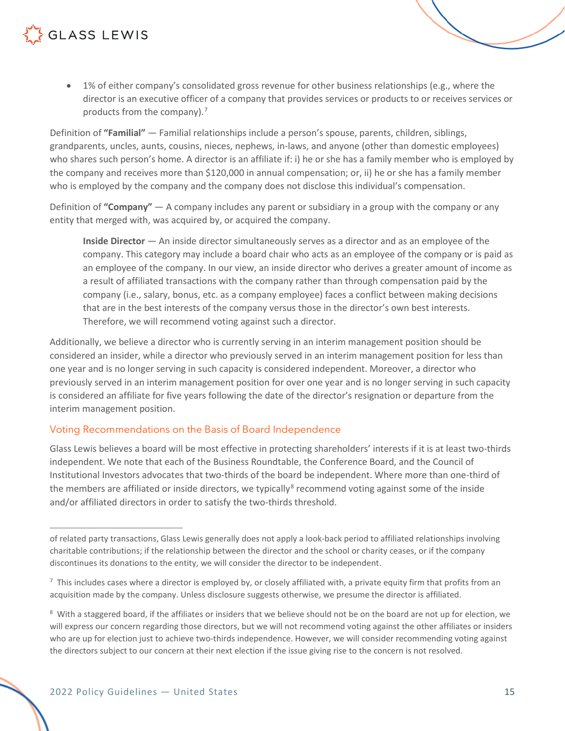- 1% of either company's consolidated gross revenue for other business relationships (e.g., where the director is an executive officer of a company that provides services or products to or receives services or products from the company).[7]

Definition of **"Familial"** — Familial relationships include a person's spouse, parents, children, siblings, grandparents, uncles, aunts, cousins, nieces, nephews, in-laws, and anyone (other than domestic employees) who shares such person's home. A director is an affiliate if: i) he or she has a family member who is employed by the company and receives more than $120,000 in annual compensation; or, ii) he or she has a family member who is employed by the company and the company does not disclose this individual's compensation.

Definition of **"Company"** — A company includes any parent or subsidiary in a group with the company or any entity that merged with, was acquired by, or acquired the company.

> **Inside Director** — An inside director simultaneously serves as a director and as an employee of the company. This category may include a board chair who acts as an employee of the company or is paid as an employee of the company. In our view, an inside director who derives a greater amount of income as a result of affiliated transactions with the company rather than through compensation paid by the company (i.e., salary, bonus, etc. as a company employee) faces a conflict between making decisions that are in the best interests of the company versus those in the director's own best interests. Therefore, we will recommend voting against such a director.

Additionally, we believe a director who is currently serving in an interim management position should be considered an insider, while a director who previously served in an interim management position for less than one year and is no longer serving in such capacity is considered independent. Moreover, a director who previously served in an interim management position for over one year and is no longer serving in such capacity is considered an affiliate for five years following the date of the director's resignation or departure from the interim management position.

## Voting Recommendations on the Basis of Board Independence

Glass Lewis believes a board will be most effective in protecting shareholders' interests if it is at least two-thirds independent. We note that each of the Business Roundtable, the Conference Board, and the Council of Institutional Investors advocates that two-thirds of the board be independent. Where more than one-third of the members are affiliated or inside directors, we typically[8] recommend voting against some of the inside and/or affiliated directors in order to satisfy the two-thirds threshold.

---

of related party transactions, Glass Lewis generally does not apply a look-back period to affiliated relationships involving charitable contributions; if the relationship between the director and the school or charity ceases, or if the company discontinues its donations to the entity, we will consider the director to be independent.

[7] This includes cases where a director is employed by, or closely affiliated with, a private equity firm that profits from an acquisition made by the company. Unless disclosure suggests otherwise, we presume the director is affiliated.

[8] With a staggered board, if the affiliates or insiders that we believe should not be on the board are not up for election, we will express our concern regarding those directors, but we will not recommend voting against the other affiliates or insiders who are up for election just to achieve two-thirds independence. However, we will consider recommending voting against the directors subject to our concern at their next election if the issue giving rise to the concern is not resolved.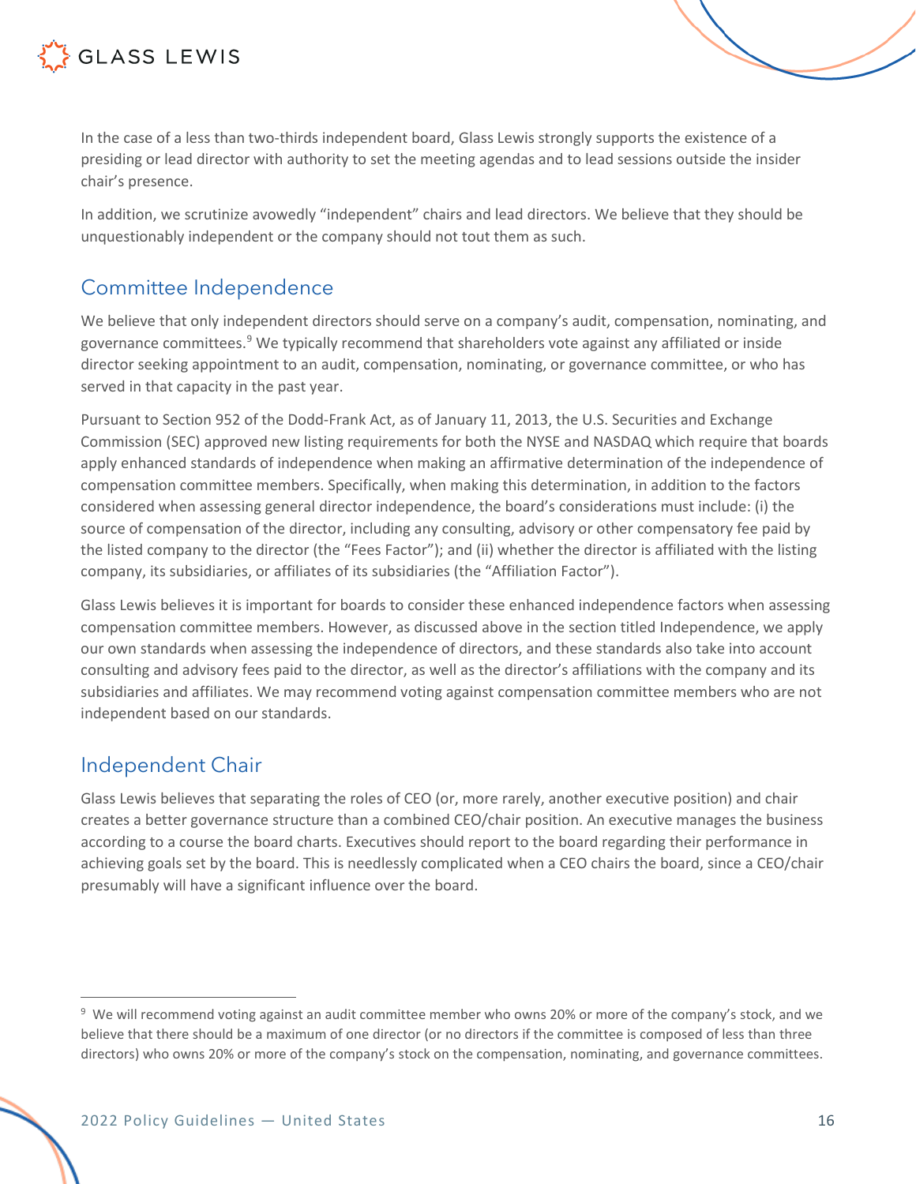In the case of a less than two-thirds independent board, Glass Lewis strongly supports the existence of a presiding or lead director with authority to set the meeting agendas and to lead sessions outside the insider chair's presence.

In addition, we scrutinize avowedly "independent" chairs and lead directors. We believe that they should be unquestionably independent or the company should not tout them as such.

## Committee Independence

We believe that only independent directors should serve on a company's audit, compensation, nominating, and governance committees.[9] We typically recommend that shareholders vote against any affiliated or inside director seeking appointment to an audit, compensation, nominating, or governance committee, or who has served in that capacity in the past year.

Pursuant to Section 952 of the Dodd-Frank Act, as of January 11, 2013, the U.S. Securities and Exchange Commission (SEC) approved new listing requirements for both the NYSE and NASDAQ which require that boards apply enhanced standards of independence when making an affirmative determination of the independence of compensation committee members. Specifically, when making this determination, in addition to the factors considered when assessing general director independence, the board's considerations must include: (i) the source of compensation of the director, including any consulting, advisory or other compensatory fee paid by the listed company to the director (the "Fees Factor"); and (ii) whether the director is affiliated with the listing company, its subsidiaries, or affiliates of its subsidiaries (the "Affiliation Factor").

Glass Lewis believes it is important for boards to consider these enhanced independence factors when assessing compensation committee members. However, as discussed above in the section titled Independence, we apply our own standards when assessing the independence of directors, and these standards also take into account consulting and advisory fees paid to the director, as well as the director's affiliations with the company and its subsidiaries and affiliates. We may recommend voting against compensation committee members who are not independent based on our standards.

## Independent Chair

Glass Lewis believes that separating the roles of CEO (or, more rarely, another executive position) and chair creates a better governance structure than a combined CEO/chair position. An executive manages the business according to a course the board charts. Executives should report to the board regarding their performance in achieving goals set by the board. This is needlessly complicated when a CEO chairs the board, since a CEO/chair presumably will have a significant influence over the board.

---

[9] We will recommend voting against an audit committee member who owns 20% or more of the company's stock, and we believe that there should be a maximum of one director (or no directors if the committee is composed of less than three directors) who owns 20% or more of the company's stock on the compensation, nominating, and governance committees.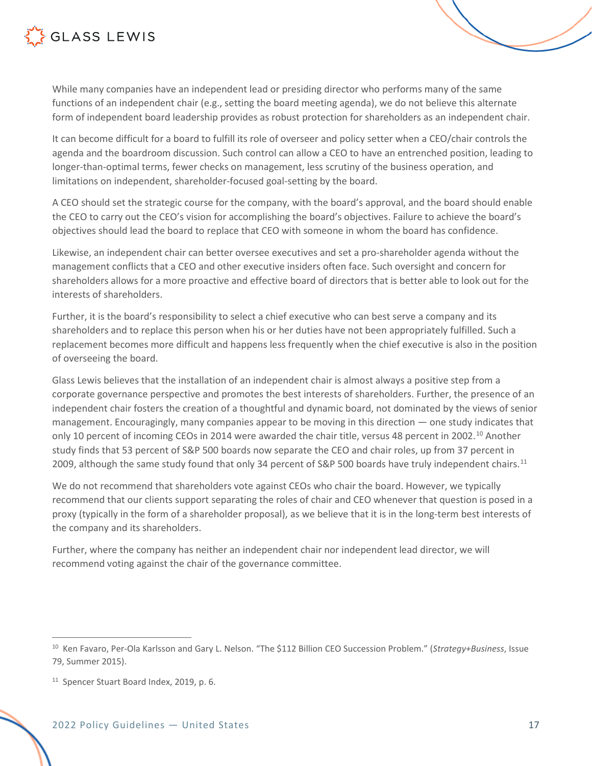While many companies have an independent lead or presiding director who performs many of the same functions of an independent chair (e.g., setting the board meeting agenda), we do not believe this alternate form of independent board leadership provides as robust protection for shareholders as an independent chair.

It can become difficult for a board to fulfill its role of overseer and policy setter when a CEO/chair controls the agenda and the boardroom discussion. Such control can allow a CEO to have an entrenched position, leading to longer-than-optimal terms, fewer checks on management, less scrutiny of the business operation, and limitations on independent, shareholder-focused goal-setting by the board.

A CEO should set the strategic course for the company, with the board's approval, and the board should enable the CEO to carry out the CEO's vision for accomplishing the board's objectives. Failure to achieve the board's objectives should lead the board to replace that CEO with someone in whom the board has confidence.

Likewise, an independent chair can better oversee executives and set a pro-shareholder agenda without the management conflicts that a CEO and other executive insiders often face. Such oversight and concern for shareholders allows for a more proactive and effective board of directors that is better able to look out for the interests of shareholders.

Further, it is the board's responsibility to select a chief executive who can best serve a company and its shareholders and to replace this person when his or her duties have not been appropriately fulfilled. Such a replacement becomes more difficult and happens less frequently when the chief executive is also in the position of overseeing the board.

Glass Lewis believes that the installation of an independent chair is almost always a positive step from a corporate governance perspective and promotes the best interests of shareholders. Further, the presence of an independent chair fosters the creation of a thoughtful and dynamic board, not dominated by the views of senior management. Encouragingly, many companies appear to be moving in this direction — one study indicates that only 10 percent of incoming CEOs in 2014 were awarded the chair title, versus 48 percent in 2002.[10] Another study finds that 53 percent of S&P 500 boards now separate the CEO and chair roles, up from 37 percent in 2009, although the same study found that only 34 percent of S&P 500 boards have truly independent chairs.[11]

We do not recommend that shareholders vote against CEOs who chair the board. However, we typically recommend that our clients support separating the roles of chair and CEO whenever that question is posed in a proxy (typically in the form of a shareholder proposal), as we believe that it is in the long-term best interests of the company and its shareholders.

Further, where the company has neither an independent chair nor independent lead director, we will recommend voting against the chair of the governance committee.

---

[10] Ken Favaro, Per-Ola Karlsson and Gary L. Nelson. "The $112 Billion CEO Succession Problem." (*Strategy+Business*, Issue 79, Summer 2015).

[11] Spencer Stuart Board Index, 2019, p. 6.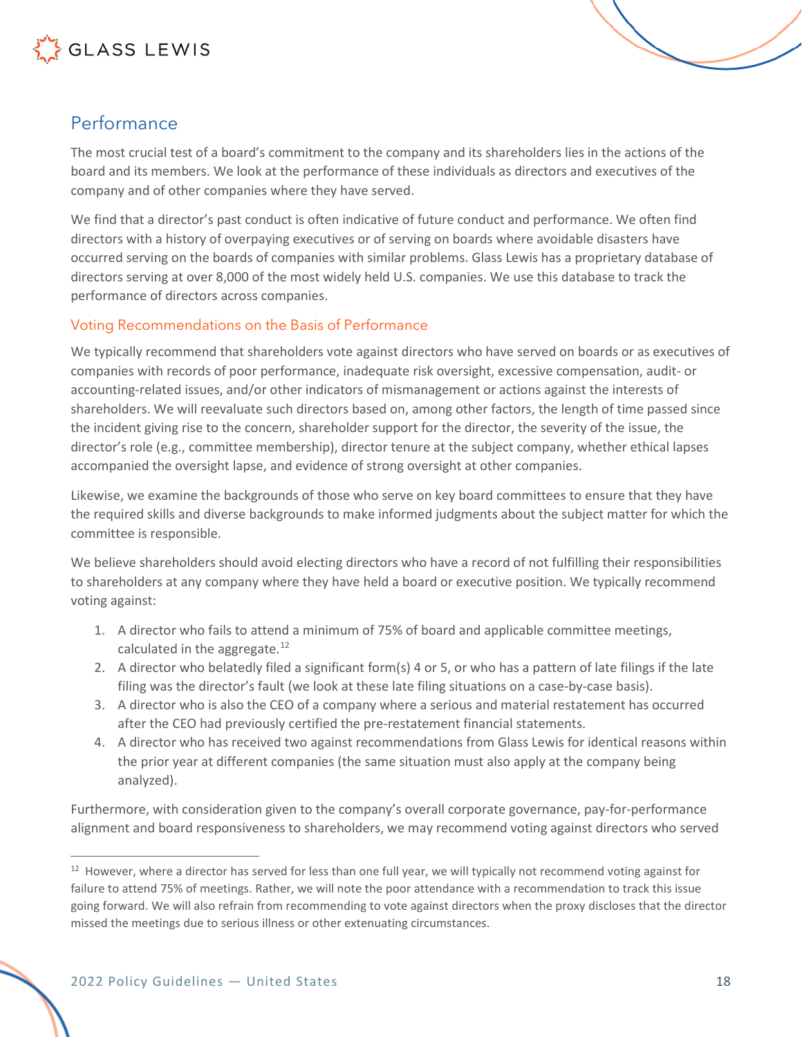## Performance

The most crucial test of a board's commitment to the company and its shareholders lies in the actions of the board and its members. We look at the performance of these individuals as directors and executives of the company and of other companies where they have served.

We find that a director's past conduct is often indicative of future conduct and performance. We often find directors with a history of overpaying executives or of serving on boards where avoidable disasters have occurred serving on the boards of companies with similar problems. Glass Lewis has a proprietary database of directors serving at over 8,000 of the most widely held U.S. companies. We use this database to track the performance of directors across companies.

### Voting Recommendations on the Basis of Performance

We typically recommend that shareholders vote against directors who have served on boards or as executives of companies with records of poor performance, inadequate risk oversight, excessive compensation, audit- or accounting-related issues, and/or other indicators of mismanagement or actions against the interests of shareholders. We will reevaluate such directors based on, among other factors, the length of time passed since the incident giving rise to the concern, shareholder support for the director, the severity of the issue, the director's role (e.g., committee membership), director tenure at the subject company, whether ethical lapses accompanied the oversight lapse, and evidence of strong oversight at other companies.

Likewise, we examine the backgrounds of those who serve on key board committees to ensure that they have the required skills and diverse backgrounds to make informed judgments about the subject matter for which the committee is responsible.

We believe shareholders should avoid electing directors who have a record of not fulfilling their responsibilities to shareholders at any company where they have held a board or executive position. We typically recommend voting against:

1. A director who fails to attend a minimum of 75% of board and applicable committee meetings, calculated in the aggregate.[12]
2. A director who belatedly filed a significant form(s) 4 or 5, or who has a pattern of late filings if the late filing was the director's fault (we look at these late filing situations on a case-by-case basis).
3. A director who is also the CEO of a company where a serious and material restatement has occurred after the CEO had previously certified the pre-restatement financial statements.
4. A director who has received two against recommendations from Glass Lewis for identical reasons within the prior year at different companies (the same situation must also apply at the company being analyzed).

Furthermore, with consideration given to the company's overall corporate governance, pay-for-performance alignment and board responsiveness to shareholders, we may recommend voting against directors who served

[12] However, where a director has served for less than one full year, we will typically not recommend voting against for failure to attend 75% of meetings. Rather, we will note the poor attendance with a recommendation to track this issue going forward. We will also refrain from recommending to vote against directors when the proxy discloses that the director missed the meetings due to serious illness or other extenuating circumstances.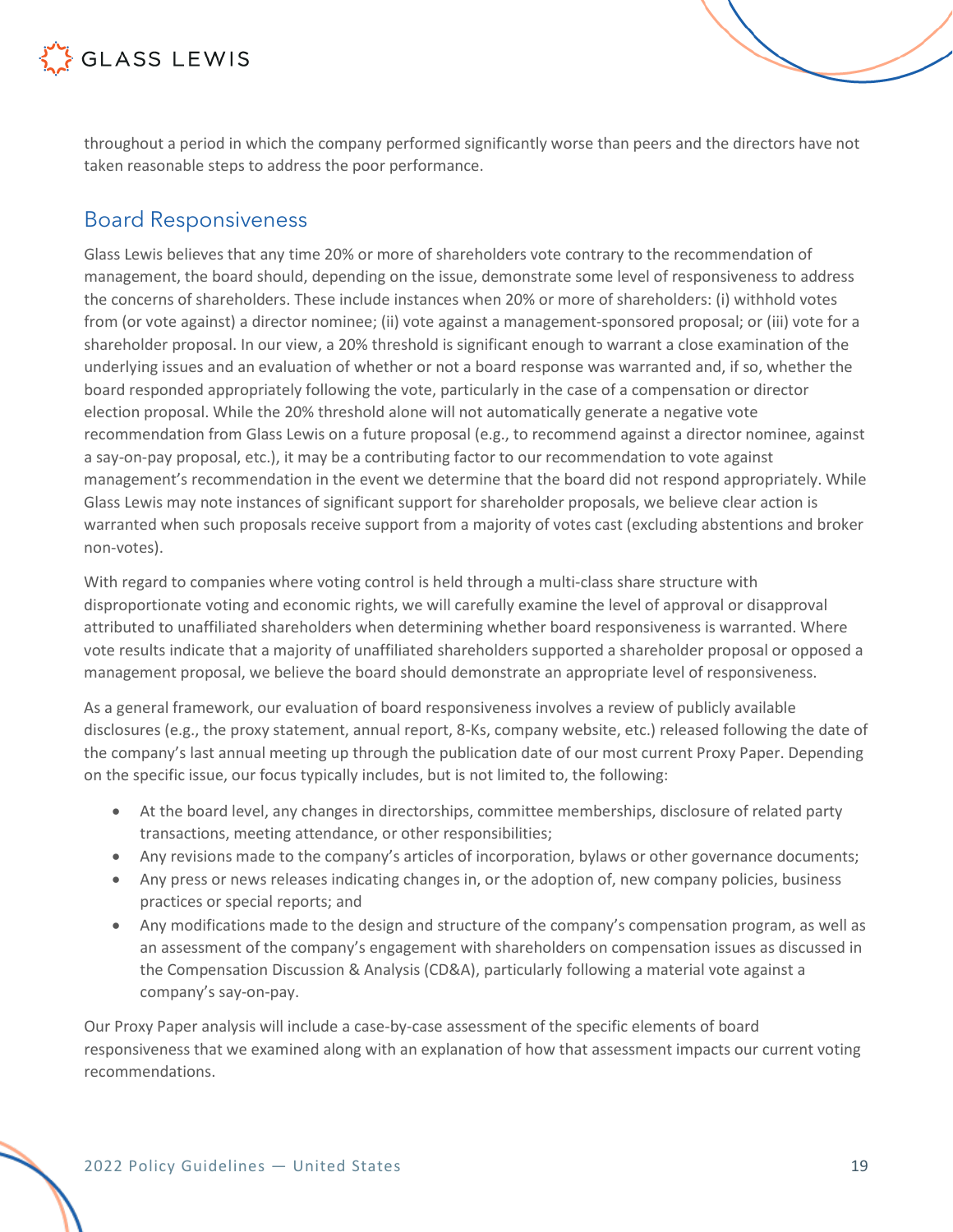throughout a period in which the company performed significantly worse than peers and the directors have not taken reasonable steps to address the poor performance.

## Board Responsiveness

Glass Lewis believes that any time 20% or more of shareholders vote contrary to the recommendation of management, the board should, depending on the issue, demonstrate some level of responsiveness to address the concerns of shareholders. These include instances when 20% or more of shareholders: (i) withhold votes from (or vote against) a director nominee; (ii) vote against a management-sponsored proposal; or (iii) vote for a shareholder proposal. In our view, a 20% threshold is significant enough to warrant a close examination of the underlying issues and an evaluation of whether or not a board response was warranted and, if so, whether the board responded appropriately following the vote, particularly in the case of a compensation or director election proposal. While the 20% threshold alone will not automatically generate a negative vote recommendation from Glass Lewis on a future proposal (e.g., to recommend against a director nominee, against a say-on-pay proposal, etc.), it may be a contributing factor to our recommendation to vote against management's recommendation in the event we determine that the board did not respond appropriately. While Glass Lewis may note instances of significant support for shareholder proposals, we believe clear action is warranted when such proposals receive support from a majority of votes cast (excluding abstentions and broker non-votes).

With regard to companies where voting control is held through a multi-class share structure with disproportionate voting and economic rights, we will carefully examine the level of approval or disapproval attributed to unaffiliated shareholders when determining whether board responsiveness is warranted. Where vote results indicate that a majority of unaffiliated shareholders supported a shareholder proposal or opposed a management proposal, we believe the board should demonstrate an appropriate level of responsiveness.

As a general framework, our evaluation of board responsiveness involves a review of publicly available disclosures (e.g., the proxy statement, annual report, 8-Ks, company website, etc.) released following the date of the company's last annual meeting up through the publication date of our most current Proxy Paper. Depending on the specific issue, our focus typically includes, but is not limited to, the following:

- At the board level, any changes in directorships, committee memberships, disclosure of related party transactions, meeting attendance, or other responsibilities;
- Any revisions made to the company's articles of incorporation, bylaws or other governance documents;
- Any press or news releases indicating changes in, or the adoption of, new company policies, business practices or special reports; and
- Any modifications made to the design and structure of the company's compensation program, as well as an assessment of the company's engagement with shareholders on compensation issues as discussed in the Compensation Discussion & Analysis (CD&A), particularly following a material vote against a company's say-on-pay.

Our Proxy Paper analysis will include a case-by-case assessment of the specific elements of board responsiveness that we examined along with an explanation of how that assessment impacts our current voting recommendations.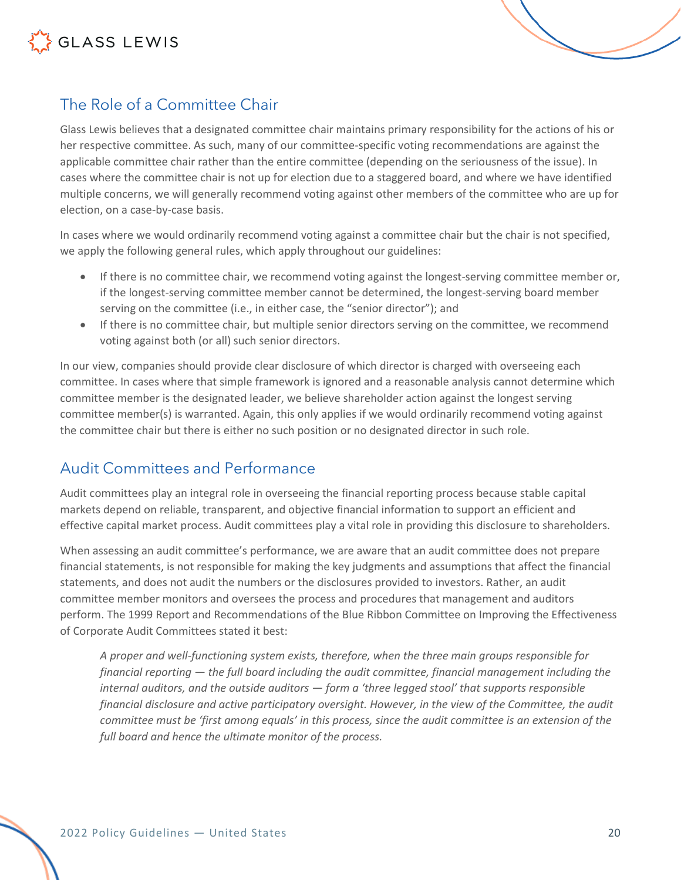## The Role of a Committee Chair

Glass Lewis believes that a designated committee chair maintains primary responsibility for the actions of his or her respective committee. As such, many of our committee-specific voting recommendations are against the applicable committee chair rather than the entire committee (depending on the seriousness of the issue). In cases where the committee chair is not up for election due to a staggered board, and where we have identified multiple concerns, we will generally recommend voting against other members of the committee who are up for election, on a case-by-case basis.

In cases where we would ordinarily recommend voting against a committee chair but the chair is not specified, we apply the following general rules, which apply throughout our guidelines:

- If there is no committee chair, we recommend voting against the longest-serving committee member or, if the longest-serving committee member cannot be determined, the longest-serving board member serving on the committee (i.e., in either case, the "senior director"); and
- If there is no committee chair, but multiple senior directors serving on the committee, we recommend voting against both (or all) such senior directors.

In our view, companies should provide clear disclosure of which director is charged with overseeing each committee. In cases where that simple framework is ignored and a reasonable analysis cannot determine which committee member is the designated leader, we believe shareholder action against the longest serving committee member(s) is warranted. Again, this only applies if we would ordinarily recommend voting against the committee chair but there is either no such position or no designated director in such role.

## Audit Committees and Performance

Audit committees play an integral role in overseeing the financial reporting process because stable capital markets depend on reliable, transparent, and objective financial information to support an efficient and effective capital market process. Audit committees play a vital role in providing this disclosure to shareholders.

When assessing an audit committee's performance, we are aware that an audit committee does not prepare financial statements, is not responsible for making the key judgments and assumptions that affect the financial statements, and does not audit the numbers or the disclosures provided to investors. Rather, an audit committee member monitors and oversees the process and procedures that management and auditors perform. The 1999 Report and Recommendations of the Blue Ribbon Committee on Improving the Effectiveness of Corporate Audit Committees stated it best:

> *A proper and well-functioning system exists, therefore, when the three main groups responsible for financial reporting — the full board including the audit committee, financial management including the internal auditors, and the outside auditors — form a 'three legged stool' that supports responsible financial disclosure and active participatory oversight. However, in the view of the Committee, the audit committee must be 'first among equals' in this process, since the audit committee is an extension of the full board and hence the ultimate monitor of the process.*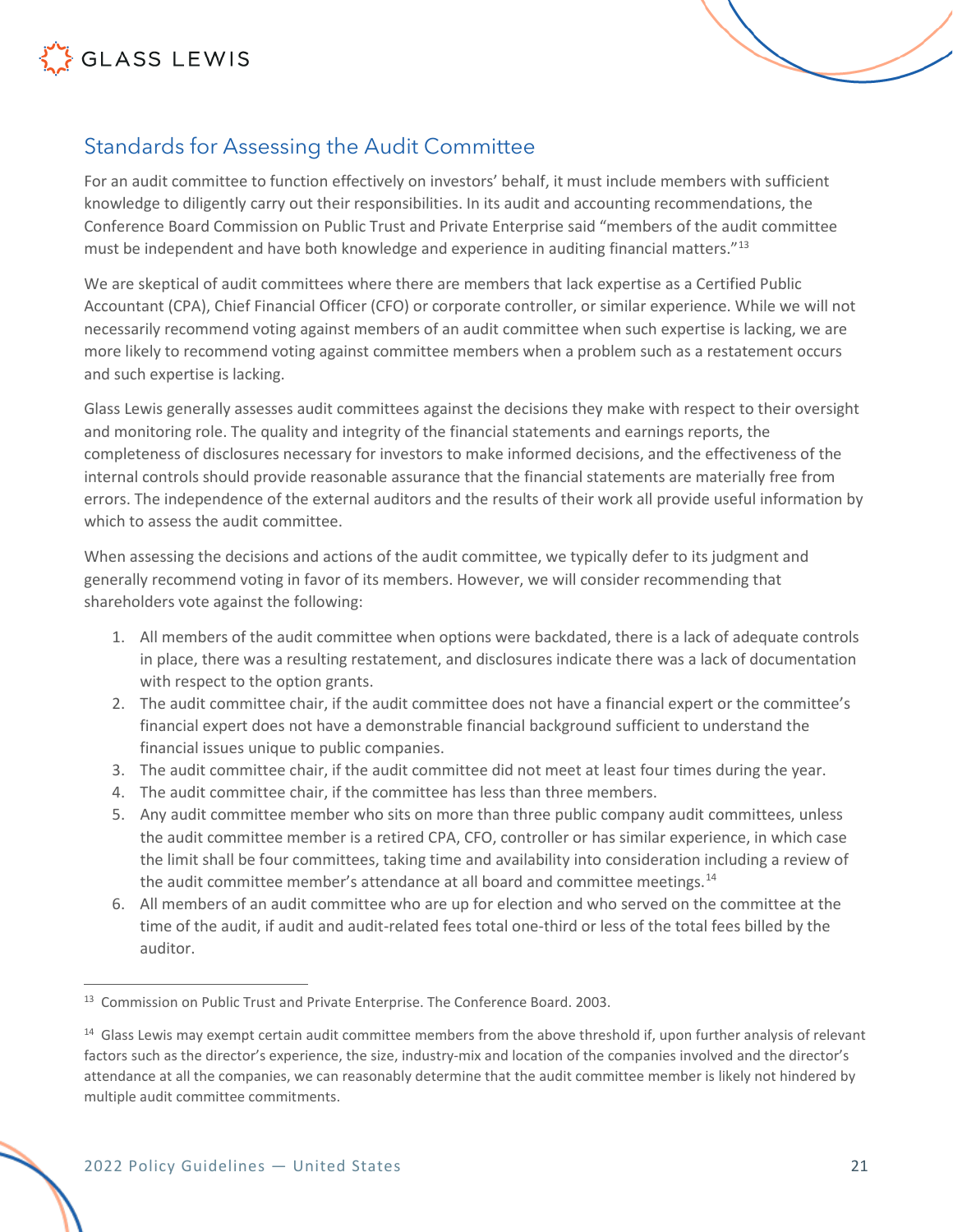## Standards for Assessing the Audit Committee

For an audit committee to function effectively on investors' behalf, it must include members with sufficient knowledge to diligently carry out their responsibilities. In its audit and accounting recommendations, the Conference Board Commission on Public Trust and Private Enterprise said "members of the audit committee must be independent and have both knowledge and experience in auditing financial matters."[13]

We are skeptical of audit committees where there are members that lack expertise as a Certified Public Accountant (CPA), Chief Financial Officer (CFO) or corporate controller, or similar experience. While we will not necessarily recommend voting against members of an audit committee when such expertise is lacking, we are more likely to recommend voting against committee members when a problem such as a restatement occurs and such expertise is lacking.

Glass Lewis generally assesses audit committees against the decisions they make with respect to their oversight and monitoring role. The quality and integrity of the financial statements and earnings reports, the completeness of disclosures necessary for investors to make informed decisions, and the effectiveness of the internal controls should provide reasonable assurance that the financial statements are materially free from errors. The independence of the external auditors and the results of their work all provide useful information by which to assess the audit committee.

When assessing the decisions and actions of the audit committee, we typically defer to its judgment and generally recommend voting in favor of its members. However, we will consider recommending that shareholders vote against the following:

1. All members of the audit committee when options were backdated, there is a lack of adequate controls in place, there was a resulting restatement, and disclosures indicate there was a lack of documentation with respect to the option grants.
2. The audit committee chair, if the audit committee does not have a financial expert or the committee's financial expert does not have a demonstrable financial background sufficient to understand the financial issues unique to public companies.
3. The audit committee chair, if the audit committee did not meet at least four times during the year.
4. The audit committee chair, if the committee has less than three members.
5. Any audit committee member who sits on more than three public company audit committees, unless the audit committee member is a retired CPA, CFO, controller or has similar experience, in which case the limit shall be four committees, taking time and availability into consideration including a review of the audit committee member's attendance at all board and committee meetings.[14]
6. All members of an audit committee who are up for election and who served on the committee at the time of the audit, if audit and audit-related fees total one-third or less of the total fees billed by the auditor.

---

[13] Commission on Public Trust and Private Enterprise. The Conference Board. 2003.

[14] Glass Lewis may exempt certain audit committee members from the above threshold if, upon further analysis of relevant factors such as the director's experience, the size, industry-mix and location of the companies involved and the director's attendance at all the companies, we can reasonably determine that the audit committee member is likely not hindered by multiple audit committee commitments.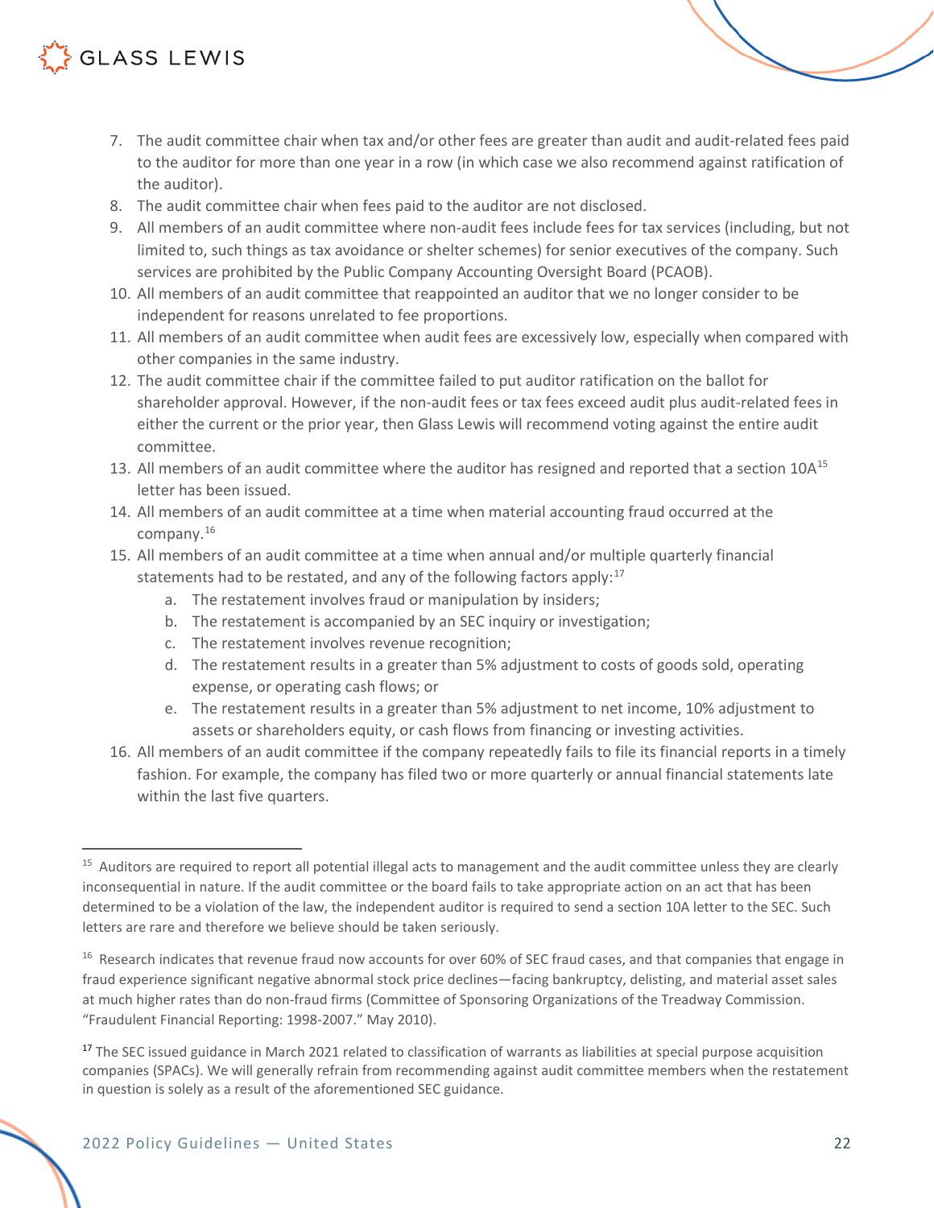7. The audit committee chair when tax and/or other fees are greater than audit and audit-related fees paid to the auditor for more than one year in a row (in which case we also recommend against ratification of the auditor).
8. The audit committee chair when fees paid to the auditor are not disclosed.
9. All members of an audit committee where non-audit fees include fees for tax services (including, but not limited to, such things as tax avoidance or shelter schemes) for senior executives of the company. Such services are prohibited by the Public Company Accounting Oversight Board (PCAOB).
10. All members of an audit committee that reappointed an auditor that we no longer consider to be independent for reasons unrelated to fee proportions.
11. All members of an audit committee when audit fees are excessively low, especially when compared with other companies in the same industry.
12. The audit committee chair if the committee failed to put auditor ratification on the ballot for shareholder approval. However, if the non-audit fees or tax fees exceed audit plus audit-related fees in either the current or the prior year, then Glass Lewis will recommend voting against the entire audit committee.
13. All members of an audit committee where the auditor has resigned and reported that a section 10A[15] letter has been issued.
14. All members of an audit committee at a time when material accounting fraud occurred at the company.[16]
15. All members of an audit committee at a time when annual and/or multiple quarterly financial statements had to be restated, and any of the following factors apply:[17]
    a. The restatement involves fraud or manipulation by insiders;
    b. The restatement is accompanied by an SEC inquiry or investigation;
    c. The restatement involves revenue recognition;
    d. The restatement results in a greater than 5% adjustment to costs of goods sold, operating expense, or operating cash flows; or
    e. The restatement results in a greater than 5% adjustment to net income, 10% adjustment to assets or shareholders equity, or cash flows from financing or investing activities.
16. All members of an audit committee if the company repeatedly fails to file its financial reports in a timely fashion. For example, the company has filed two or more quarterly or annual financial statements late within the last five quarters.

---

[15] Auditors are required to report all potential illegal acts to management and the audit committee unless they are clearly inconsequential in nature. If the audit committee or the board fails to take appropriate action on an act that has been determined to be a violation of the law, the independent auditor is required to send a section 10A letter to the SEC. Such letters are rare and therefore we believe should be taken seriously.

[16] Research indicates that revenue fraud now accounts for over 60% of SEC fraud cases, and that companies that engage in fraud experience significant negative abnormal stock price declines—facing bankruptcy, delisting, and material asset sales at much higher rates than do non-fraud firms (Committee of Sponsoring Organizations of the Treadway Commission. "Fraudulent Financial Reporting: 1998-2007." May 2010).

[17] The SEC issued guidance in March 2021 related to classification of warrants as liabilities at special purpose acquisition companies (SPACs). We will generally refrain from recommending against audit committee members when the restatement in question is solely as a result of the aforementioned SEC guidance.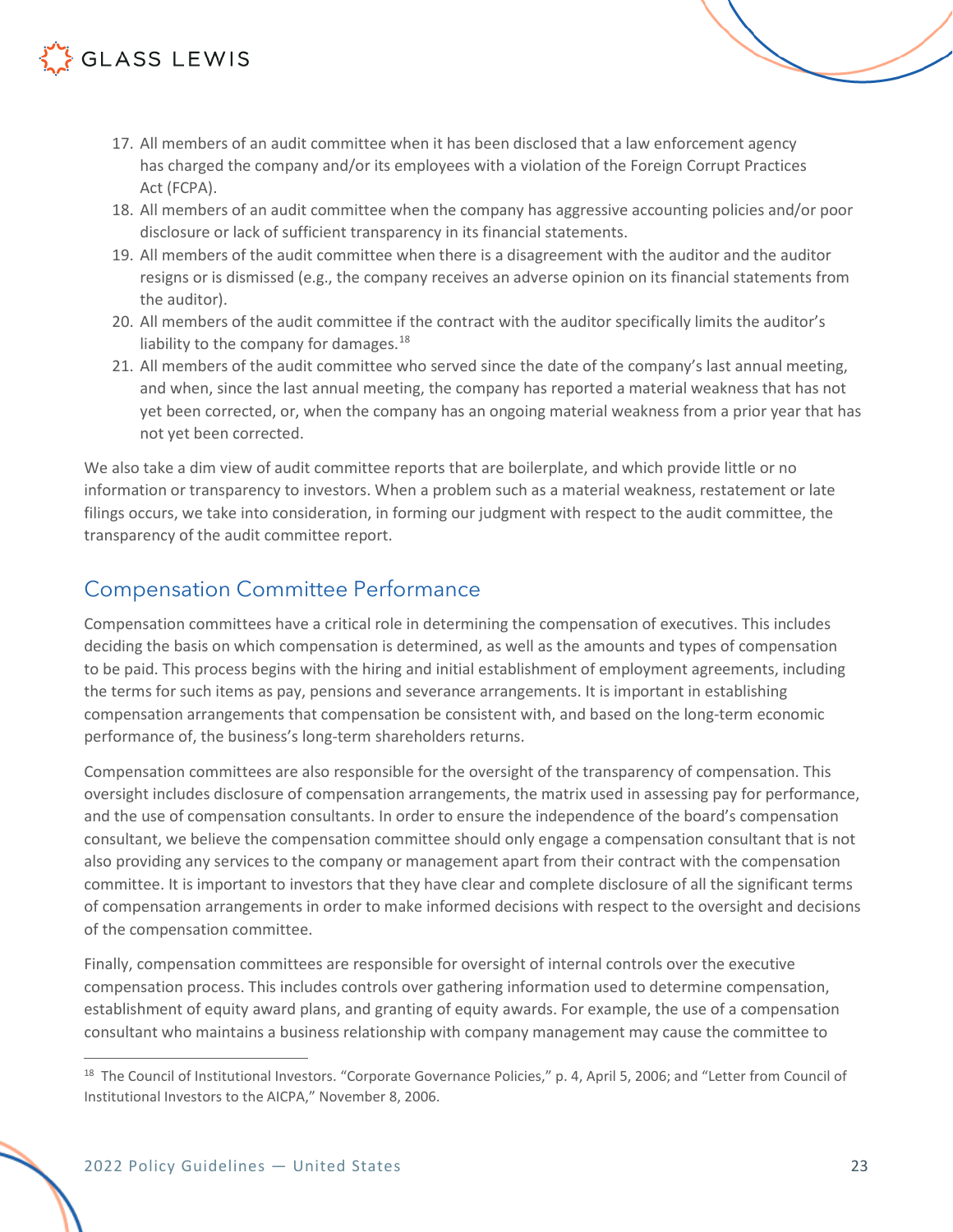17. All members of an audit committee when it has been disclosed that a law enforcement agency has charged the company and/or its employees with a violation of the Foreign Corrupt Practices Act (FCPA).
18. All members of an audit committee when the company has aggressive accounting policies and/or poor disclosure or lack of sufficient transparency in its financial statements.
19. All members of the audit committee when there is a disagreement with the auditor and the auditor resigns or is dismissed (e.g., the company receives an adverse opinion on its financial statements from the auditor).
20. All members of the audit committee if the contract with the auditor specifically limits the auditor's liability to the company for damages.[18]
21. All members of the audit committee who served since the date of the company's last annual meeting, and when, since the last annual meeting, the company has reported a material weakness that has not yet been corrected, or, when the company has an ongoing material weakness from a prior year that has not yet been corrected.

We also take a dim view of audit committee reports that are boilerplate, and which provide little or no information or transparency to investors. When a problem such as a material weakness, restatement or late filings occurs, we take into consideration, in forming our judgment with respect to the audit committee, the transparency of the audit committee report.

## Compensation Committee Performance

Compensation committees have a critical role in determining the compensation of executives. This includes deciding the basis on which compensation is determined, as well as the amounts and types of compensation to be paid. This process begins with the hiring and initial establishment of employment agreements, including the terms for such items as pay, pensions and severance arrangements. It is important in establishing compensation arrangements that compensation be consistent with, and based on the long-term economic performance of, the business's long-term shareholders returns.

Compensation committees are also responsible for the oversight of the transparency of compensation. This oversight includes disclosure of compensation arrangements, the matrix used in assessing pay for performance, and the use of compensation consultants. In order to ensure the independence of the board's compensation consultant, we believe the compensation committee should only engage a compensation consultant that is not also providing any services to the company or management apart from their contract with the compensation committee. It is important to investors that they have clear and complete disclosure of all the significant terms of compensation arrangements in order to make informed decisions with respect to the oversight and decisions of the compensation committee.

Finally, compensation committees are responsible for oversight of internal controls over the executive compensation process. This includes controls over gathering information used to determine compensation, establishment of equity award plans, and granting of equity awards. For example, the use of a compensation consultant who maintains a business relationship with company management may cause the committee to

[18] The Council of Institutional Investors. "Corporate Governance Policies," p. 4, April 5, 2006; and "Letter from Council of Institutional Investors to the AICPA," November 8, 2006.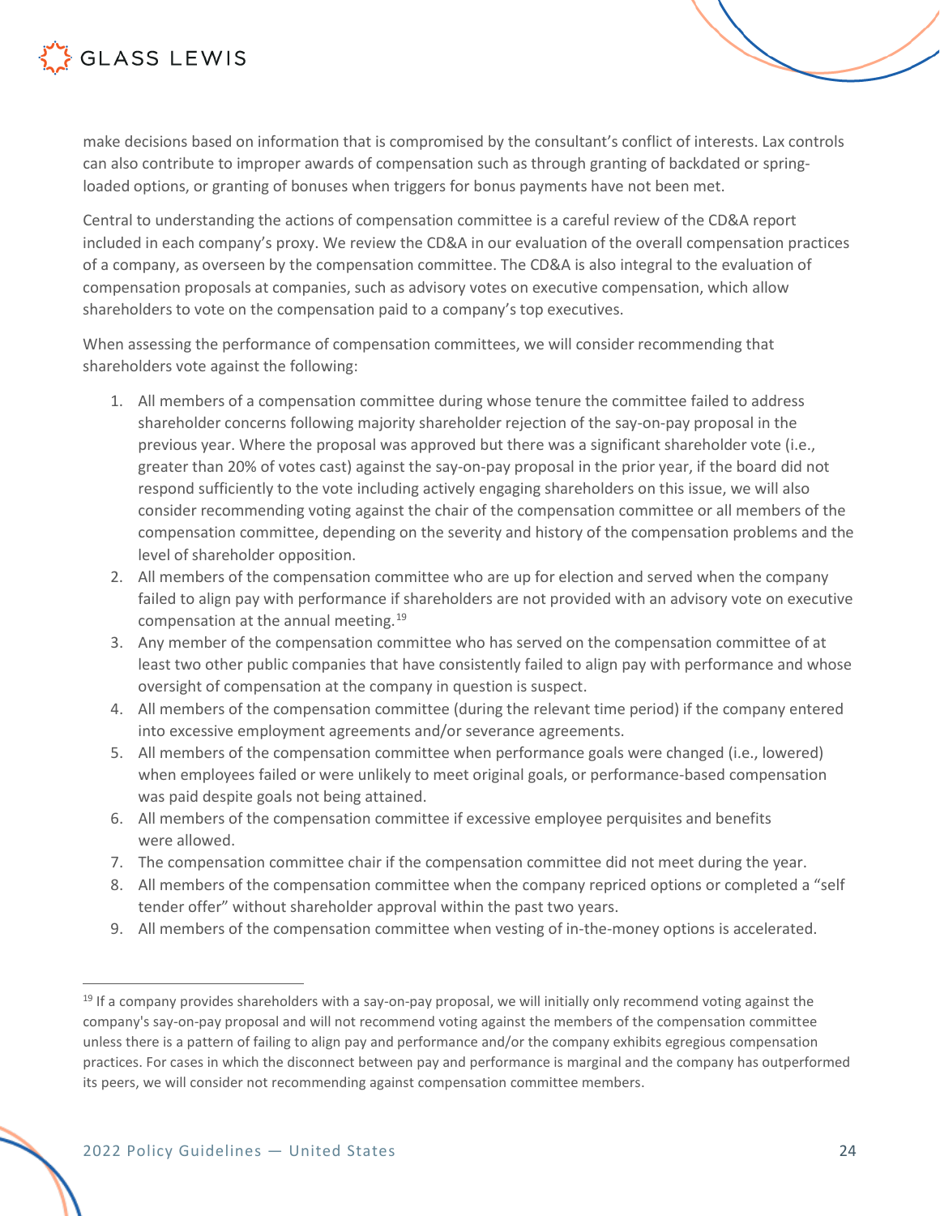make decisions based on information that is compromised by the consultant's conflict of interests. Lax controls can also contribute to improper awards of compensation such as through granting of backdated or spring-loaded options, or granting of bonuses when triggers for bonus payments have not been met.

Central to understanding the actions of compensation committee is a careful review of the CD&A report included in each company's proxy. We review the CD&A in our evaluation of the overall compensation practices of a company, as overseen by the compensation committee. The CD&A is also integral to the evaluation of compensation proposals at companies, such as advisory votes on executive compensation, which allow shareholders to vote on the compensation paid to a company's top executives.

When assessing the performance of compensation committees, we will consider recommending that shareholders vote against the following:

1. All members of a compensation committee during whose tenure the committee failed to address shareholder concerns following majority shareholder rejection of the say-on-pay proposal in the previous year. Where the proposal was approved but there was a significant shareholder vote (i.e., greater than 20% of votes cast) against the say-on-pay proposal in the prior year, if the board did not respond sufficiently to the vote including actively engaging shareholders on this issue, we will also consider recommending voting against the chair of the compensation committee or all members of the compensation committee, depending on the severity and history of the compensation problems and the level of shareholder opposition.
2. All members of the compensation committee who are up for election and served when the company failed to align pay with performance if shareholders are not provided with an advisory vote on executive compensation at the annual meeting.[19]
3. Any member of the compensation committee who has served on the compensation committee of at least two other public companies that have consistently failed to align pay with performance and whose oversight of compensation at the company in question is suspect.
4. All members of the compensation committee (during the relevant time period) if the company entered into excessive employment agreements and/or severance agreements.
5. All members of the compensation committee when performance goals were changed (i.e., lowered) when employees failed or were unlikely to meet original goals, or performance-based compensation was paid despite goals not being attained.
6. All members of the compensation committee if excessive employee perquisites and benefits were allowed.
7. The compensation committee chair if the compensation committee did not meet during the year.
8. All members of the compensation committee when the company repriced options or completed a "self tender offer" without shareholder approval within the past two years.
9. All members of the compensation committee when vesting of in-the-money options is accelerated.

[19] If a company provides shareholders with a say-on-pay proposal, we will initially only recommend voting against the company's say-on-pay proposal and will not recommend voting against the members of the compensation committee unless there is a pattern of failing to align pay and performance and/or the company exhibits egregious compensation practices. For cases in which the disconnect between pay and performance is marginal and the company has outperformed its peers, we will consider not recommending against compensation committee members.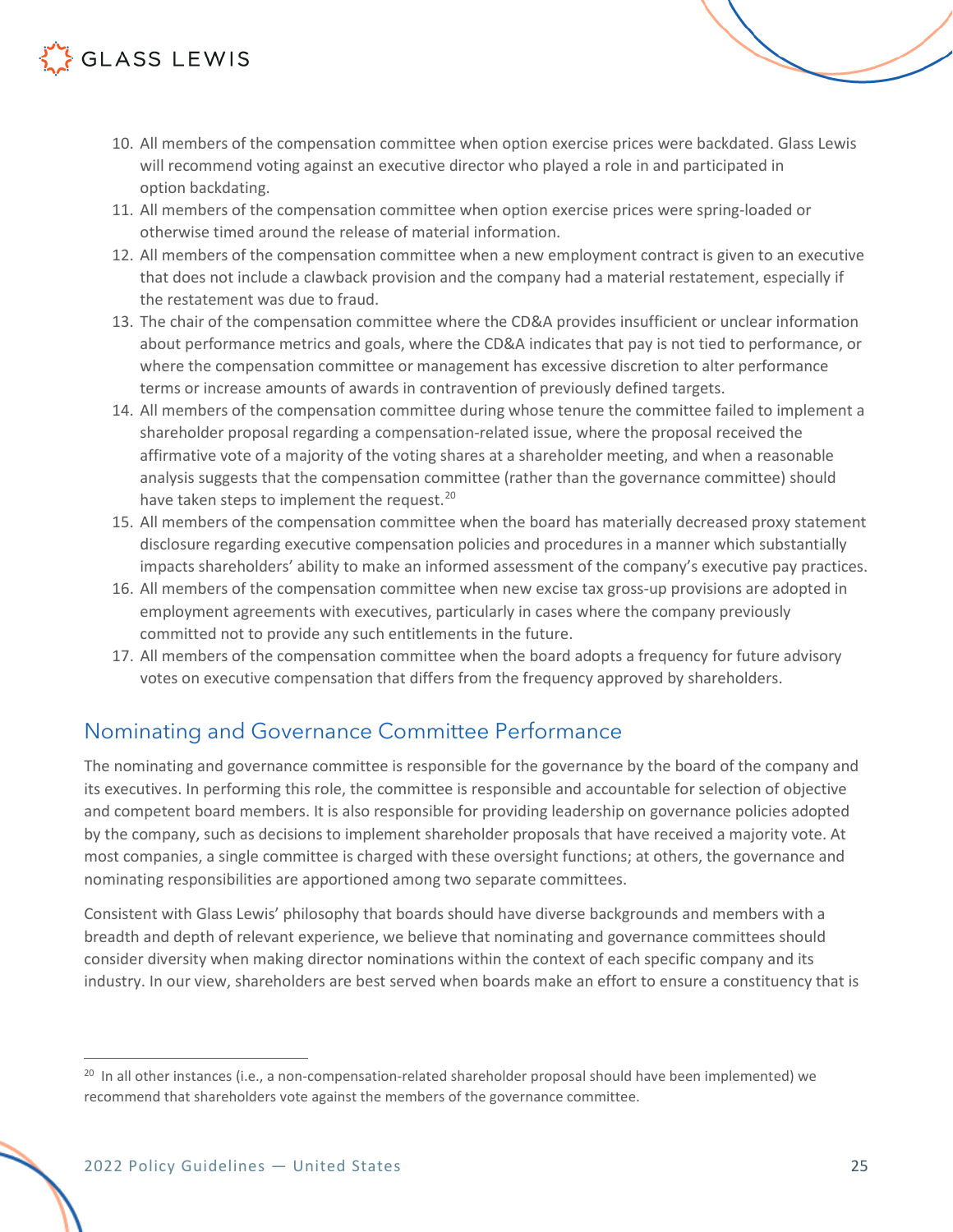10. All members of the compensation committee when option exercise prices were backdated. Glass Lewis will recommend voting against an executive director who played a role in and participated in option backdating.
11. All members of the compensation committee when option exercise prices were spring-loaded or otherwise timed around the release of material information.
12. All members of the compensation committee when a new employment contract is given to an executive that does not include a clawback provision and the company had a material restatement, especially if the restatement was due to fraud.
13. The chair of the compensation committee where the CD&A provides insufficient or unclear information about performance metrics and goals, where the CD&A indicates that pay is not tied to performance, or where the compensation committee or management has excessive discretion to alter performance terms or increase amounts of awards in contravention of previously defined targets.
14. All members of the compensation committee during whose tenure the committee failed to implement a shareholder proposal regarding a compensation-related issue, where the proposal received the affirmative vote of a majority of the voting shares at a shareholder meeting, and when a reasonable analysis suggests that the compensation committee (rather than the governance committee) should have taken steps to implement the request.[20]
15. All members of the compensation committee when the board has materially decreased proxy statement disclosure regarding executive compensation policies and procedures in a manner which substantially impacts shareholders' ability to make an informed assessment of the company's executive pay practices.
16. All members of the compensation committee when new excise tax gross-up provisions are adopted in employment agreements with executives, particularly in cases where the company previously committed not to provide any such entitlements in the future.
17. All members of the compensation committee when the board adopts a frequency for future advisory votes on executive compensation that differs from the frequency approved by shareholders.

## Nominating and Governance Committee Performance

The nominating and governance committee is responsible for the governance by the board of the company and its executives. In performing this role, the committee is responsible and accountable for selection of objective and competent board members. It is also responsible for providing leadership on governance policies adopted by the company, such as decisions to implement shareholder proposals that have received a majority vote. At most companies, a single committee is charged with these oversight functions; at others, the governance and nominating responsibilities are apportioned among two separate committees.

Consistent with Glass Lewis' philosophy that boards should have diverse backgrounds and members with a breadth and depth of relevant experience, we believe that nominating and governance committees should consider diversity when making director nominations within the context of each specific company and its industry. In our view, shareholders are best served when boards make an effort to ensure a constituency that is

[20] In all other instances (i.e., a non-compensation-related shareholder proposal should have been implemented) we recommend that shareholders vote against the members of the governance committee.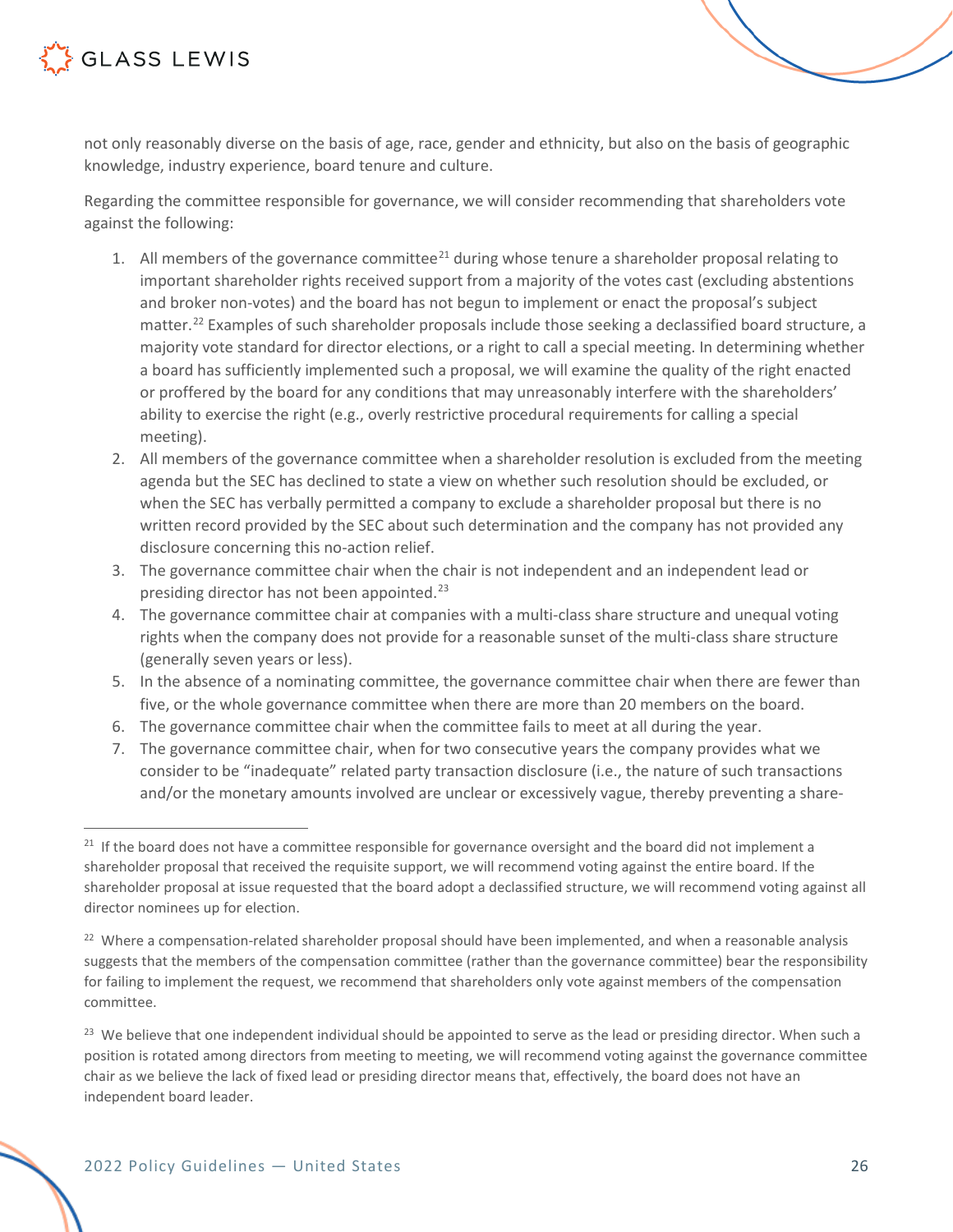not only reasonably diverse on the basis of age, race, gender and ethnicity, but also on the basis of geographic knowledge, industry experience, board tenure and culture.

Regarding the committee responsible for governance, we will consider recommending that shareholders vote against the following:

1. All members of the governance committee[21] during whose tenure a shareholder proposal relating to important shareholder rights received support from a majority of the votes cast (excluding abstentions and broker non-votes) and the board has not begun to implement or enact the proposal's subject matter.[22] Examples of such shareholder proposals include those seeking a declassified board structure, a majority vote standard for director elections, or a right to call a special meeting. In determining whether a board has sufficiently implemented such a proposal, we will examine the quality of the right enacted or proffered by the board for any conditions that may unreasonably interfere with the shareholders' ability to exercise the right (e.g., overly restrictive procedural requirements for calling a special meeting).
2. All members of the governance committee when a shareholder resolution is excluded from the meeting agenda but the SEC has declined to state a view on whether such resolution should be excluded, or when the SEC has verbally permitted a company to exclude a shareholder proposal but there is no written record provided by the SEC about such determination and the company has not provided any disclosure concerning this no-action relief.
3. The governance committee chair when the chair is not independent and an independent lead or presiding director has not been appointed.[23]
4. The governance committee chair at companies with a multi-class share structure and unequal voting rights when the company does not provide for a reasonable sunset of the multi-class share structure (generally seven years or less).
5. In the absence of a nominating committee, the governance committee chair when there are fewer than five, or the whole governance committee when there are more than 20 members on the board.
6. The governance committee chair when the committee fails to meet at all during the year.
7. The governance committee chair, when for two consecutive years the company provides what we consider to be "inadequate" related party transaction disclosure (i.e., the nature of such transactions and/or the monetary amounts involved are unclear or excessively vague, thereby preventing a share-

---

[21] If the board does not have a committee responsible for governance oversight and the board did not implement a shareholder proposal that received the requisite support, we will recommend voting against the entire board. If the shareholder proposal at issue requested that the board adopt a declassified structure, we will recommend voting against all director nominees up for election.

[22] Where a compensation-related shareholder proposal should have been implemented, and when a reasonable analysis suggests that the members of the compensation committee (rather than the governance committee) bear the responsibility for failing to implement the request, we recommend that shareholders only vote against members of the compensation committee.

[23] We believe that one independent individual should be appointed to serve as the lead or presiding director. When such a position is rotated among directors from meeting to meeting, we will recommend voting against the governance committee chair as we believe the lack of fixed lead or presiding director means that, effectively, the board does not have an independent board leader.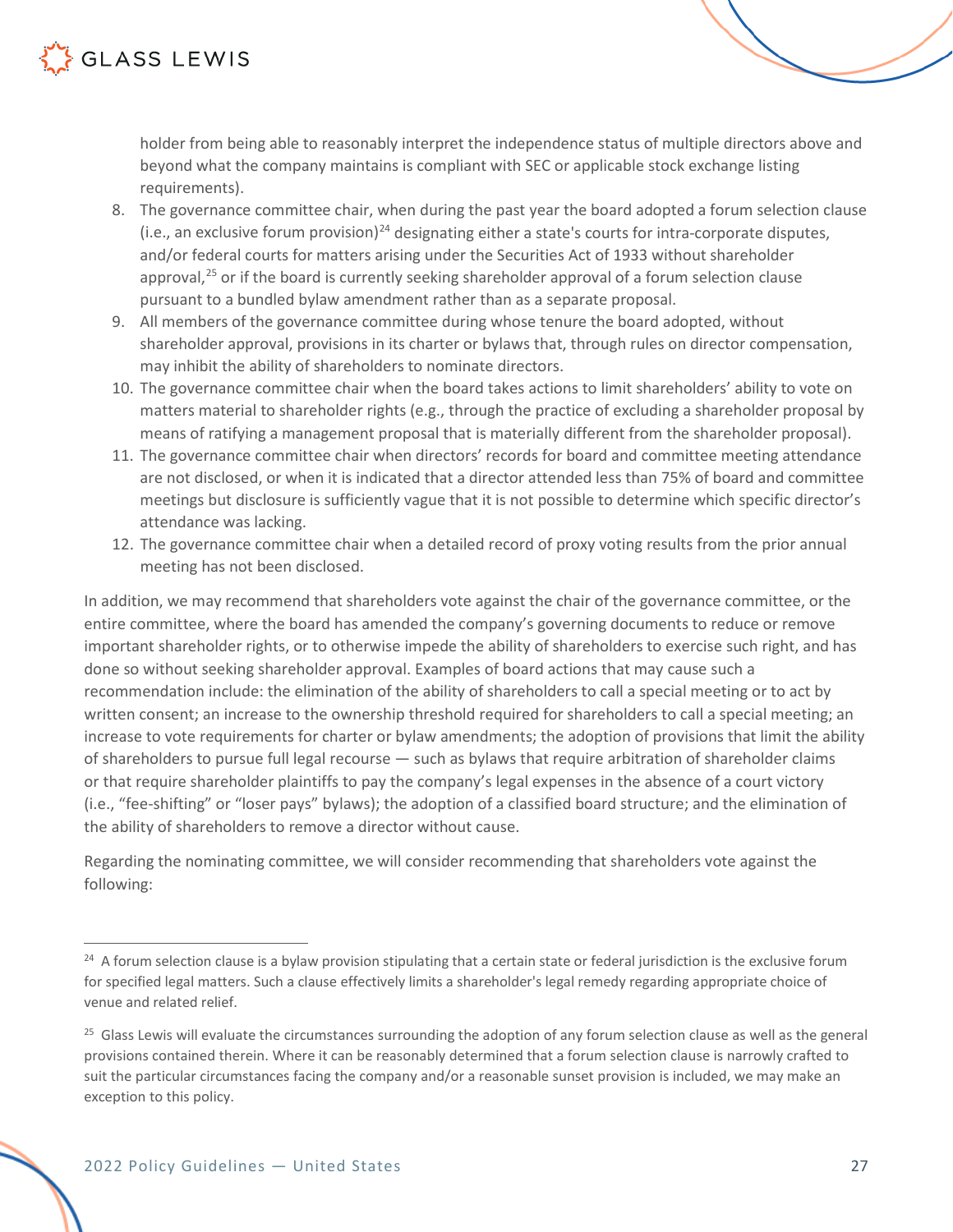holder from being able to reasonably interpret the independence status of multiple directors above and beyond what the company maintains is compliant with SEC or applicable stock exchange listing requirements).

8. The governance committee chair, when during the past year the board adopted a forum selection clause (i.e., an exclusive forum provision)[24] designating either a state's courts for intra-corporate disputes, and/or federal courts for matters arising under the Securities Act of 1933 without shareholder approval,[25] or if the board is currently seeking shareholder approval of a forum selection clause pursuant to a bundled bylaw amendment rather than as a separate proposal.
9. All members of the governance committee during whose tenure the board adopted, without shareholder approval, provisions in its charter or bylaws that, through rules on director compensation, may inhibit the ability of shareholders to nominate directors.
10. The governance committee chair when the board takes actions to limit shareholders' ability to vote on matters material to shareholder rights (e.g., through the practice of excluding a shareholder proposal by means of ratifying a management proposal that is materially different from the shareholder proposal).
11. The governance committee chair when directors' records for board and committee meeting attendance are not disclosed, or when it is indicated that a director attended less than 75% of board and committee meetings but disclosure is sufficiently vague that it is not possible to determine which specific director's attendance was lacking.
12. The governance committee chair when a detailed record of proxy voting results from the prior annual meeting has not been disclosed.

In addition, we may recommend that shareholders vote against the chair of the governance committee, or the entire committee, where the board has amended the company's governing documents to reduce or remove important shareholder rights, or to otherwise impede the ability of shareholders to exercise such right, and has done so without seeking shareholder approval. Examples of board actions that may cause such a recommendation include: the elimination of the ability of shareholders to call a special meeting or to act by written consent; an increase to the ownership threshold required for shareholders to call a special meeting; an increase to vote requirements for charter or bylaw amendments; the adoption of provisions that limit the ability of shareholders to pursue full legal recourse — such as bylaws that require arbitration of shareholder claims or that require shareholder plaintiffs to pay the company's legal expenses in the absence of a court victory (i.e., "fee-shifting" or "loser pays" bylaws); the adoption of a classified board structure; and the elimination of the ability of shareholders to remove a director without cause.

Regarding the nominating committee, we will consider recommending that shareholders vote against the following:

---

[24] A forum selection clause is a bylaw provision stipulating that a certain state or federal jurisdiction is the exclusive forum for specified legal matters. Such a clause effectively limits a shareholder's legal remedy regarding appropriate choice of venue and related relief.

[25] Glass Lewis will evaluate the circumstances surrounding the adoption of any forum selection clause as well as the general provisions contained therein. Where it can be reasonably determined that a forum selection clause is narrowly crafted to suit the particular circumstances facing the company and/or a reasonable sunset provision is included, we may make an exception to this policy.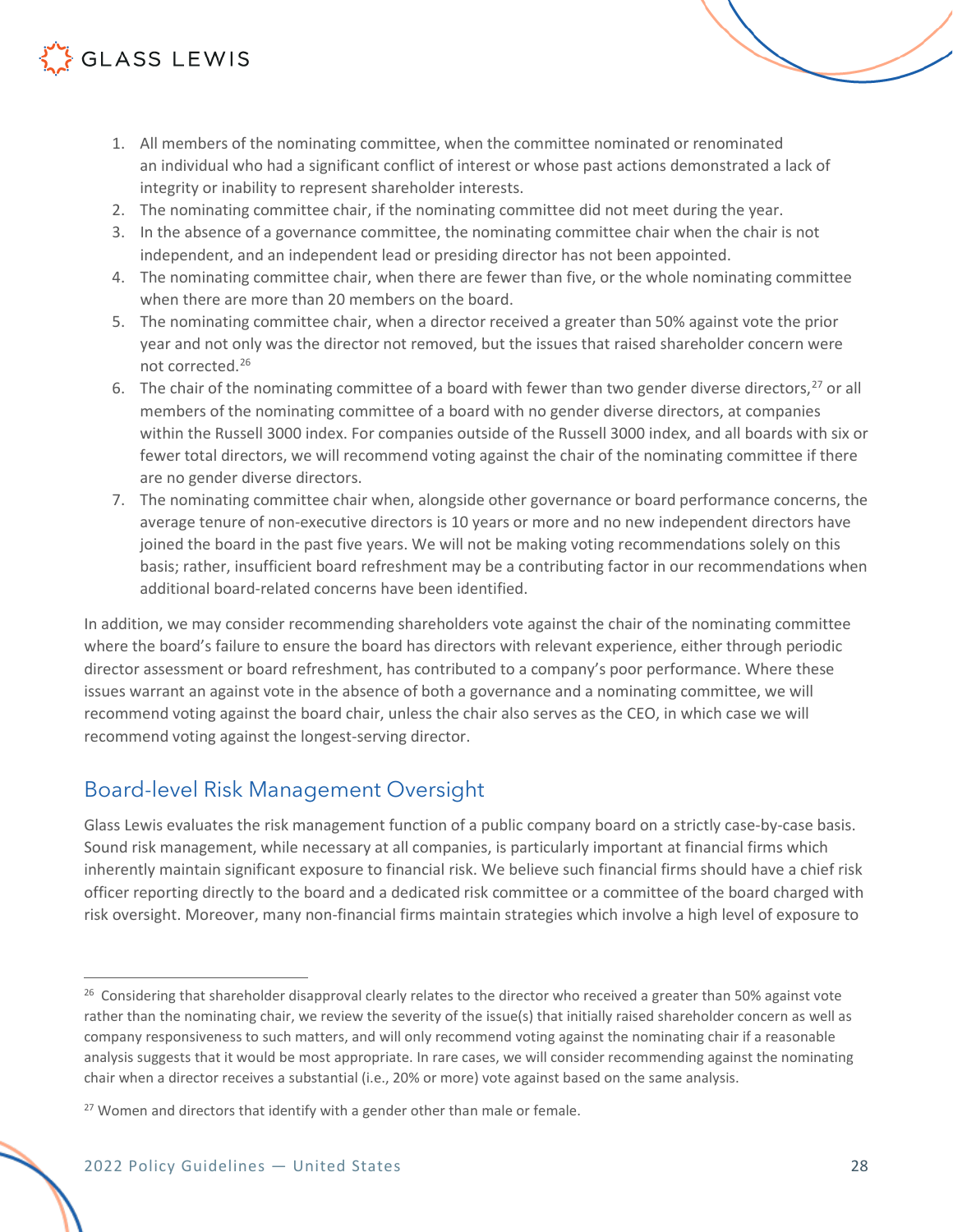1. All members of the nominating committee, when the committee nominated or renominated an individual who had a significant conflict of interest or whose past actions demonstrated a lack of integrity or inability to represent shareholder interests.
2. The nominating committee chair, if the nominating committee did not meet during the year.
3. In the absence of a governance committee, the nominating committee chair when the chair is not independent, and an independent lead or presiding director has not been appointed.
4. The nominating committee chair, when there are fewer than five, or the whole nominating committee when there are more than 20 members on the board.
5. The nominating committee chair, when a director received a greater than 50% against vote the prior year and not only was the director not removed, but the issues that raised shareholder concern were not corrected.[26]
6. The chair of the nominating committee of a board with fewer than two gender diverse directors,[27] or all members of the nominating committee of a board with no gender diverse directors, at companies within the Russell 3000 index. For companies outside of the Russell 3000 index, and all boards with six or fewer total directors, we will recommend voting against the chair of the nominating committee if there are no gender diverse directors.
7. The nominating committee chair when, alongside other governance or board performance concerns, the average tenure of non-executive directors is 10 years or more and no new independent directors have joined the board in the past five years. We will not be making voting recommendations solely on this basis; rather, insufficient board refreshment may be a contributing factor in our recommendations when additional board-related concerns have been identified.

In addition, we may consider recommending shareholders vote against the chair of the nominating committee where the board's failure to ensure the board has directors with relevant experience, either through periodic director assessment or board refreshment, has contributed to a company's poor performance. Where these issues warrant an against vote in the absence of both a governance and a nominating committee, we will recommend voting against the board chair, unless the chair also serves as the CEO, in which case we will recommend voting against the longest-serving director.

## Board-level Risk Management Oversight

Glass Lewis evaluates the risk management function of a public company board on a strictly case-by-case basis. Sound risk management, while necessary at all companies, is particularly important at financial firms which inherently maintain significant exposure to financial risk. We believe such financial firms should have a chief risk officer reporting directly to the board and a dedicated risk committee or a committee of the board charged with risk oversight. Moreover, many non-financial firms maintain strategies which involve a high level of exposure to

---

[26] Considering that shareholder disapproval clearly relates to the director who received a greater than 50% against vote rather than the nominating chair, we review the severity of the issue(s) that initially raised shareholder concern as well as company responsiveness to such matters, and will only recommend voting against the nominating chair if a reasonable analysis suggests that it would be most appropriate. In rare cases, we will consider recommending against the nominating chair when a director receives a substantial (i.e., 20% or more) vote against based on the same analysis.

[27] Women and directors that identify with a gender other than male or female.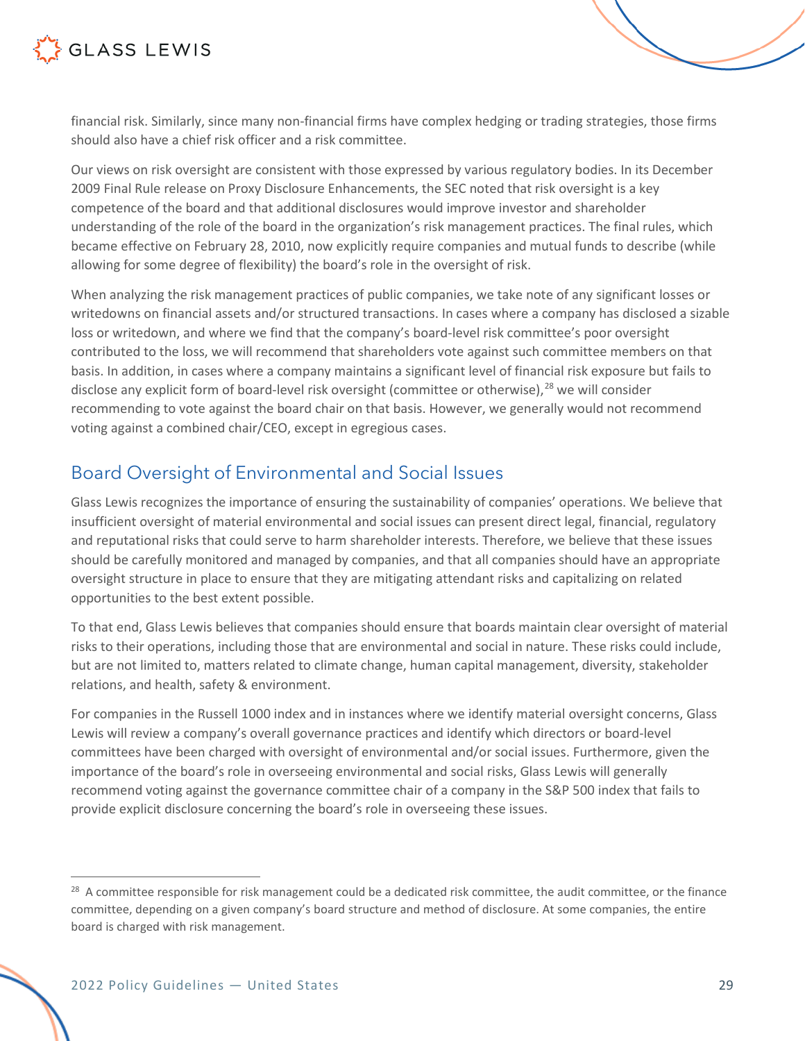financial risk. Similarly, since many non-financial firms have complex hedging or trading strategies, those firms should also have a chief risk officer and a risk committee.

Our views on risk oversight are consistent with those expressed by various regulatory bodies. In its December 2009 Final Rule release on Proxy Disclosure Enhancements, the SEC noted that risk oversight is a key competence of the board and that additional disclosures would improve investor and shareholder understanding of the role of the board in the organization's risk management practices. The final rules, which became effective on February 28, 2010, now explicitly require companies and mutual funds to describe (while allowing for some degree of flexibility) the board's role in the oversight of risk.

When analyzing the risk management practices of public companies, we take note of any significant losses or writedowns on financial assets and/or structured transactions. In cases where a company has disclosed a sizable loss or writedown, and where we find that the company's board-level risk committee's poor oversight contributed to the loss, we will recommend that shareholders vote against such committee members on that basis. In addition, in cases where a company maintains a significant level of financial risk exposure but fails to disclose any explicit form of board-level risk oversight (committee or otherwise),[28] we will consider recommending to vote against the board chair on that basis. However, we generally would not recommend voting against a combined chair/CEO, except in egregious cases.

## Board Oversight of Environmental and Social Issues

Glass Lewis recognizes the importance of ensuring the sustainability of companies' operations. We believe that insufficient oversight of material environmental and social issues can present direct legal, financial, regulatory and reputational risks that could serve to harm shareholder interests. Therefore, we believe that these issues should be carefully monitored and managed by companies, and that all companies should have an appropriate oversight structure in place to ensure that they are mitigating attendant risks and capitalizing on related opportunities to the best extent possible.

To that end, Glass Lewis believes that companies should ensure that boards maintain clear oversight of material risks to their operations, including those that are environmental and social in nature. These risks could include, but are not limited to, matters related to climate change, human capital management, diversity, stakeholder relations, and health, safety & environment.

For companies in the Russell 1000 index and in instances where we identify material oversight concerns, Glass Lewis will review a company's overall governance practices and identify which directors or board-level committees have been charged with oversight of environmental and/or social issues. Furthermore, given the importance of the board's role in overseeing environmental and social risks, Glass Lewis will generally recommend voting against the governance committee chair of a company in the S&P 500 index that fails to provide explicit disclosure concerning the board's role in overseeing these issues.

---

[28] A committee responsible for risk management could be a dedicated risk committee, the audit committee, or the finance committee, depending on a given company's board structure and method of disclosure. At some companies, the entire board is charged with risk management.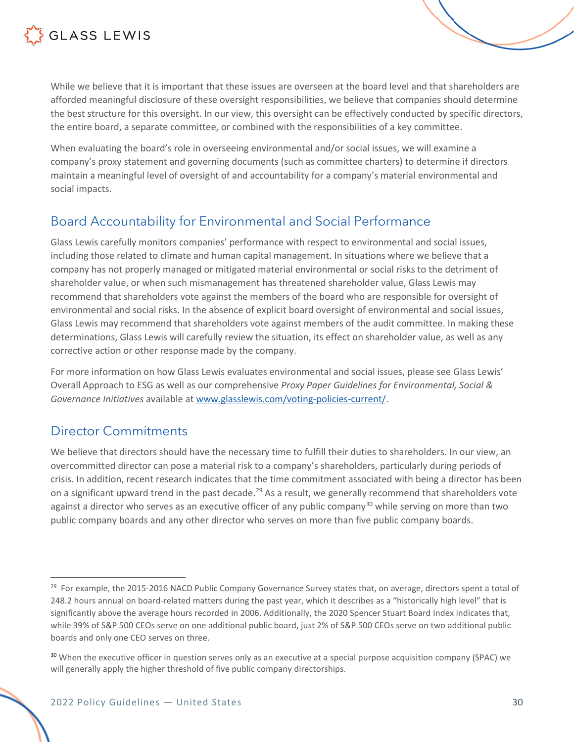While we believe that it is important that these issues are overseen at the board level and that shareholders are afforded meaningful disclosure of these oversight responsibilities, we believe that companies should determine the best structure for this oversight. In our view, this oversight can be effectively conducted by specific directors, the entire board, a separate committee, or combined with the responsibilities of a key committee.

When evaluating the board's role in overseeing environmental and/or social issues, we will examine a company's proxy statement and governing documents (such as committee charters) to determine if directors maintain a meaningful level of oversight of and accountability for a company's material environmental and social impacts.

## Board Accountability for Environmental and Social Performance

Glass Lewis carefully monitors companies' performance with respect to environmental and social issues, including those related to climate and human capital management. In situations where we believe that a company has not properly managed or mitigated material environmental or social risks to the detriment of shareholder value, or when such mismanagement has threatened shareholder value, Glass Lewis may recommend that shareholders vote against the members of the board who are responsible for oversight of environmental and social risks. In the absence of explicit board oversight of environmental and social issues, Glass Lewis may recommend that shareholders vote against members of the audit committee. In making these determinations, Glass Lewis will carefully review the situation, its effect on shareholder value, as well as any corrective action or other response made by the company.

For more information on how Glass Lewis evaluates environmental and social issues, please see Glass Lewis' Overall Approach to ESG as well as our comprehensive *Proxy Paper Guidelines for Environmental, Social & Governance Initiatives* available at [www.glasslewis.com/voting-policies-current/](www.glasslewis.com/voting-policies-current/).

## Director Commitments

We believe that directors should have the necessary time to fulfill their duties to shareholders. In our view, an overcommitted director can pose a material risk to a company's shareholders, particularly during periods of crisis. In addition, recent research indicates that the time commitment associated with being a director has been on a significant upward trend in the past decade.[29] As a result, we generally recommend that shareholders vote against a director who serves as an executive officer of any public company[30] while serving on more than two public company boards and any other director who serves on more than five public company boards.

---

[29] For example, the 2015-2016 NACD Public Company Governance Survey states that, on average, directors spent a total of 248.2 hours annual on board-related matters during the past year, which it describes as a "historically high level" that is significantly above the average hours recorded in 2006. Additionally, the 2020 Spencer Stuart Board Index indicates that, while 39% of S&P 500 CEOs serve on one additional public board, just 2% of S&P 500 CEOs serve on two additional public boards and only one CEO serves on three.

[30] When the executive officer in question serves only as an executive at a special purpose acquisition company (SPAC) we will generally apply the higher threshold of five public company directorships.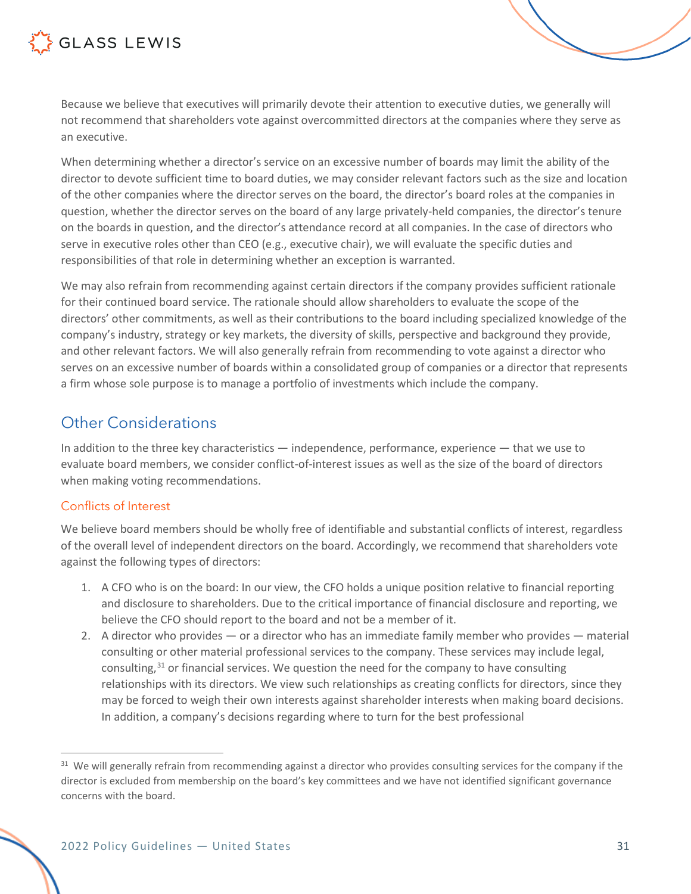Because we believe that executives will primarily devote their attention to executive duties, we generally will not recommend that shareholders vote against overcommitted directors at the companies where they serve as an executive.

When determining whether a director's service on an excessive number of boards may limit the ability of the director to devote sufficient time to board duties, we may consider relevant factors such as the size and location of the other companies where the director serves on the board, the director's board roles at the companies in question, whether the director serves on the board of any large privately-held companies, the director's tenure on the boards in question, and the director's attendance record at all companies. In the case of directors who serve in executive roles other than CEO (e.g., executive chair), we will evaluate the specific duties and responsibilities of that role in determining whether an exception is warranted.

We may also refrain from recommending against certain directors if the company provides sufficient rationale for their continued board service. The rationale should allow shareholders to evaluate the scope of the directors' other commitments, as well as their contributions to the board including specialized knowledge of the company's industry, strategy or key markets, the diversity of skills, perspective and background they provide, and other relevant factors. We will also generally refrain from recommending to vote against a director who serves on an excessive number of boards within a consolidated group of companies or a director that represents a firm whose sole purpose is to manage a portfolio of investments which include the company.

## Other Considerations

In addition to the three key characteristics — independence, performance, experience — that we use to evaluate board members, we consider conflict-of-interest issues as well as the size of the board of directors when making voting recommendations.

### Conflicts of Interest

We believe board members should be wholly free of identifiable and substantial conflicts of interest, regardless of the overall level of independent directors on the board. Accordingly, we recommend that shareholders vote against the following types of directors:

1. A CFO who is on the board: In our view, the CFO holds a unique position relative to financial reporting and disclosure to shareholders. Due to the critical importance of financial disclosure and reporting, we believe the CFO should report to the board and not be a member of it.
2. A director who provides — or a director who has an immediate family member who provides — material consulting or other material professional services to the company. These services may include legal, consulting,[31] or financial services. We question the need for the company to have consulting relationships with its directors. We view such relationships as creating conflicts for directors, since they may be forced to weigh their own interests against shareholder interests when making board decisions. In addition, a company's decisions regarding where to turn for the best professional

[31] We will generally refrain from recommending against a director who provides consulting services for the company if the director is excluded from membership on the board's key committees and we have not identified significant governance concerns with the board.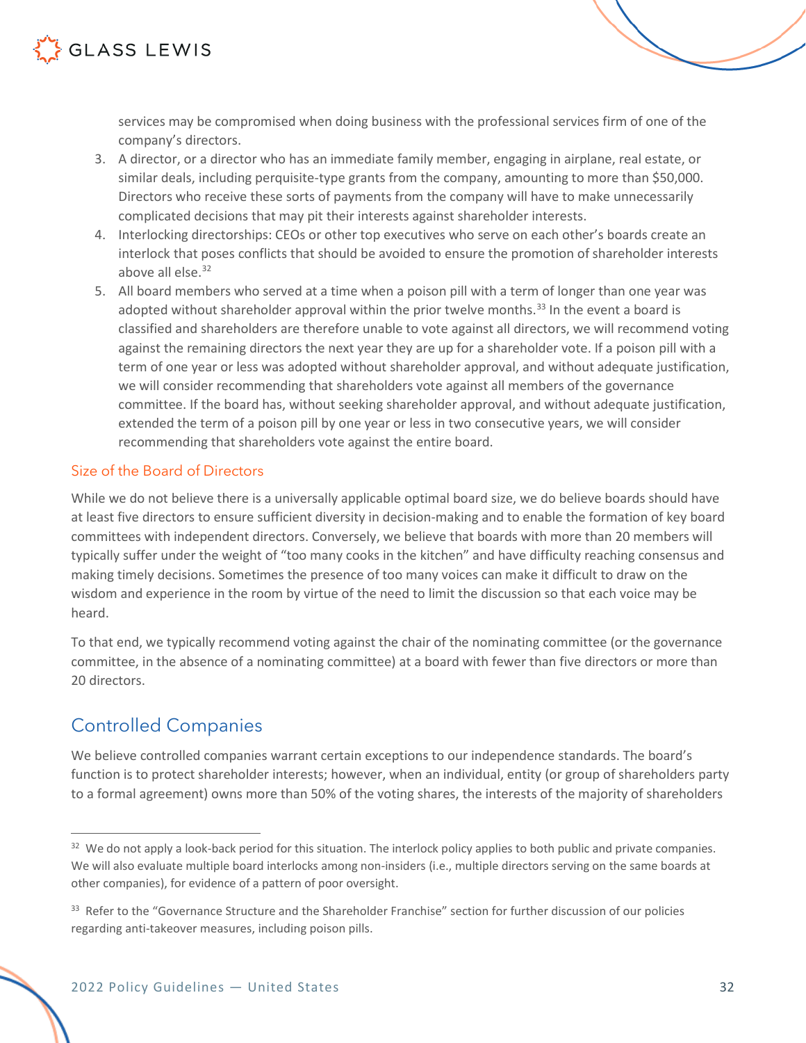services may be compromised when doing business with the professional services firm of one of the company's directors.

3. A director, or a director who has an immediate family member, engaging in airplane, real estate, or similar deals, including perquisite-type grants from the company, amounting to more than $50,000. Directors who receive these sorts of payments from the company will have to make unnecessarily complicated decisions that may pit their interests against shareholder interests.
4. Interlocking directorships: CEOs or other top executives who serve on each other's boards create an interlock that poses conflicts that should be avoided to ensure the promotion of shareholder interests above all else.[32]
5. All board members who served at a time when a poison pill with a term of longer than one year was adopted without shareholder approval within the prior twelve months.[33] In the event a board is classified and shareholders are therefore unable to vote against all directors, we will recommend voting against the remaining directors the next year they are up for a shareholder vote. If a poison pill with a term of one year or less was adopted without shareholder approval, and without adequate justification, we will consider recommending that shareholders vote against all members of the governance committee. If the board has, without seeking shareholder approval, and without adequate justification, extended the term of a poison pill by one year or less in two consecutive years, we will consider recommending that shareholders vote against the entire board.

### Size of the Board of Directors

While we do not believe there is a universally applicable optimal board size, we do believe boards should have at least five directors to ensure sufficient diversity in decision-making and to enable the formation of key board committees with independent directors. Conversely, we believe that boards with more than 20 members will typically suffer under the weight of "too many cooks in the kitchen" and have difficulty reaching consensus and making timely decisions. Sometimes the presence of too many voices can make it difficult to draw on the wisdom and experience in the room by virtue of the need to limit the discussion so that each voice may be heard.

To that end, we typically recommend voting against the chair of the nominating committee (or the governance committee, in the absence of a nominating committee) at a board with fewer than five directors or more than 20 directors.

## Controlled Companies

We believe controlled companies warrant certain exceptions to our independence standards. The board's function is to protect shareholder interests; however, when an individual, entity (or group of shareholders party to a formal agreement) owns more than 50% of the voting shares, the interests of the majority of shareholders

---

[32] We do not apply a look-back period for this situation. The interlock policy applies to both public and private companies. We will also evaluate multiple board interlocks among non-insiders (i.e., multiple directors serving on the same boards at other companies), for evidence of a pattern of poor oversight.

[33] Refer to the "Governance Structure and the Shareholder Franchise" section for further discussion of our policies regarding anti-takeover measures, including poison pills.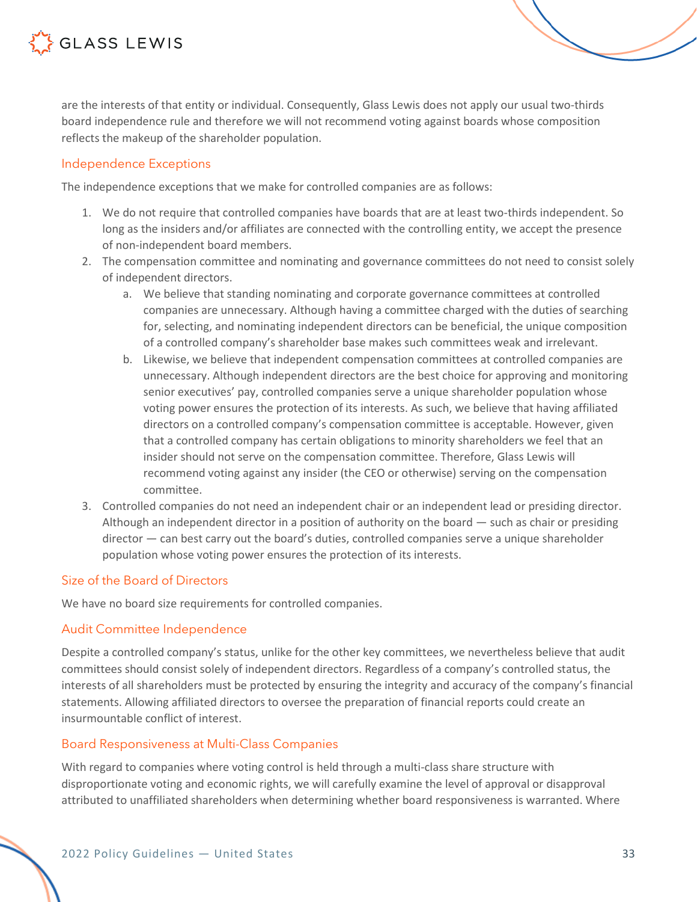are the interests of that entity or individual. Consequently, Glass Lewis does not apply our usual two-thirds board independence rule and therefore we will not recommend voting against boards whose composition reflects the makeup of the shareholder population.

### Independence Exceptions

The independence exceptions that we make for controlled companies are as follows:

1. We do not require that controlled companies have boards that are at least two-thirds independent. So long as the insiders and/or affiliates are connected with the controlling entity, we accept the presence of non-independent board members.
2. The compensation committee and nominating and governance committees do not need to consist solely of independent directors.
   a. We believe that standing nominating and corporate governance committees at controlled companies are unnecessary. Although having a committee charged with the duties of searching for, selecting, and nominating independent directors can be beneficial, the unique composition of a controlled company's shareholder base makes such committees weak and irrelevant.
   b. Likewise, we believe that independent compensation committees at controlled companies are unnecessary. Although independent directors are the best choice for approving and monitoring senior executives' pay, controlled companies serve a unique shareholder population whose voting power ensures the protection of its interests. As such, we believe that having affiliated directors on a controlled company's compensation committee is acceptable. However, given that a controlled company has certain obligations to minority shareholders we feel that an insider should not serve on the compensation committee. Therefore, Glass Lewis will recommend voting against any insider (the CEO or otherwise) serving on the compensation committee.
3. Controlled companies do not need an independent chair or an independent lead or presiding director. Although an independent director in a position of authority on the board — such as chair or presiding director — can best carry out the board's duties, controlled companies serve a unique shareholder population whose voting power ensures the protection of its interests.

### Size of the Board of Directors

We have no board size requirements for controlled companies.

### Audit Committee Independence

Despite a controlled company's status, unlike for the other key committees, we nevertheless believe that audit committees should consist solely of independent directors. Regardless of a company's controlled status, the interests of all shareholders must be protected by ensuring the integrity and accuracy of the company's financial statements. Allowing affiliated directors to oversee the preparation of financial reports could create an insurmountable conflict of interest.

### Board Responsiveness at Multi-Class Companies

With regard to companies where voting control is held through a multi-class share structure with disproportionate voting and economic rights, we will carefully examine the level of approval or disapproval attributed to unaffiliated shareholders when determining whether board responsiveness is warranted. Where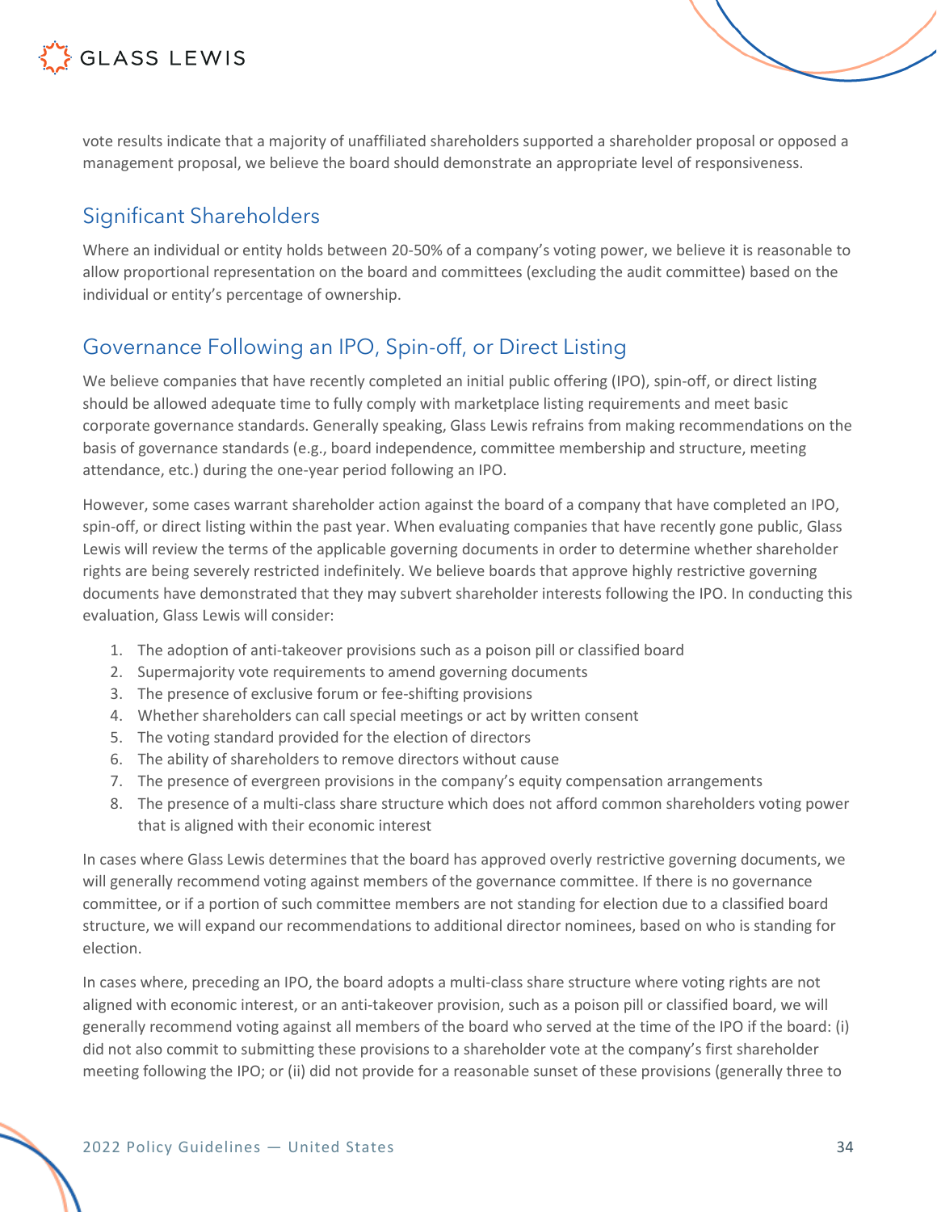vote results indicate that a majority of unaffiliated shareholders supported a shareholder proposal or opposed a management proposal, we believe the board should demonstrate an appropriate level of responsiveness.

## Significant Shareholders

Where an individual or entity holds between 20-50% of a company's voting power, we believe it is reasonable to allow proportional representation on the board and committees (excluding the audit committee) based on the individual or entity's percentage of ownership.

## Governance Following an IPO, Spin-off, or Direct Listing

We believe companies that have recently completed an initial public offering (IPO), spin-off, or direct listing should be allowed adequate time to fully comply with marketplace listing requirements and meet basic corporate governance standards. Generally speaking, Glass Lewis refrains from making recommendations on the basis of governance standards (e.g., board independence, committee membership and structure, meeting attendance, etc.) during the one-year period following an IPO.

However, some cases warrant shareholder action against the board of a company that have completed an IPO, spin-off, or direct listing within the past year. When evaluating companies that have recently gone public, Glass Lewis will review the terms of the applicable governing documents in order to determine whether shareholder rights are being severely restricted indefinitely. We believe boards that approve highly restrictive governing documents have demonstrated that they may subvert shareholder interests following the IPO. In conducting this evaluation, Glass Lewis will consider:

1. The adoption of anti-takeover provisions such as a poison pill or classified board
2. Supermajority vote requirements to amend governing documents
3. The presence of exclusive forum or fee-shifting provisions
4. Whether shareholders can call special meetings or act by written consent
5. The voting standard provided for the election of directors
6. The ability of shareholders to remove directors without cause
7. The presence of evergreen provisions in the company's equity compensation arrangements
8. The presence of a multi-class share structure which does not afford common shareholders voting power that is aligned with their economic interest

In cases where Glass Lewis determines that the board has approved overly restrictive governing documents, we will generally recommend voting against members of the governance committee. If there is no governance committee, or if a portion of such committee members are not standing for election due to a classified board structure, we will expand our recommendations to additional director nominees, based on who is standing for election.

In cases where, preceding an IPO, the board adopts a multi-class share structure where voting rights are not aligned with economic interest, or an anti-takeover provision, such as a poison pill or classified board, we will generally recommend voting against all members of the board who served at the time of the IPO if the board: (i) did not also commit to submitting these provisions to a shareholder vote at the company's first shareholder meeting following the IPO; or (ii) did not provide for a reasonable sunset of these provisions (generally three to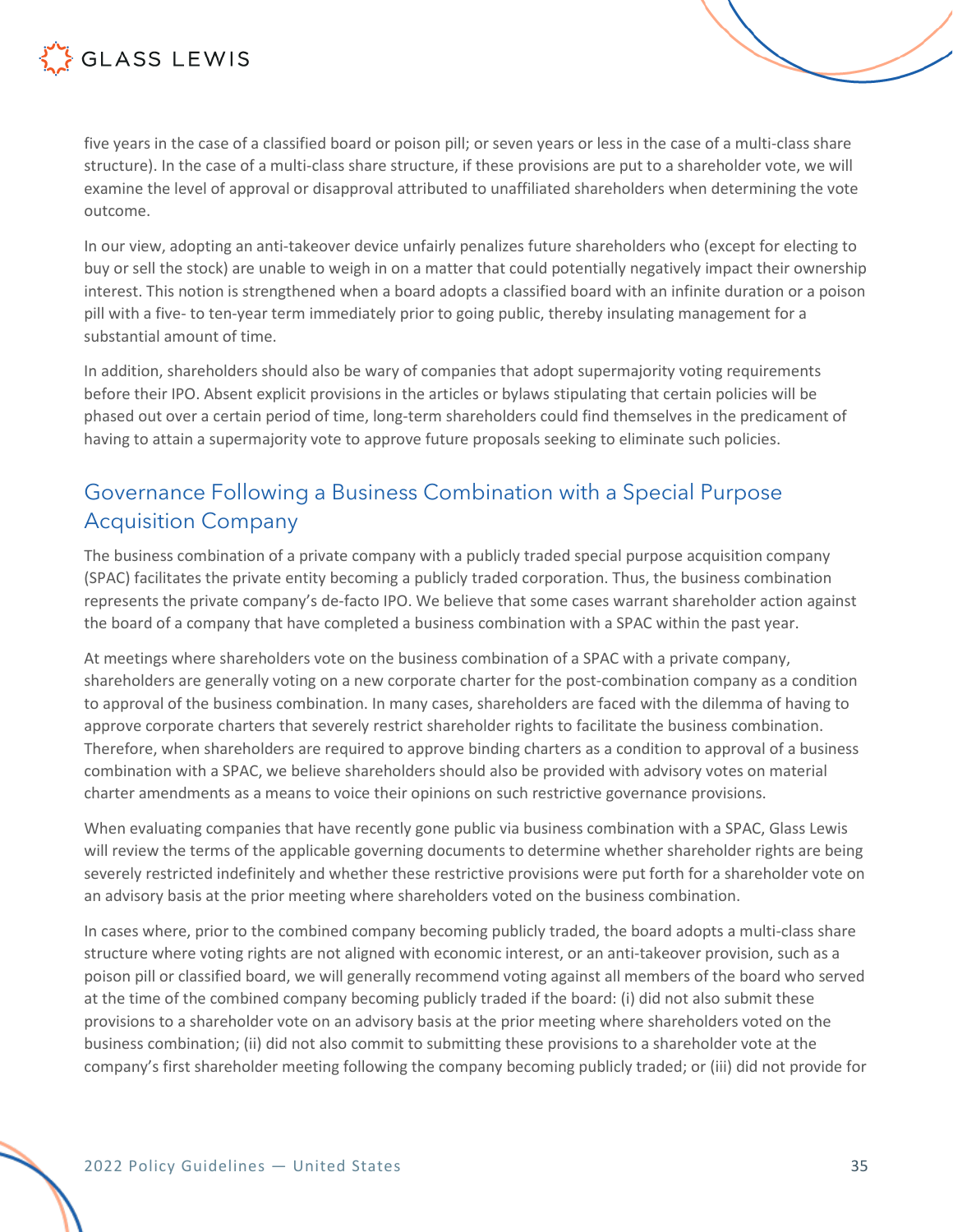five years in the case of a classified board or poison pill; or seven years or less in the case of a multi-class share structure). In the case of a multi-class share structure, if these provisions are put to a shareholder vote, we will examine the level of approval or disapproval attributed to unaffiliated shareholders when determining the vote outcome.

In our view, adopting an anti-takeover device unfairly penalizes future shareholders who (except for electing to buy or sell the stock) are unable to weigh in on a matter that could potentially negatively impact their ownership interest. This notion is strengthened when a board adopts a classified board with an infinite duration or a poison pill with a five- to ten-year term immediately prior to going public, thereby insulating management for a substantial amount of time.

In addition, shareholders should also be wary of companies that adopt supermajority voting requirements before their IPO. Absent explicit provisions in the articles or bylaws stipulating that certain policies will be phased out over a certain period of time, long-term shareholders could find themselves in the predicament of having to attain a supermajority vote to approve future proposals seeking to eliminate such policies.

## Governance Following a Business Combination with a Special Purpose Acquisition Company

The business combination of a private company with a publicly traded special purpose acquisition company (SPAC) facilitates the private entity becoming a publicly traded corporation. Thus, the business combination represents the private company's de-facto IPO. We believe that some cases warrant shareholder action against the board of a company that have completed a business combination with a SPAC within the past year.

At meetings where shareholders vote on the business combination of a SPAC with a private company, shareholders are generally voting on a new corporate charter for the post-combination company as a condition to approval of the business combination. In many cases, shareholders are faced with the dilemma of having to approve corporate charters that severely restrict shareholder rights to facilitate the business combination. Therefore, when shareholders are required to approve binding charters as a condition to approval of a business combination with a SPAC, we believe shareholders should also be provided with advisory votes on material charter amendments as a means to voice their opinions on such restrictive governance provisions.

When evaluating companies that have recently gone public via business combination with a SPAC, Glass Lewis will review the terms of the applicable governing documents to determine whether shareholder rights are being severely restricted indefinitely and whether these restrictive provisions were put forth for a shareholder vote on an advisory basis at the prior meeting where shareholders voted on the business combination.

In cases where, prior to the combined company becoming publicly traded, the board adopts a multi-class share structure where voting rights are not aligned with economic interest, or an anti-takeover provision, such as a poison pill or classified board, we will generally recommend voting against all members of the board who served at the time of the combined company becoming publicly traded if the board: (i) did not also submit these provisions to a shareholder vote on an advisory basis at the prior meeting where shareholders voted on the business combination; (ii) did not also commit to submitting these provisions to a shareholder vote at the company's first shareholder meeting following the company becoming publicly traded; or (iii) did not provide for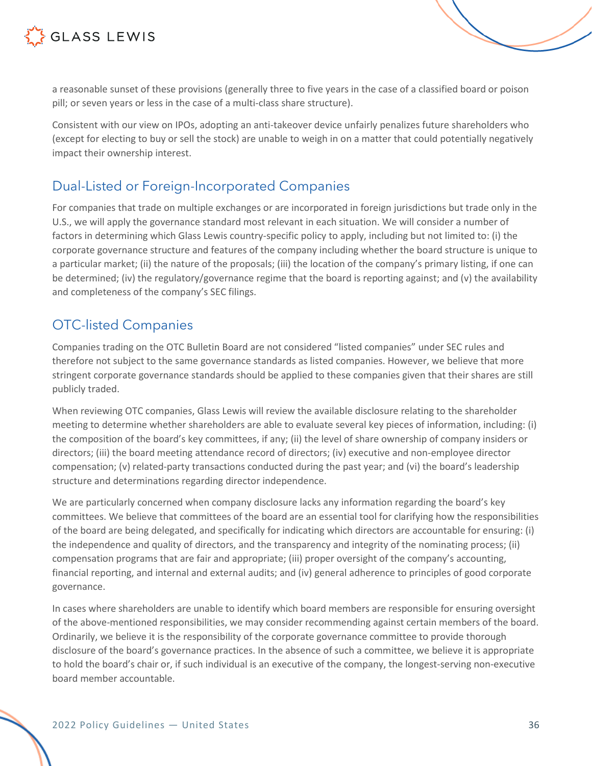a reasonable sunset of these provisions (generally three to five years in the case of a classified board or poison pill; or seven years or less in the case of a multi-class share structure).

Consistent with our view on IPOs, adopting an anti-takeover device unfairly penalizes future shareholders who (except for electing to buy or sell the stock) are unable to weigh in on a matter that could potentially negatively impact their ownership interest.

## Dual-Listed or Foreign-Incorporated Companies

For companies that trade on multiple exchanges or are incorporated in foreign jurisdictions but trade only in the U.S., we will apply the governance standard most relevant in each situation. We will consider a number of factors in determining which Glass Lewis country-specific policy to apply, including but not limited to: (i) the corporate governance structure and features of the company including whether the board structure is unique to a particular market; (ii) the nature of the proposals; (iii) the location of the company's primary listing, if one can be determined; (iv) the regulatory/governance regime that the board is reporting against; and (v) the availability and completeness of the company's SEC filings.

## OTC-listed Companies

Companies trading on the OTC Bulletin Board are not considered "listed companies" under SEC rules and therefore not subject to the same governance standards as listed companies. However, we believe that more stringent corporate governance standards should be applied to these companies given that their shares are still publicly traded.

When reviewing OTC companies, Glass Lewis will review the available disclosure relating to the shareholder meeting to determine whether shareholders are able to evaluate several key pieces of information, including: (i) the composition of the board's key committees, if any; (ii) the level of share ownership of company insiders or directors; (iii) the board meeting attendance record of directors; (iv) executive and non-employee director compensation; (v) related-party transactions conducted during the past year; and (vi) the board's leadership structure and determinations regarding director independence.

We are particularly concerned when company disclosure lacks any information regarding the board's key committees. We believe that committees of the board are an essential tool for clarifying how the responsibilities of the board are being delegated, and specifically for indicating which directors are accountable for ensuring: (i) the independence and quality of directors, and the transparency and integrity of the nominating process; (ii) compensation programs that are fair and appropriate; (iii) proper oversight of the company's accounting, financial reporting, and internal and external audits; and (iv) general adherence to principles of good corporate governance.

In cases where shareholders are unable to identify which board members are responsible for ensuring oversight of the above-mentioned responsibilities, we may consider recommending against certain members of the board. Ordinarily, we believe it is the responsibility of the corporate governance committee to provide thorough disclosure of the board's governance practices. In the absence of such a committee, we believe it is appropriate to hold the board's chair or, if such individual is an executive of the company, the longest-serving non-executive board member accountable.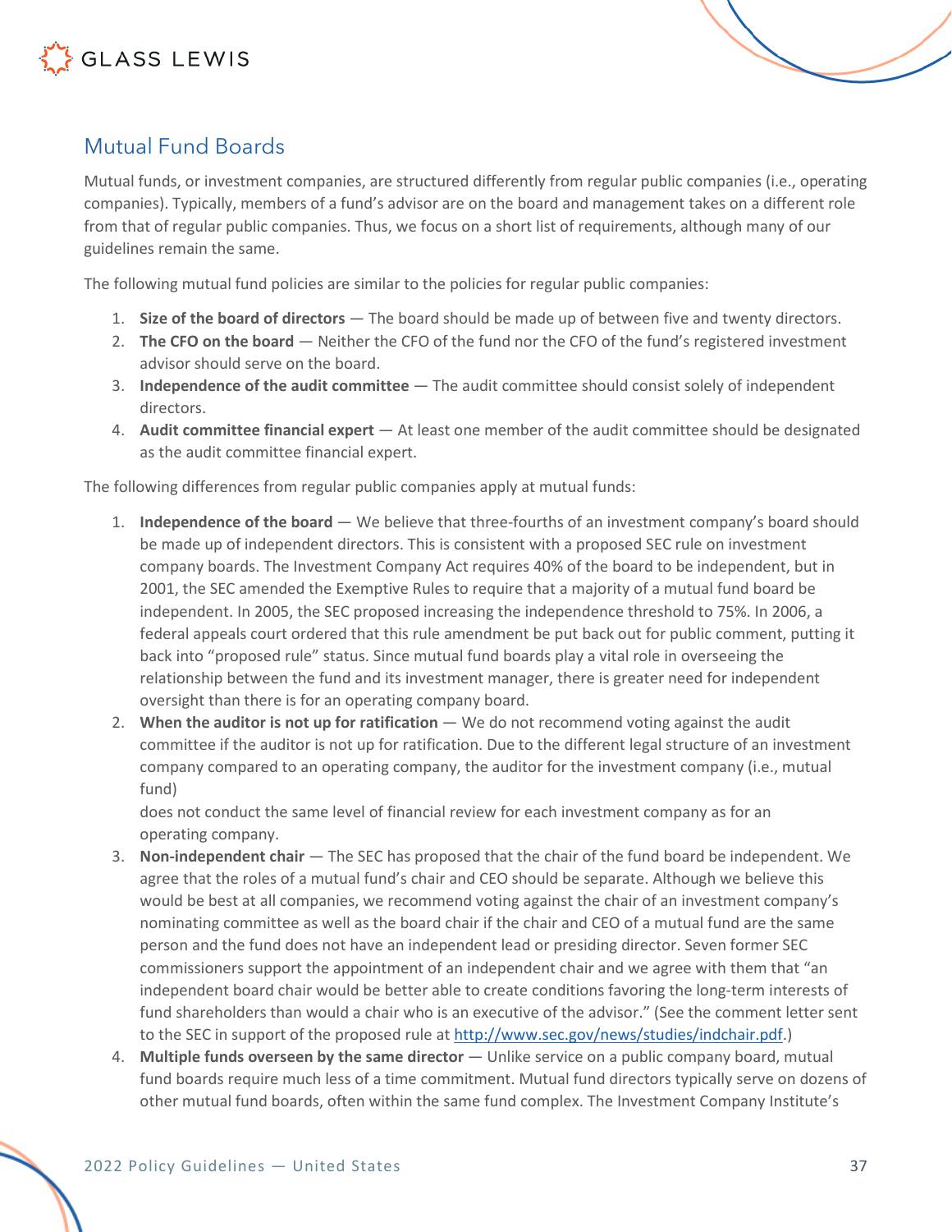## Mutual Fund Boards

Mutual funds, or investment companies, are structured differently from regular public companies (i.e., operating companies). Typically, members of a fund's advisor are on the board and management takes on a different role from that of regular public companies. Thus, we focus on a short list of requirements, although many of our guidelines remain the same.

The following mutual fund policies are similar to the policies for regular public companies:

1. **Size of the board of directors** — The board should be made up of between five and twenty directors.
2. **The CFO on the board** — Neither the CFO of the fund nor the CFO of the fund's registered investment advisor should serve on the board.
3. **Independence of the audit committee** — The audit committee should consist solely of independent directors.
4. **Audit committee financial expert** — At least one member of the audit committee should be designated as the audit committee financial expert.

The following differences from regular public companies apply at mutual funds:

1. **Independence of the board** — We believe that three-fourths of an investment company's board should be made up of independent directors. This is consistent with a proposed SEC rule on investment company boards. The Investment Company Act requires 40% of the board to be independent, but in 2001, the SEC amended the Exemptive Rules to require that a majority of a mutual fund board be independent. In 2005, the SEC proposed increasing the independence threshold to 75%. In 2006, a federal appeals court ordered that this rule amendment be put back out for public comment, putting it back into "proposed rule" status. Since mutual fund boards play a vital role in overseeing the relationship between the fund and its investment manager, there is greater need for independent oversight than there is for an operating company board.
2. **When the auditor is not up for ratification** — We do not recommend voting against the audit committee if the auditor is not up for ratification. Due to the different legal structure of an investment company compared to an operating company, the auditor for the investment company (i.e., mutual fund) does not conduct the same level of financial review for each investment company as for an operating company.
3. **Non-independent chair** — The SEC has proposed that the chair of the fund board be independent. We agree that the roles of a mutual fund's chair and CEO should be separate. Although we believe this would be best at all companies, we recommend voting against the chair of an investment company's nominating committee as well as the board chair if the chair and CEO of a mutual fund are the same person and the fund does not have an independent lead or presiding director. Seven former SEC commissioners support the appointment of an independent chair and we agree with them that "an independent board chair would be better able to create conditions favoring the long-term interests of fund shareholders than would a chair who is an executive of the advisor." (See the comment letter sent to the SEC in support of the proposed rule at [http://www.sec.gov/news/studies/indchair.pdf](http://www.sec.gov/news/studies/indchair.pdf).)
4. **Multiple funds overseen by the same director** — Unlike service on a public company board, mutual fund boards require much less of a time commitment. Mutual fund directors typically serve on dozens of other mutual fund boards, often within the same fund complex. The Investment Company Institute's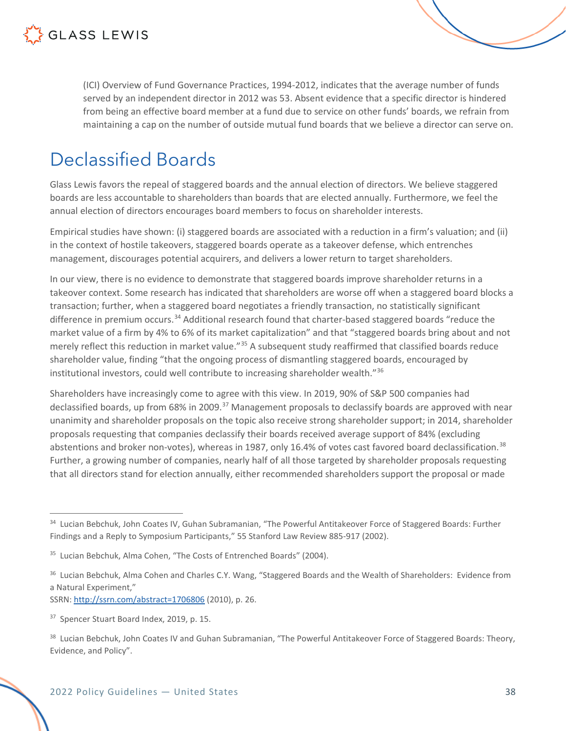(ICI) Overview of Fund Governance Practices, 1994-2012, indicates that the average number of funds served by an independent director in 2012 was 53. Absent evidence that a specific director is hindered from being an effective board member at a fund due to service on other funds' boards, we refrain from maintaining a cap on the number of outside mutual fund boards that we believe a director can serve on.

## Declassified Boards

Glass Lewis favors the repeal of staggered boards and the annual election of directors. We believe staggered boards are less accountable to shareholders than boards that are elected annually. Furthermore, we feel the annual election of directors encourages board members to focus on shareholder interests.

Empirical studies have shown: (i) staggered boards are associated with a reduction in a firm's valuation; and (ii) in the context of hostile takeovers, staggered boards operate as a takeover defense, which entrenches management, discourages potential acquirers, and delivers a lower return to target shareholders.

In our view, there is no evidence to demonstrate that staggered boards improve shareholder returns in a takeover context. Some research has indicated that shareholders are worse off when a staggered board blocks a transaction; further, when a staggered board negotiates a friendly transaction, no statistically significant difference in premium occurs.[34] Additional research found that charter-based staggered boards "reduce the market value of a firm by 4% to 6% of its market capitalization" and that "staggered boards bring about and not merely reflect this reduction in market value."[35] A subsequent study reaffirmed that classified boards reduce shareholder value, finding "that the ongoing process of dismantling staggered boards, encouraged by institutional investors, could well contribute to increasing shareholder wealth."[36]

Shareholders have increasingly come to agree with this view. In 2019, 90% of S&P 500 companies had declassified boards, up from 68% in 2009.[37] Management proposals to declassify boards are approved with near unanimity and shareholder proposals on the topic also receive strong shareholder support; in 2014, shareholder proposals requesting that companies declassify their boards received average support of 84% (excluding abstentions and broker non-votes), whereas in 1987, only 16.4% of votes cast favored board declassification.[38] Further, a growing number of companies, nearly half of all those targeted by shareholder proposals requesting that all directors stand for election annually, either recommended shareholders support the proposal or made

---

[34] Lucian Bebchuk, John Coates IV, Guhan Subramanian, "The Powerful Antitakeover Force of Staggered Boards: Further Findings and a Reply to Symposium Participants," 55 Stanford Law Review 885-917 (2002).

[35] Lucian Bebchuk, Alma Cohen, "The Costs of Entrenched Boards" (2004).

[36] Lucian Bebchuk, Alma Cohen and Charles C.Y. Wang, "Staggered Boards and the Wealth of Shareholders: Evidence from a Natural Experiment," SSRN: http://ssrn.com/abstract=1706806 (2010), p. 26.

[37] Spencer Stuart Board Index, 2019, p. 15.

[38] Lucian Bebchuk, John Coates IV and Guhan Subramanian, "The Powerful Antitakeover Force of Staggered Boards: Theory, Evidence, and Policy".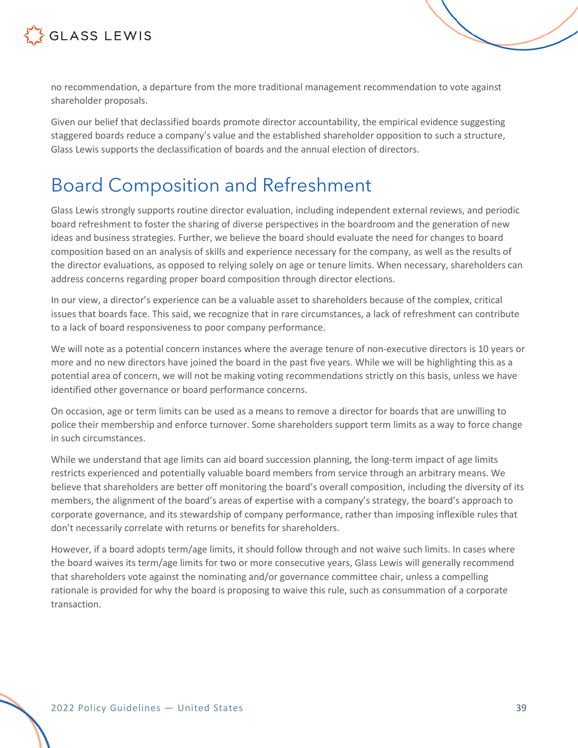no recommendation, a departure from the more traditional management recommendation to vote against shareholder proposals.

Given our belief that declassified boards promote director accountability, the empirical evidence suggesting staggered boards reduce a company's value and the established shareholder opposition to such a structure, Glass Lewis supports the declassification of boards and the annual election of directors.

# Board Composition and Refreshment

Glass Lewis strongly supports routine director evaluation, including independent external reviews, and periodic board refreshment to foster the sharing of diverse perspectives in the boardroom and the generation of new ideas and business strategies. Further, we believe the board should evaluate the need for changes to board composition based on an analysis of skills and experience necessary for the company, as well as the results of the director evaluations, as opposed to relying solely on age or tenure limits. When necessary, shareholders can address concerns regarding proper board composition through director elections.

In our view, a director's experience can be a valuable asset to shareholders because of the complex, critical issues that boards face. This said, we recognize that in rare circumstances, a lack of refreshment can contribute to a lack of board responsiveness to poor company performance.

We will note as a potential concern instances where the average tenure of non-executive directors is 10 years or more and no new directors have joined the board in the past five years. While we will be highlighting this as a potential area of concern, we will not be making voting recommendations strictly on this basis, unless we have identified other governance or board performance concerns.

On occasion, age or term limits can be used as a means to remove a director for boards that are unwilling to police their membership and enforce turnover. Some shareholders support term limits as a way to force change in such circumstances.

While we understand that age limits can aid board succession planning, the long-term impact of age limits restricts experienced and potentially valuable board members from service through an arbitrary means. We believe that shareholders are better off monitoring the board's overall composition, including the diversity of its members, the alignment of the board's areas of expertise with a company's strategy, the board's approach to corporate governance, and its stewardship of company performance, rather than imposing inflexible rules that don't necessarily correlate with returns or benefits for shareholders.

However, if a board adopts term/age limits, it should follow through and not waive such limits. In cases where the board waives its term/age limits for two or more consecutive years, Glass Lewis will generally recommend that shareholders vote against the nominating and/or governance committee chair, unless a compelling rationale is provided for why the board is proposing to waive this rule, such as consummation of a corporate transaction.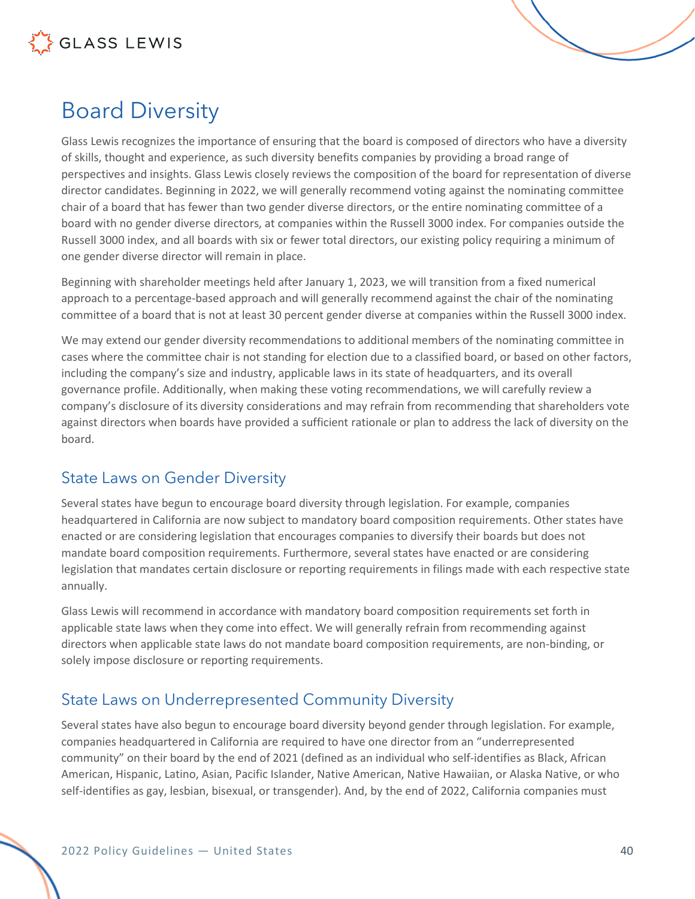## Board Diversity

Glass Lewis recognizes the importance of ensuring that the board is composed of directors who have a diversity of skills, thought and experience, as such diversity benefits companies by providing a broad range of perspectives and insights. Glass Lewis closely reviews the composition of the board for representation of diverse director candidates. Beginning in 2022, we will generally recommend voting against the nominating committee chair of a board that has fewer than two gender diverse directors, or the entire nominating committee of a board with no gender diverse directors, at companies within the Russell 3000 index. For companies outside the Russell 3000 index, and all boards with six or fewer total directors, our existing policy requiring a minimum of one gender diverse director will remain in place.

Beginning with shareholder meetings held after January 1, 2023, we will transition from a fixed numerical approach to a percentage-based approach and will generally recommend against the chair of the nominating committee of a board that is not at least 30 percent gender diverse at companies within the Russell 3000 index.

We may extend our gender diversity recommendations to additional members of the nominating committee in cases where the committee chair is not standing for election due to a classified board, or based on other factors, including the company's size and industry, applicable laws in its state of headquarters, and its overall governance profile. Additionally, when making these voting recommendations, we will carefully review a company's disclosure of its diversity considerations and may refrain from recommending that shareholders vote against directors when boards have provided a sufficient rationale or plan to address the lack of diversity on the board.

### State Laws on Gender Diversity

Several states have begun to encourage board diversity through legislation. For example, companies headquartered in California are now subject to mandatory board composition requirements. Other states have enacted or are considering legislation that encourages companies to diversify their boards but does not mandate board composition requirements. Furthermore, several states have enacted or are considering legislation that mandates certain disclosure or reporting requirements in filings made with each respective state annually.

Glass Lewis will recommend in accordance with mandatory board composition requirements set forth in applicable state laws when they come into effect. We will generally refrain from recommending against directors when applicable state laws do not mandate board composition requirements, are non-binding, or solely impose disclosure or reporting requirements.

### State Laws on Underrepresented Community Diversity

Several states have also begun to encourage board diversity beyond gender through legislation. For example, companies headquartered in California are required to have one director from an "underrepresented community" on their board by the end of 2021 (defined as an individual who self-identifies as Black, African American, Hispanic, Latino, Asian, Pacific Islander, Native American, Native Hawaiian, or Alaska Native, or who self-identifies as gay, lesbian, bisexual, or transgender). And, by the end of 2022, California companies must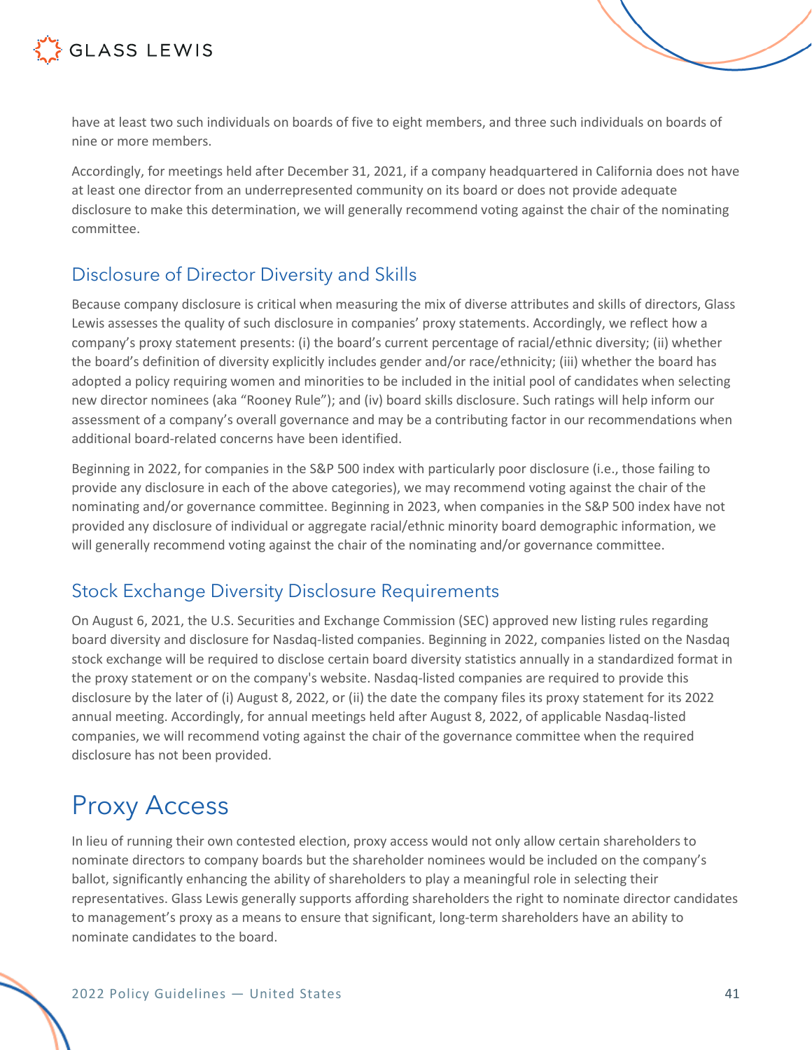have at least two such individuals on boards of five to eight members, and three such individuals on boards of nine or more members.

Accordingly, for meetings held after December 31, 2021, if a company headquartered in California does not have at least one director from an underrepresented community on its board or does not provide adequate disclosure to make this determination, we will generally recommend voting against the chair of the nominating committee.

## Disclosure of Director Diversity and Skills

Because company disclosure is critical when measuring the mix of diverse attributes and skills of directors, Glass Lewis assesses the quality of such disclosure in companies' proxy statements. Accordingly, we reflect how a company's proxy statement presents: (i) the board's current percentage of racial/ethnic diversity; (ii) whether the board's definition of diversity explicitly includes gender and/or race/ethnicity; (iii) whether the board has adopted a policy requiring women and minorities to be included in the initial pool of candidates when selecting new director nominees (aka "Rooney Rule"); and (iv) board skills disclosure. Such ratings will help inform our assessment of a company's overall governance and may be a contributing factor in our recommendations when additional board-related concerns have been identified.

Beginning in 2022, for companies in the S&P 500 index with particularly poor disclosure (i.e., those failing to provide any disclosure in each of the above categories), we may recommend voting against the chair of the nominating and/or governance committee. Beginning in 2023, when companies in the S&P 500 index have not provided any disclosure of individual or aggregate racial/ethnic minority board demographic information, we will generally recommend voting against the chair of the nominating and/or governance committee.

## Stock Exchange Diversity Disclosure Requirements

On August 6, 2021, the U.S. Securities and Exchange Commission (SEC) approved new listing rules regarding board diversity and disclosure for Nasdaq-listed companies. Beginning in 2022, companies listed on the Nasdaq stock exchange will be required to disclose certain board diversity statistics annually in a standardized format in the proxy statement or on the company's website. Nasdaq-listed companies are required to provide this disclosure by the later of (i) August 8, 2022, or (ii) the date the company files its proxy statement for its 2022 annual meeting. Accordingly, for annual meetings held after August 8, 2022, of applicable Nasdaq-listed companies, we will recommend voting against the chair of the governance committee when the required disclosure has not been provided.

# Proxy Access

In lieu of running their own contested election, proxy access would not only allow certain shareholders to nominate directors to company boards but the shareholder nominees would be included on the company's ballot, significantly enhancing the ability of shareholders to play a meaningful role in selecting their representatives. Glass Lewis generally supports affording shareholders the right to nominate director candidates to management's proxy as a means to ensure that significant, long-term shareholders have an ability to nominate candidates to the board.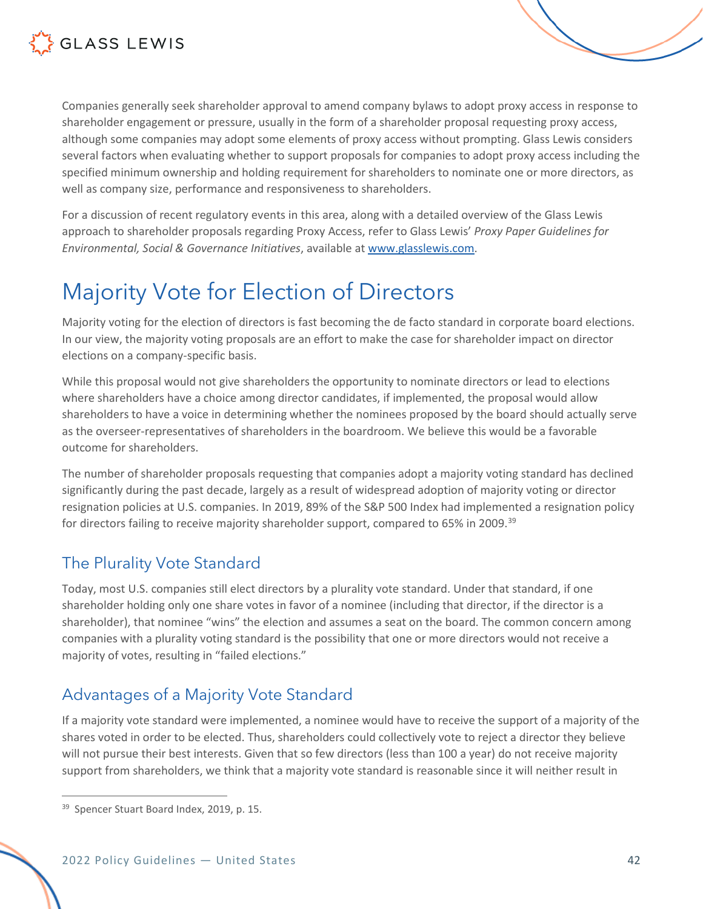Companies generally seek shareholder approval to amend company bylaws to adopt proxy access in response to shareholder engagement or pressure, usually in the form of a shareholder proposal requesting proxy access, although some companies may adopt some elements of proxy access without prompting. Glass Lewis considers several factors when evaluating whether to support proposals for companies to adopt proxy access including the specified minimum ownership and holding requirement for shareholders to nominate one or more directors, as well as company size, performance and responsiveness to shareholders.

For a discussion of recent regulatory events in this area, along with a detailed overview of the Glass Lewis approach to shareholder proposals regarding Proxy Access, refer to Glass Lewis' *Proxy Paper Guidelines for Environmental, Social & Governance Initiatives*, available at [www.glasslewis.com](www.glasslewis.com).

# Majority Vote for Election of Directors

Majority voting for the election of directors is fast becoming the de facto standard in corporate board elections. In our view, the majority voting proposals are an effort to make the case for shareholder impact on director elections on a company-specific basis.

While this proposal would not give shareholders the opportunity to nominate directors or lead to elections where shareholders have a choice among director candidates, if implemented, the proposal would allow shareholders to have a voice in determining whether the nominees proposed by the board should actually serve as the overseer-representatives of shareholders in the boardroom. We believe this would be a favorable outcome for shareholders.

The number of shareholder proposals requesting that companies adopt a majority voting standard has declined significantly during the past decade, largely as a result of widespread adoption of majority voting or director resignation policies at U.S. companies. In 2019, 89% of the S&P 500 Index had implemented a resignation policy for directors failing to receive majority shareholder support, compared to 65% in 2009.[39]

## The Plurality Vote Standard

Today, most U.S. companies still elect directors by a plurality vote standard. Under that standard, if one shareholder holding only one share votes in favor of a nominee (including that director, if the director is a shareholder), that nominee "wins" the election and assumes a seat on the board. The common concern among companies with a plurality voting standard is the possibility that one or more directors would not receive a majority of votes, resulting in "failed elections."

## Advantages of a Majority Vote Standard

If a majority vote standard were implemented, a nominee would have to receive the support of a majority of the shares voted in order to be elected. Thus, shareholders could collectively vote to reject a director they believe will not pursue their best interests. Given that so few directors (less than 100 a year) do not receive majority support from shareholders, we think that a majority vote standard is reasonable since it will neither result in

---

[39] Spencer Stuart Board Index, 2019, p. 15.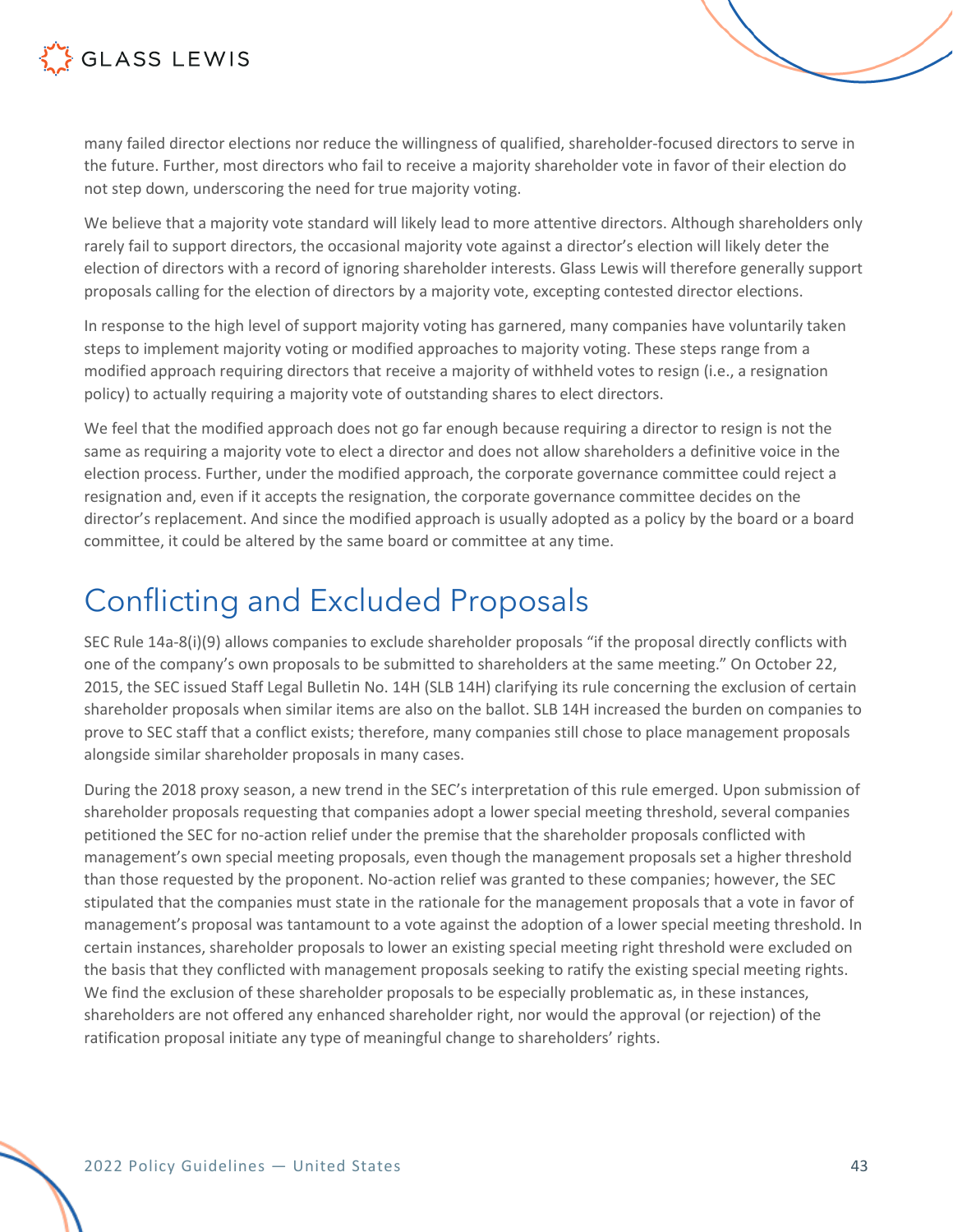many failed director elections nor reduce the willingness of qualified, shareholder-focused directors to serve in the future. Further, most directors who fail to receive a majority shareholder vote in favor of their election do not step down, underscoring the need for true majority voting.

We believe that a majority vote standard will likely lead to more attentive directors. Although shareholders only rarely fail to support directors, the occasional majority vote against a director's election will likely deter the election of directors with a record of ignoring shareholder interests. Glass Lewis will therefore generally support proposals calling for the election of directors by a majority vote, excepting contested director elections.

In response to the high level of support majority voting has garnered, many companies have voluntarily taken steps to implement majority voting or modified approaches to majority voting. These steps range from a modified approach requiring directors that receive a majority of withheld votes to resign (i.e., a resignation policy) to actually requiring a majority vote of outstanding shares to elect directors.

We feel that the modified approach does not go far enough because requiring a director to resign is not the same as requiring a majority vote to elect a director and does not allow shareholders a definitive voice in the election process. Further, under the modified approach, the corporate governance committee could reject a resignation and, even if it accepts the resignation, the corporate governance committee decides on the director's replacement. And since the modified approach is usually adopted as a policy by the board or a board committee, it could be altered by the same board or committee at any time.

# Conflicting and Excluded Proposals

SEC Rule 14a-8(i)(9) allows companies to exclude shareholder proposals "if the proposal directly conflicts with one of the company's own proposals to be submitted to shareholders at the same meeting." On October 22, 2015, the SEC issued Staff Legal Bulletin No. 14H (SLB 14H) clarifying its rule concerning the exclusion of certain shareholder proposals when similar items are also on the ballot. SLB 14H increased the burden on companies to prove to SEC staff that a conflict exists; therefore, many companies still chose to place management proposals alongside similar shareholder proposals in many cases.

During the 2018 proxy season, a new trend in the SEC's interpretation of this rule emerged. Upon submission of shareholder proposals requesting that companies adopt a lower special meeting threshold, several companies petitioned the SEC for no-action relief under the premise that the shareholder proposals conflicted with management's own special meeting proposals, even though the management proposals set a higher threshold than those requested by the proponent. No-action relief was granted to these companies; however, the SEC stipulated that the companies must state in the rationale for the management proposals that a vote in favor of management's proposal was tantamount to a vote against the adoption of a lower special meeting threshold. In certain instances, shareholder proposals to lower an existing special meeting right threshold were excluded on the basis that they conflicted with management proposals seeking to ratify the existing special meeting rights. We find the exclusion of these shareholder proposals to be especially problematic as, in these instances, shareholders are not offered any enhanced shareholder right, nor would the approval (or rejection) of the ratification proposal initiate any type of meaningful change to shareholders' rights.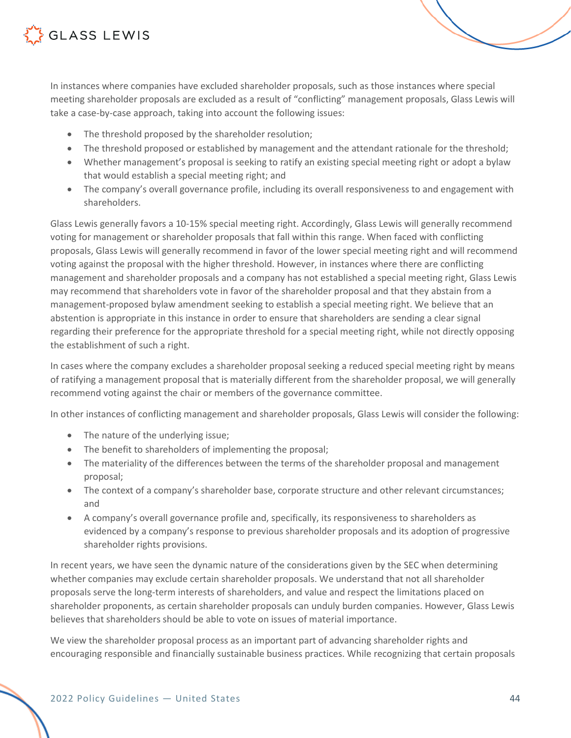In instances where companies have excluded shareholder proposals, such as those instances where special meeting shareholder proposals are excluded as a result of "conflicting" management proposals, Glass Lewis will take a case-by-case approach, taking into account the following issues:

- The threshold proposed by the shareholder resolution;
- The threshold proposed or established by management and the attendant rationale for the threshold;
- Whether management's proposal is seeking to ratify an existing special meeting right or adopt a bylaw that would establish a special meeting right; and
- The company's overall governance profile, including its overall responsiveness to and engagement with shareholders.

Glass Lewis generally favors a 10-15% special meeting right. Accordingly, Glass Lewis will generally recommend voting for management or shareholder proposals that fall within this range. When faced with conflicting proposals, Glass Lewis will generally recommend in favor of the lower special meeting right and will recommend voting against the proposal with the higher threshold. However, in instances where there are conflicting management and shareholder proposals and a company has not established a special meeting right, Glass Lewis may recommend that shareholders vote in favor of the shareholder proposal and that they abstain from a management-proposed bylaw amendment seeking to establish a special meeting right. We believe that an abstention is appropriate in this instance in order to ensure that shareholders are sending a clear signal regarding their preference for the appropriate threshold for a special meeting right, while not directly opposing the establishment of such a right.

In cases where the company excludes a shareholder proposal seeking a reduced special meeting right by means of ratifying a management proposal that is materially different from the shareholder proposal, we will generally recommend voting against the chair or members of the governance committee.

In other instances of conflicting management and shareholder proposals, Glass Lewis will consider the following:

- The nature of the underlying issue;
- The benefit to shareholders of implementing the proposal;
- The materiality of the differences between the terms of the shareholder proposal and management proposal;
- The context of a company's shareholder base, corporate structure and other relevant circumstances; and
- A company's overall governance profile and, specifically, its responsiveness to shareholders as evidenced by a company's response to previous shareholder proposals and its adoption of progressive shareholder rights provisions.

In recent years, we have seen the dynamic nature of the considerations given by the SEC when determining whether companies may exclude certain shareholder proposals. We understand that not all shareholder proposals serve the long-term interests of shareholders, and value and respect the limitations placed on shareholder proponents, as certain shareholder proposals can unduly burden companies. However, Glass Lewis believes that shareholders should be able to vote on issues of material importance.

We view the shareholder proposal process as an important part of advancing shareholder rights and encouraging responsible and financially sustainable business practices. While recognizing that certain proposals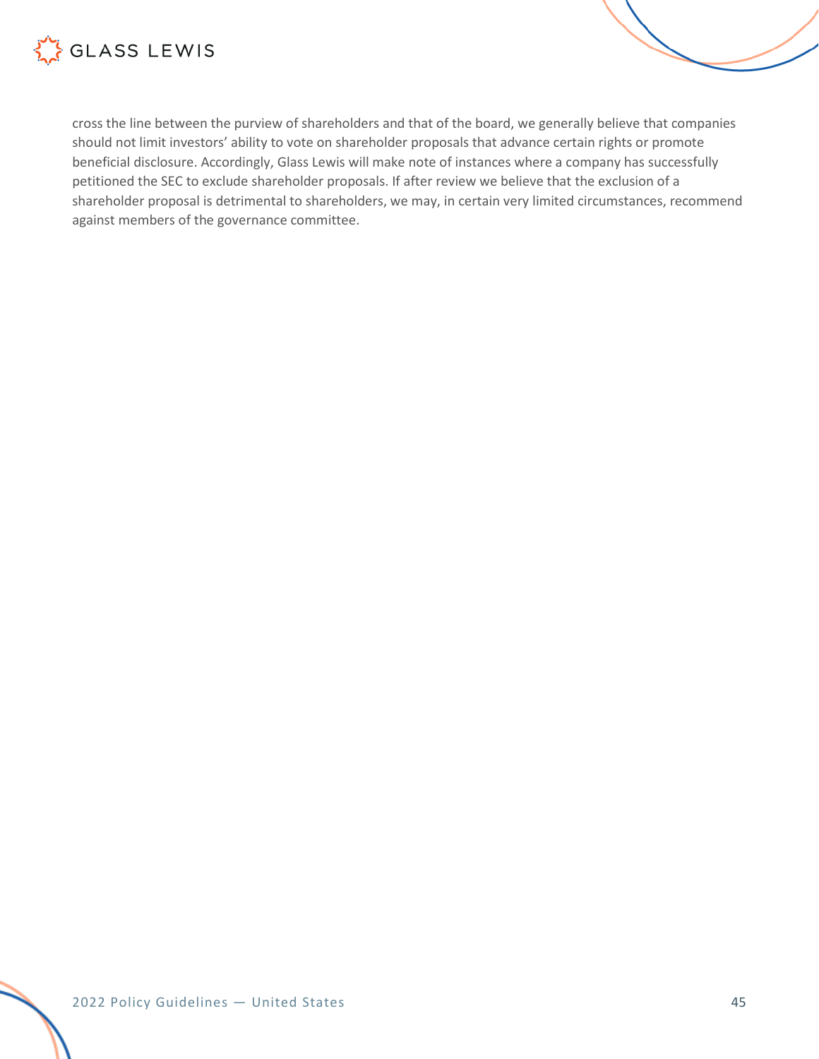cross the line between the purview of shareholders and that of the board, we generally believe that companies should not limit investors' ability to vote on shareholder proposals that advance certain rights or promote beneficial disclosure. Accordingly, Glass Lewis will make note of instances where a company has successfully petitioned the SEC to exclude shareholder proposals. If after review we believe that the exclusion of a shareholder proposal is detrimental to shareholders, we may, in certain very limited circumstances, recommend against members of the governance committee.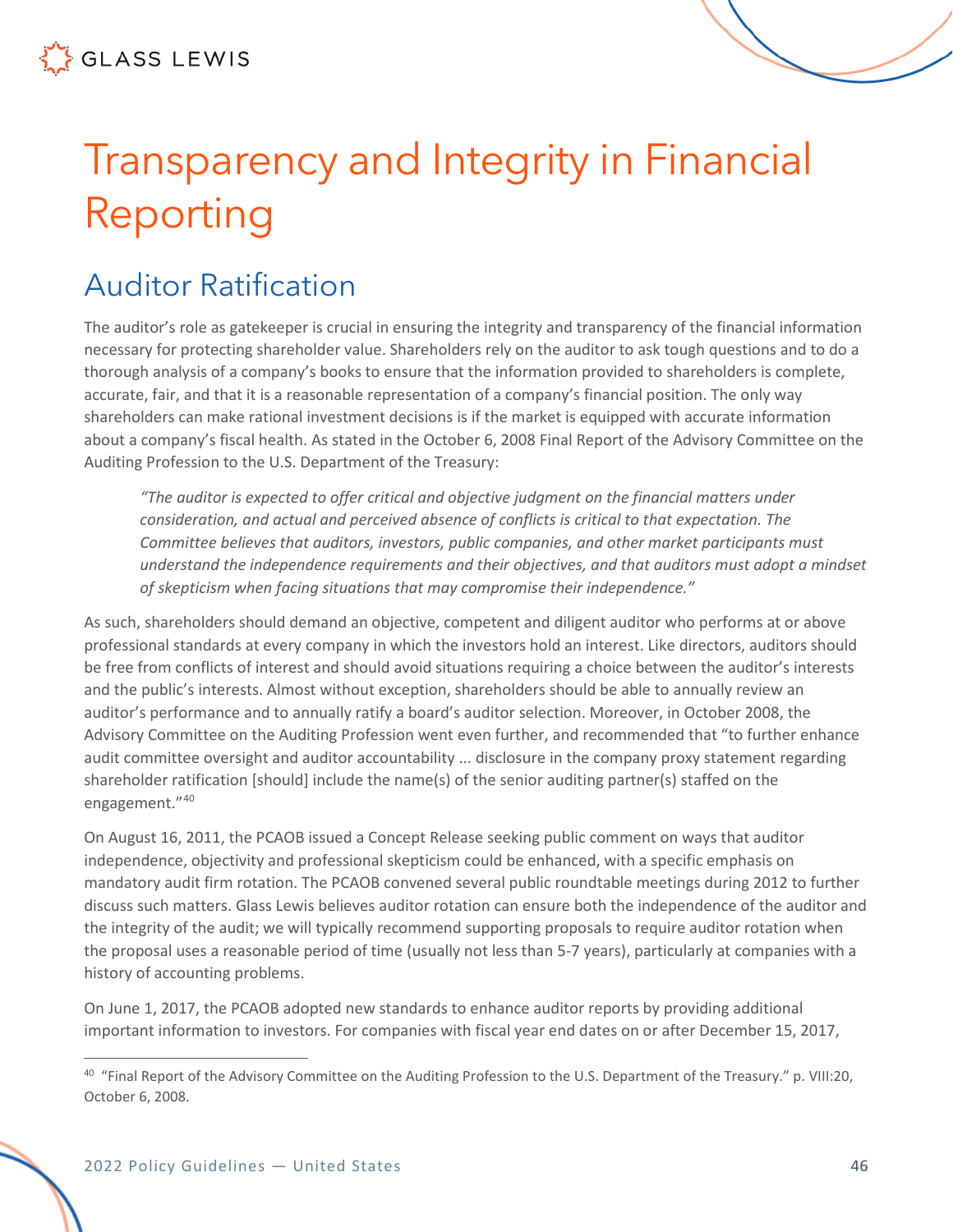# Transparency and Integrity in Financial Reporting

## Auditor Ratification

The auditor's role as gatekeeper is crucial in ensuring the integrity and transparency of the financial information necessary for protecting shareholder value. Shareholders rely on the auditor to ask tough questions and to do a thorough analysis of a company's books to ensure that the information provided to shareholders is complete, accurate, fair, and that it is a reasonable representation of a company's financial position. The only way shareholders can make rational investment decisions is if the market is equipped with accurate information about a company's fiscal health. As stated in the October 6, 2008 Final Report of the Advisory Committee on the Auditing Profession to the U.S. Department of the Treasury:

> *"The auditor is expected to offer critical and objective judgment on the financial matters under consideration, and actual and perceived absence of conflicts is critical to that expectation. The Committee believes that auditors, investors, public companies, and other market participants must understand the independence requirements and their objectives, and that auditors must adopt a mindset of skepticism when facing situations that may compromise their independence."*

As such, shareholders should demand an objective, competent and diligent auditor who performs at or above professional standards at every company in which the investors hold an interest. Like directors, auditors should be free from conflicts of interest and should avoid situations requiring a choice between the auditor's interests and the public's interests. Almost without exception, shareholders should be able to annually review an auditor's performance and to annually ratify a board's auditor selection. Moreover, in October 2008, the Advisory Committee on the Auditing Profession went even further, and recommended that "to further enhance audit committee oversight and auditor accountability ... disclosure in the company proxy statement regarding shareholder ratification [should] include the name(s) of the senior auditing partner(s) staffed on the engagement."[40]

On August 16, 2011, the PCAOB issued a Concept Release seeking public comment on ways that auditor independence, objectivity and professional skepticism could be enhanced, with a specific emphasis on mandatory audit firm rotation. The PCAOB convened several public roundtable meetings during 2012 to further discuss such matters. Glass Lewis believes auditor rotation can ensure both the independence of the auditor and the integrity of the audit; we will typically recommend supporting proposals to require auditor rotation when the proposal uses a reasonable period of time (usually not less than 5-7 years), particularly at companies with a history of accounting problems.

On June 1, 2017, the PCAOB adopted new standards to enhance auditor reports by providing additional important information to investors. For companies with fiscal year end dates on or after December 15, 2017,

---

[40] "Final Report of the Advisory Committee on the Auditing Profession to the U.S. Department of the Treasury." p. VIII:20, October 6, 2008.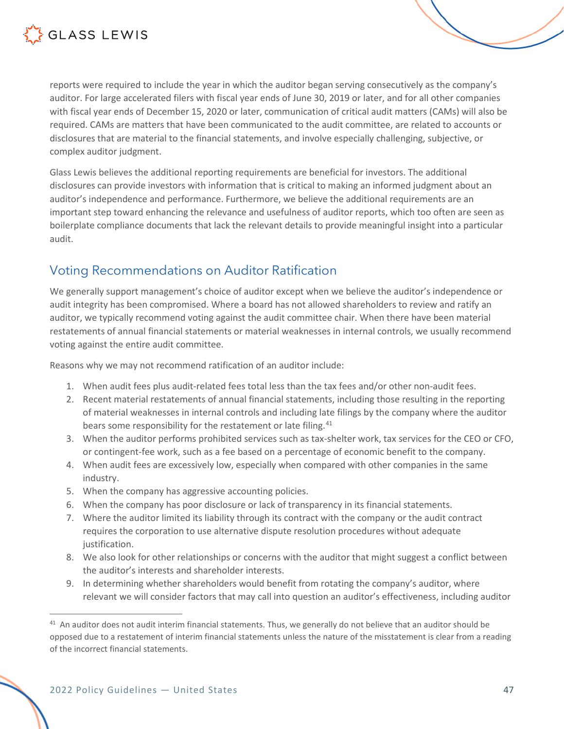reports were required to include the year in which the auditor began serving consecutively as the company's auditor. For large accelerated filers with fiscal year ends of June 30, 2019 or later, and for all other companies with fiscal year ends of December 15, 2020 or later, communication of critical audit matters (CAMs) will also be required. CAMs are matters that have been communicated to the audit committee, are related to accounts or disclosures that are material to the financial statements, and involve especially challenging, subjective, or complex auditor judgment.

Glass Lewis believes the additional reporting requirements are beneficial for investors. The additional disclosures can provide investors with information that is critical to making an informed judgment about an auditor's independence and performance. Furthermore, we believe the additional requirements are an important step toward enhancing the relevance and usefulness of auditor reports, which too often are seen as boilerplate compliance documents that lack the relevant details to provide meaningful insight into a particular audit.

## Voting Recommendations on Auditor Ratification

We generally support management's choice of auditor except when we believe the auditor's independence or audit integrity has been compromised. Where a board has not allowed shareholders to review and ratify an auditor, we typically recommend voting against the audit committee chair. When there have been material restatements of annual financial statements or material weaknesses in internal controls, we usually recommend voting against the entire audit committee.

Reasons why we may not recommend ratification of an auditor include:

1. When audit fees plus audit-related fees total less than the tax fees and/or other non-audit fees.
2. Recent material restatements of annual financial statements, including those resulting in the reporting of material weaknesses in internal controls and including late filings by the company where the auditor bears some responsibility for the restatement or late filing.[41]
3. When the auditor performs prohibited services such as tax-shelter work, tax services for the CEO or CFO, or contingent-fee work, such as a fee based on a percentage of economic benefit to the company.
4. When audit fees are excessively low, especially when compared with other companies in the same industry.
5. When the company has aggressive accounting policies.
6. When the company has poor disclosure or lack of transparency in its financial statements.
7. Where the auditor limited its liability through its contract with the company or the audit contract requires the corporation to use alternative dispute resolution procedures without adequate justification.
8. We also look for other relationships or concerns with the auditor that might suggest a conflict between the auditor's interests and shareholder interests.
9. In determining whether shareholders would benefit from rotating the company's auditor, where relevant we will consider factors that may call into question an auditor's effectiveness, including auditor

[41] An auditor does not audit interim financial statements. Thus, we generally do not believe that an auditor should be opposed due to a restatement of interim financial statements unless the nature of the misstatement is clear from a reading of the incorrect financial statements.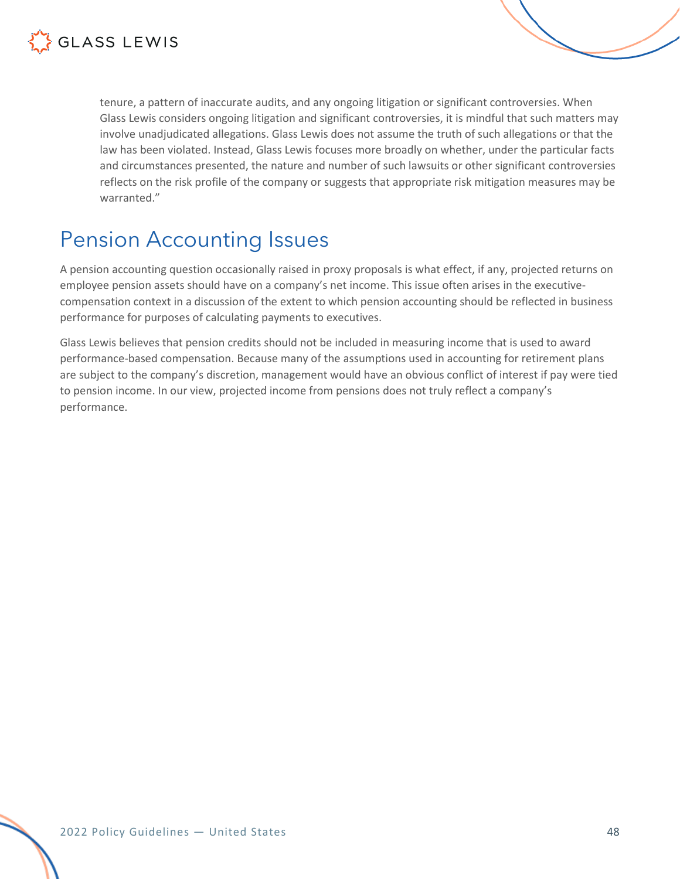tenure, a pattern of inaccurate audits, and any ongoing litigation or significant controversies. When Glass Lewis considers ongoing litigation and significant controversies, it is mindful that such matters may involve unadjudicated allegations. Glass Lewis does not assume the truth of such allegations or that the law has been violated. Instead, Glass Lewis focuses more broadly on whether, under the particular facts and circumstances presented, the nature and number of such lawsuits or other significant controversies reflects on the risk profile of the company or suggests that appropriate risk mitigation measures may be warranted."

## Pension Accounting Issues

A pension accounting question occasionally raised in proxy proposals is what effect, if any, projected returns on employee pension assets should have on a company's net income. This issue often arises in the executive-compensation context in a discussion of the extent to which pension accounting should be reflected in business performance for purposes of calculating payments to executives.

Glass Lewis believes that pension credits should not be included in measuring income that is used to award performance-based compensation. Because many of the assumptions used in accounting for retirement plans are subject to the company's discretion, management would have an obvious conflict of interest if pay were tied to pension income. In our view, projected income from pensions does not truly reflect a company's performance.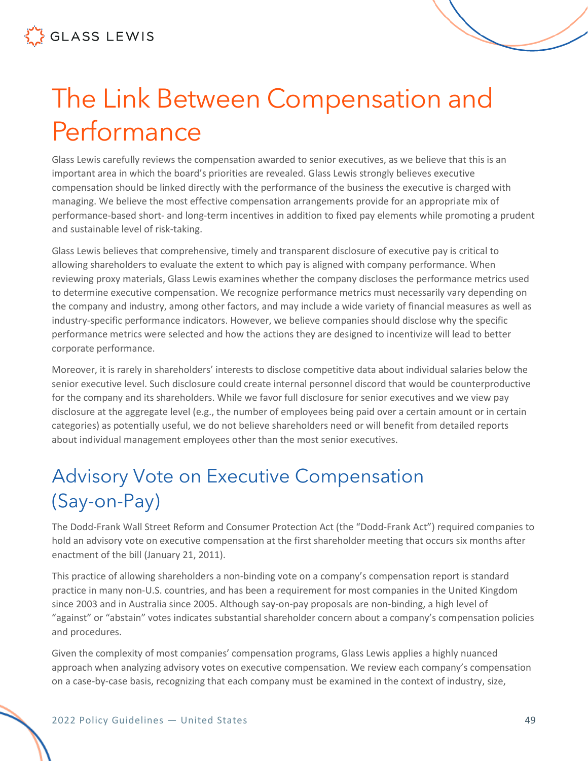# The Link Between Compensation and Performance

Glass Lewis carefully reviews the compensation awarded to senior executives, as we believe that this is an important area in which the board's priorities are revealed. Glass Lewis strongly believes executive compensation should be linked directly with the performance of the business the executive is charged with managing. We believe the most effective compensation arrangements provide for an appropriate mix of performance-based short- and long-term incentives in addition to fixed pay elements while promoting a prudent and sustainable level of risk-taking.

Glass Lewis believes that comprehensive, timely and transparent disclosure of executive pay is critical to allowing shareholders to evaluate the extent to which pay is aligned with company performance. When reviewing proxy materials, Glass Lewis examines whether the company discloses the performance metrics used to determine executive compensation. We recognize performance metrics must necessarily vary depending on the company and industry, among other factors, and may include a wide variety of financial measures as well as industry-specific performance indicators. However, we believe companies should disclose why the specific performance metrics were selected and how the actions they are designed to incentivize will lead to better corporate performance.

Moreover, it is rarely in shareholders' interests to disclose competitive data about individual salaries below the senior executive level. Such disclosure could create internal personnel discord that would be counterproductive for the company and its shareholders. While we favor full disclosure for senior executives and we view pay disclosure at the aggregate level (e.g., the number of employees being paid over a certain amount or in certain categories) as potentially useful, we do not believe shareholders need or will benefit from detailed reports about individual management employees other than the most senior executives.

## Advisory Vote on Executive Compensation (Say-on-Pay)

The Dodd-Frank Wall Street Reform and Consumer Protection Act (the "Dodd-Frank Act") required companies to hold an advisory vote on executive compensation at the first shareholder meeting that occurs six months after enactment of the bill (January 21, 2011).

This practice of allowing shareholders a non-binding vote on a company's compensation report is standard practice in many non-U.S. countries, and has been a requirement for most companies in the United Kingdom since 2003 and in Australia since 2005. Although say-on-pay proposals are non-binding, a high level of "against" or "abstain" votes indicates substantial shareholder concern about a company's compensation policies and procedures.

Given the complexity of most companies' compensation programs, Glass Lewis applies a highly nuanced approach when analyzing advisory votes on executive compensation. We review each company's compensation on a case-by-case basis, recognizing that each company must be examined in the context of industry, size,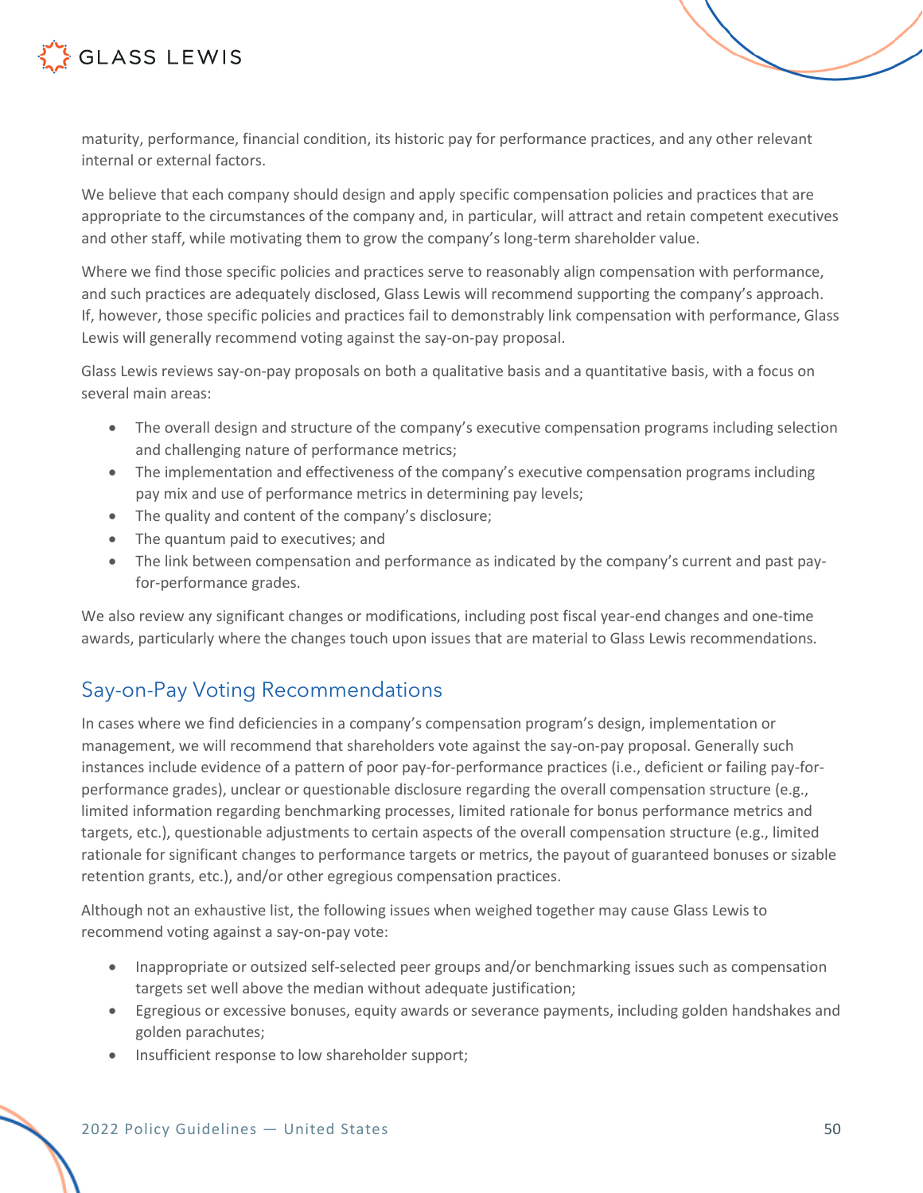maturity, performance, financial condition, its historic pay for performance practices, and any other relevant internal or external factors.

We believe that each company should design and apply specific compensation policies and practices that are appropriate to the circumstances of the company and, in particular, will attract and retain competent executives and other staff, while motivating them to grow the company's long-term shareholder value.

Where we find those specific policies and practices serve to reasonably align compensation with performance, and such practices are adequately disclosed, Glass Lewis will recommend supporting the company's approach. If, however, those specific policies and practices fail to demonstrably link compensation with performance, Glass Lewis will generally recommend voting against the say-on-pay proposal.

Glass Lewis reviews say-on-pay proposals on both a qualitative basis and a quantitative basis, with a focus on several main areas:

- The overall design and structure of the company's executive compensation programs including selection and challenging nature of performance metrics;
- The implementation and effectiveness of the company's executive compensation programs including pay mix and use of performance metrics in determining pay levels;
- The quality and content of the company's disclosure;
- The quantum paid to executives; and
- The link between compensation and performance as indicated by the company's current and past pay-for-performance grades.

We also review any significant changes or modifications, including post fiscal year-end changes and one-time awards, particularly where the changes touch upon issues that are material to Glass Lewis recommendations.

## Say-on-Pay Voting Recommendations

In cases where we find deficiencies in a company's compensation program's design, implementation or management, we will recommend that shareholders vote against the say-on-pay proposal. Generally such instances include evidence of a pattern of poor pay-for-performance practices (i.e., deficient or failing pay-for-performance grades), unclear or questionable disclosure regarding the overall compensation structure (e.g., limited information regarding benchmarking processes, limited rationale for bonus performance metrics and targets, etc.), questionable adjustments to certain aspects of the overall compensation structure (e.g., limited rationale for significant changes to performance targets or metrics, the payout of guaranteed bonuses or sizable retention grants, etc.), and/or other egregious compensation practices.

Although not an exhaustive list, the following issues when weighed together may cause Glass Lewis to recommend voting against a say-on-pay vote:

- Inappropriate or outsized self-selected peer groups and/or benchmarking issues such as compensation targets set well above the median without adequate justification;
- Egregious or excessive bonuses, equity awards or severance payments, including golden handshakes and golden parachutes;
- Insufficient response to low shareholder support;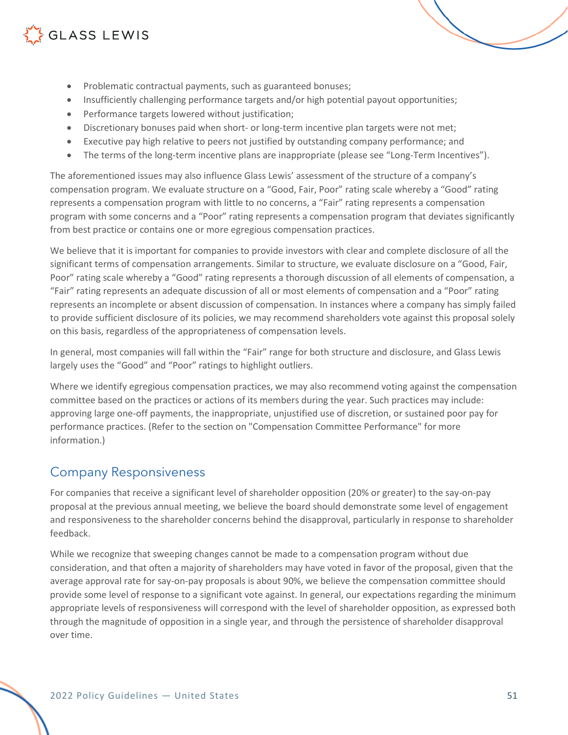- Problematic contractual payments, such as guaranteed bonuses;
- Insufficiently challenging performance targets and/or high potential payout opportunities;
- Performance targets lowered without justification;
- Discretionary bonuses paid when short- or long-term incentive plan targets were not met;
- Executive pay high relative to peers not justified by outstanding company performance; and
- The terms of the long-term incentive plans are inappropriate (please see "Long-Term Incentives").

The aforementioned issues may also influence Glass Lewis' assessment of the structure of a company's compensation program. We evaluate structure on a "Good, Fair, Poor" rating scale whereby a "Good" rating represents a compensation program with little to no concerns, a "Fair" rating represents a compensation program with some concerns and a "Poor" rating represents a compensation program that deviates significantly from best practice or contains one or more egregious compensation practices.

We believe that it is important for companies to provide investors with clear and complete disclosure of all the significant terms of compensation arrangements. Similar to structure, we evaluate disclosure on a "Good, Fair, Poor" rating scale whereby a "Good" rating represents a thorough discussion of all elements of compensation, a "Fair" rating represents an adequate discussion of all or most elements of compensation and a "Poor" rating represents an incomplete or absent discussion of compensation. In instances where a company has simply failed to provide sufficient disclosure of its policies, we may recommend shareholders vote against this proposal solely on this basis, regardless of the appropriateness of compensation levels.

In general, most companies will fall within the "Fair" range for both structure and disclosure, and Glass Lewis largely uses the "Good" and "Poor" ratings to highlight outliers.

Where we identify egregious compensation practices, we may also recommend voting against the compensation committee based on the practices or actions of its members during the year. Such practices may include: approving large one-off payments, the inappropriate, unjustified use of discretion, or sustained poor pay for performance practices. (Refer to the section on "Compensation Committee Performance" for more information.)

## Company Responsiveness

For companies that receive a significant level of shareholder opposition (20% or greater) to the say-on-pay proposal at the previous annual meeting, we believe the board should demonstrate some level of engagement and responsiveness to the shareholder concerns behind the disapproval, particularly in response to shareholder feedback.

While we recognize that sweeping changes cannot be made to a compensation program without due consideration, and that often a majority of shareholders may have voted in favor of the proposal, given that the average approval rate for say-on-pay proposals is about 90%, we believe the compensation committee should provide some level of response to a significant vote against. In general, our expectations regarding the minimum appropriate levels of responsiveness will correspond with the level of shareholder opposition, as expressed both through the magnitude of opposition in a single year, and through the persistence of shareholder disapproval over time.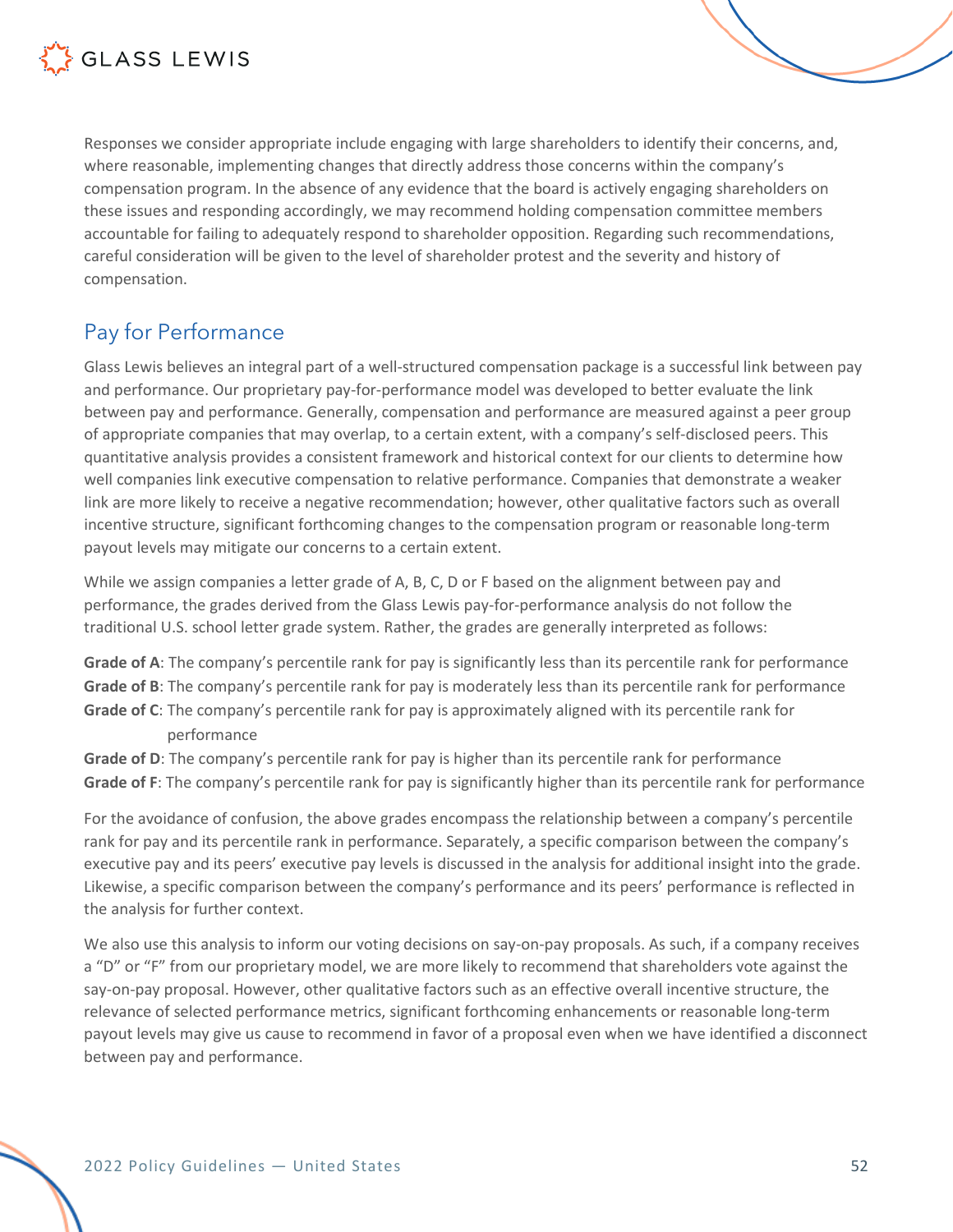Responses we consider appropriate include engaging with large shareholders to identify their concerns, and, where reasonable, implementing changes that directly address those concerns within the company's compensation program. In the absence of any evidence that the board is actively engaging shareholders on these issues and responding accordingly, we may recommend holding compensation committee members accountable for failing to adequately respond to shareholder opposition. Regarding such recommendations, careful consideration will be given to the level of shareholder protest and the severity and history of compensation.

## Pay for Performance

Glass Lewis believes an integral part of a well-structured compensation package is a successful link between pay and performance. Our proprietary pay-for-performance model was developed to better evaluate the link between pay and performance. Generally, compensation and performance are measured against a peer group of appropriate companies that may overlap, to a certain extent, with a company's self-disclosed peers. This quantitative analysis provides a consistent framework and historical context for our clients to determine how well companies link executive compensation to relative performance. Companies that demonstrate a weaker link are more likely to receive a negative recommendation; however, other qualitative factors such as overall incentive structure, significant forthcoming changes to the compensation program or reasonable long-term payout levels may mitigate our concerns to a certain extent.

While we assign companies a letter grade of A, B, C, D or F based on the alignment between pay and performance, the grades derived from the Glass Lewis pay-for-performance analysis do not follow the traditional U.S. school letter grade system. Rather, the grades are generally interpreted as follows:

**Grade of A**: The company's percentile rank for pay is significantly less than its percentile rank for performance
**Grade of B**: The company's percentile rank for pay is moderately less than its percentile rank for performance
**Grade of C**: The company's percentile rank for pay is approximately aligned with its percentile rank for performance
**Grade of D**: The company's percentile rank for pay is higher than its percentile rank for performance
**Grade of F**: The company's percentile rank for pay is significantly higher than its percentile rank for performance

For the avoidance of confusion, the above grades encompass the relationship between a company's percentile rank for pay and its percentile rank in performance. Separately, a specific comparison between the company's executive pay and its peers' executive pay levels is discussed in the analysis for additional insight into the grade. Likewise, a specific comparison between the company's performance and its peers' performance is reflected in the analysis for further context.

We also use this analysis to inform our voting decisions on say-on-pay proposals. As such, if a company receives a "D" or "F" from our proprietary model, we are more likely to recommend that shareholders vote against the say-on-pay proposal. However, other qualitative factors such as an effective overall incentive structure, the relevance of selected performance metrics, significant forthcoming enhancements or reasonable long-term payout levels may give us cause to recommend in favor of a proposal even when we have identified a disconnect between pay and performance.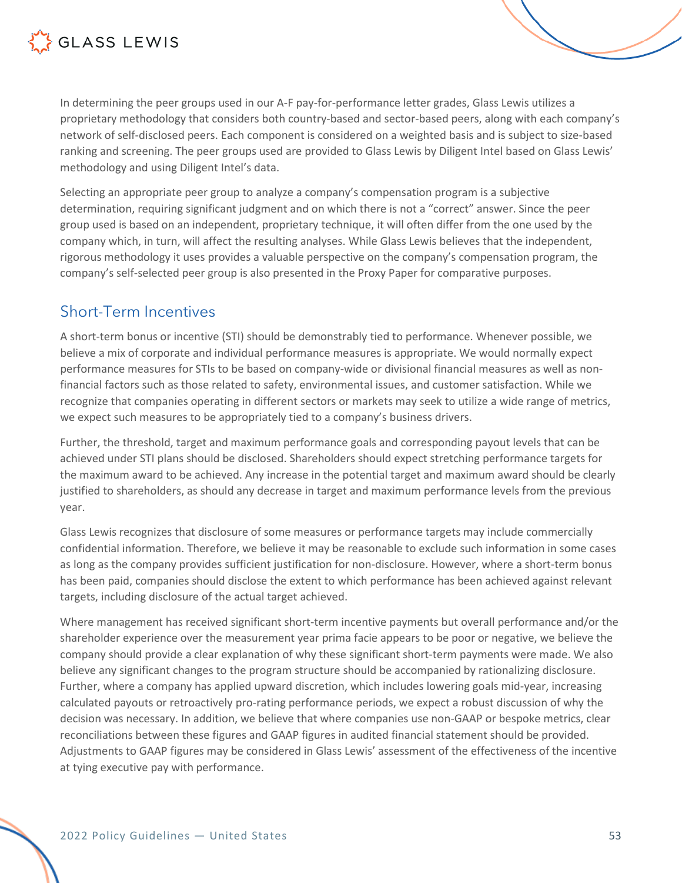In determining the peer groups used in our A-F pay-for-performance letter grades, Glass Lewis utilizes a proprietary methodology that considers both country-based and sector-based peers, along with each company's network of self-disclosed peers. Each component is considered on a weighted basis and is subject to size-based ranking and screening. The peer groups used are provided to Glass Lewis by Diligent Intel based on Glass Lewis' methodology and using Diligent Intel's data.

Selecting an appropriate peer group to analyze a company's compensation program is a subjective determination, requiring significant judgment and on which there is not a "correct" answer. Since the peer group used is based on an independent, proprietary technique, it will often differ from the one used by the company which, in turn, will affect the resulting analyses. While Glass Lewis believes that the independent, rigorous methodology it uses provides a valuable perspective on the company's compensation program, the company's self-selected peer group is also presented in the Proxy Paper for comparative purposes.

## Short-Term Incentives

A short-term bonus or incentive (STI) should be demonstrably tied to performance. Whenever possible, we believe a mix of corporate and individual performance measures is appropriate. We would normally expect performance measures for STIs to be based on company-wide or divisional financial measures as well as non-financial factors such as those related to safety, environmental issues, and customer satisfaction. While we recognize that companies operating in different sectors or markets may seek to utilize a wide range of metrics, we expect such measures to be appropriately tied to a company's business drivers.

Further, the threshold, target and maximum performance goals and corresponding payout levels that can be achieved under STI plans should be disclosed. Shareholders should expect stretching performance targets for the maximum award to be achieved. Any increase in the potential target and maximum award should be clearly justified to shareholders, as should any decrease in target and maximum performance levels from the previous year.

Glass Lewis recognizes that disclosure of some measures or performance targets may include commercially confidential information. Therefore, we believe it may be reasonable to exclude such information in some cases as long as the company provides sufficient justification for non-disclosure. However, where a short-term bonus has been paid, companies should disclose the extent to which performance has been achieved against relevant targets, including disclosure of the actual target achieved.

Where management has received significant short-term incentive payments but overall performance and/or the shareholder experience over the measurement year prima facie appears to be poor or negative, we believe the company should provide a clear explanation of why these significant short-term payments were made. We also believe any significant changes to the program structure should be accompanied by rationalizing disclosure. Further, where a company has applied upward discretion, which includes lowering goals mid-year, increasing calculated payouts or retroactively pro-rating performance periods, we expect a robust discussion of why the decision was necessary. In addition, we believe that where companies use non-GAAP or bespoke metrics, clear reconciliations between these figures and GAAP figures in audited financial statement should be provided. Adjustments to GAAP figures may be considered in Glass Lewis' assessment of the effectiveness of the incentive at tying executive pay with performance.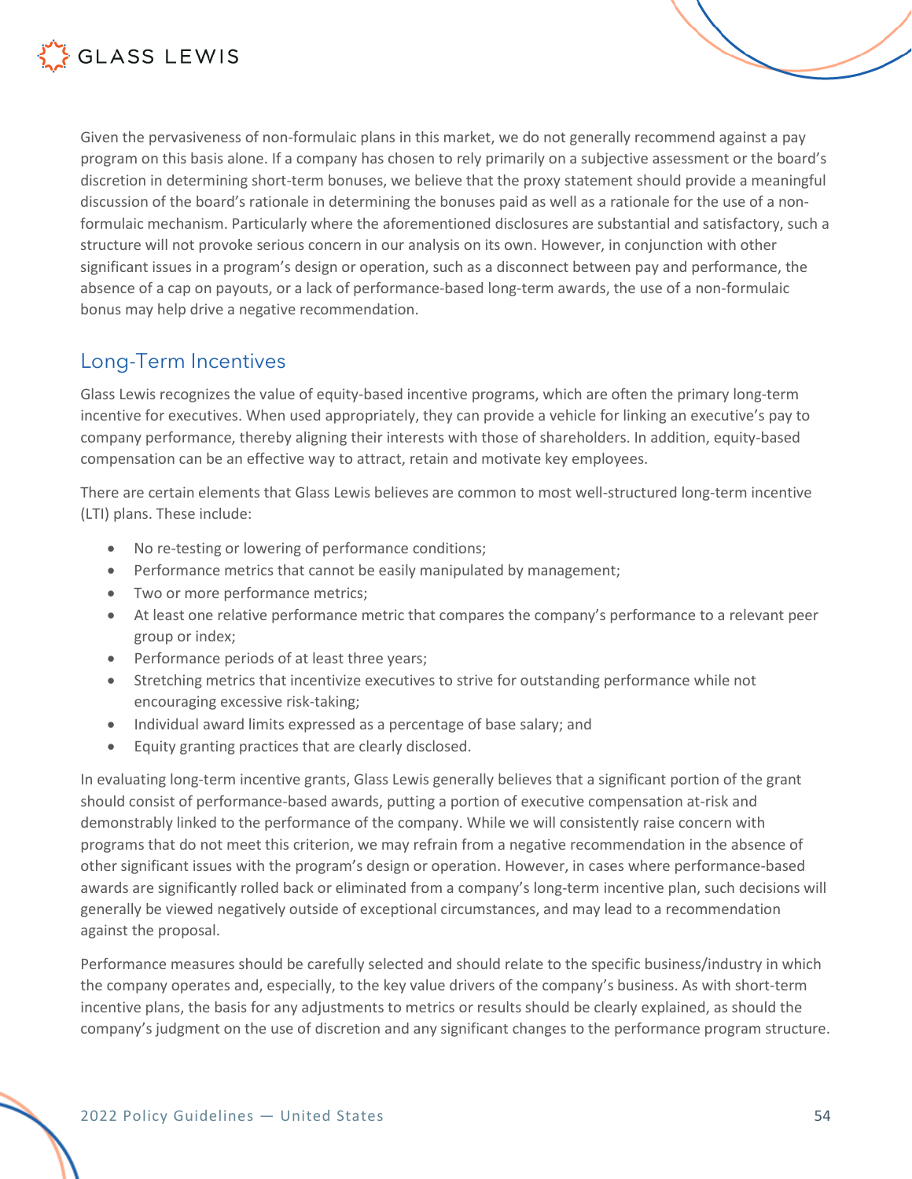Given the pervasiveness of non-formulaic plans in this market, we do not generally recommend against a pay program on this basis alone. If a company has chosen to rely primarily on a subjective assessment or the board's discretion in determining short-term bonuses, we believe that the proxy statement should provide a meaningful discussion of the board's rationale in determining the bonuses paid as well as a rationale for the use of a non-formulaic mechanism. Particularly where the aforementioned disclosures are substantial and satisfactory, such a structure will not provoke serious concern in our analysis on its own. However, in conjunction with other significant issues in a program's design or operation, such as a disconnect between pay and performance, the absence of a cap on payouts, or a lack of performance-based long-term awards, the use of a non-formulaic bonus may help drive a negative recommendation.

## Long-Term Incentives

Glass Lewis recognizes the value of equity-based incentive programs, which are often the primary long-term incentive for executives. When used appropriately, they can provide a vehicle for linking an executive's pay to company performance, thereby aligning their interests with those of shareholders. In addition, equity-based compensation can be an effective way to attract, retain and motivate key employees.

There are certain elements that Glass Lewis believes are common to most well-structured long-term incentive (LTI) plans. These include:

- No re-testing or lowering of performance conditions;
- Performance metrics that cannot be easily manipulated by management;
- Two or more performance metrics;
- At least one relative performance metric that compares the company's performance to a relevant peer group or index;
- Performance periods of at least three years;
- Stretching metrics that incentivize executives to strive for outstanding performance while not encouraging excessive risk-taking;
- Individual award limits expressed as a percentage of base salary; and
- Equity granting practices that are clearly disclosed.

In evaluating long-term incentive grants, Glass Lewis generally believes that a significant portion of the grant should consist of performance-based awards, putting a portion of executive compensation at-risk and demonstrably linked to the performance of the company. While we will consistently raise concern with programs that do not meet this criterion, we may refrain from a negative recommendation in the absence of other significant issues with the program's design or operation. However, in cases where performance-based awards are significantly rolled back or eliminated from a company's long-term incentive plan, such decisions will generally be viewed negatively outside of exceptional circumstances, and may lead to a recommendation against the proposal.

Performance measures should be carefully selected and should relate to the specific business/industry in which the company operates and, especially, to the key value drivers of the company's business. As with short-term incentive plans, the basis for any adjustments to metrics or results should be clearly explained, as should the company's judgment on the use of discretion and any significant changes to the performance program structure.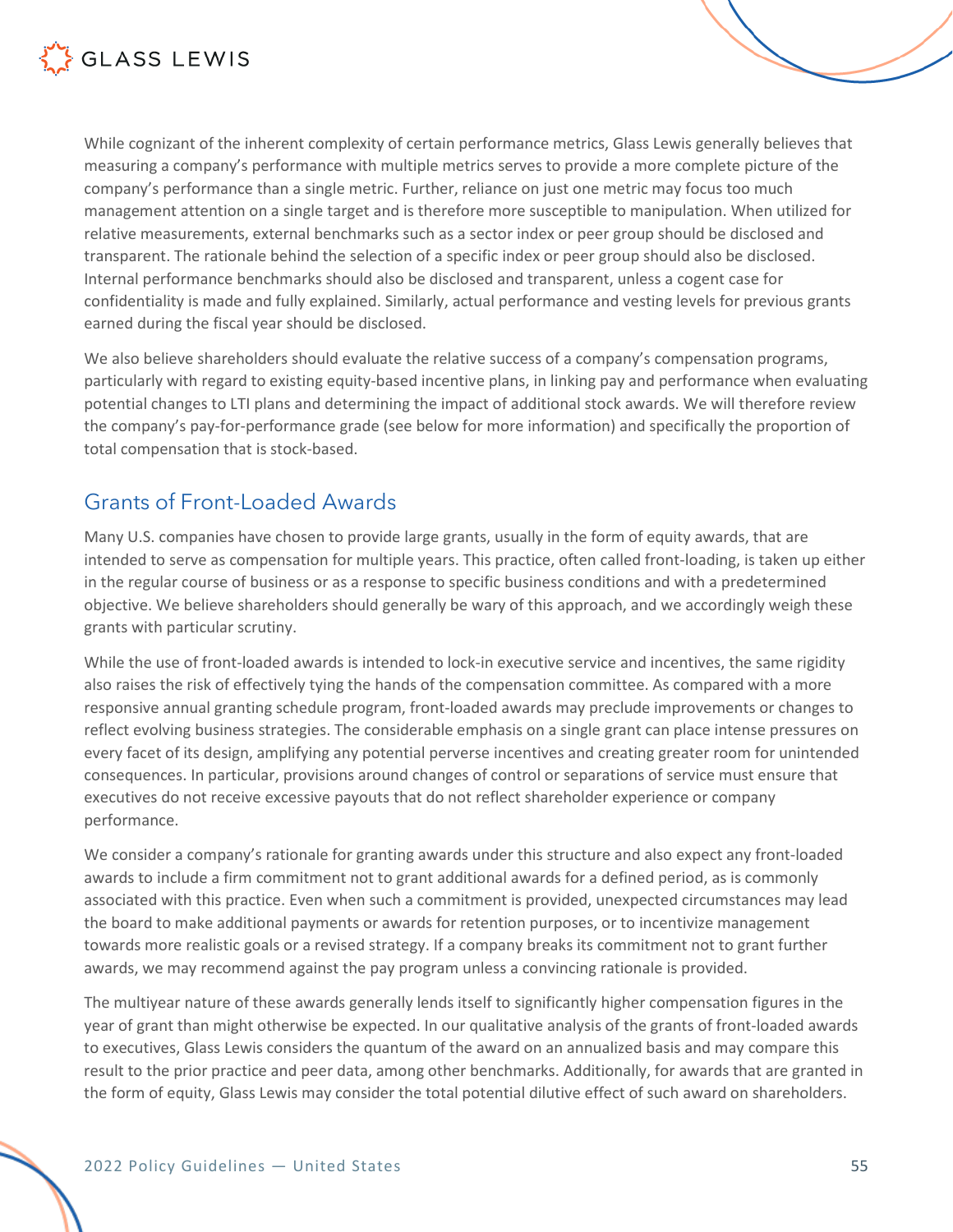While cognizant of the inherent complexity of certain performance metrics, Glass Lewis generally believes that measuring a company's performance with multiple metrics serves to provide a more complete picture of the company's performance than a single metric. Further, reliance on just one metric may focus too much management attention on a single target and is therefore more susceptible to manipulation. When utilized for relative measurements, external benchmarks such as a sector index or peer group should be disclosed and transparent. The rationale behind the selection of a specific index or peer group should also be disclosed. Internal performance benchmarks should also be disclosed and transparent, unless a cogent case for confidentiality is made and fully explained. Similarly, actual performance and vesting levels for previous grants earned during the fiscal year should be disclosed.

We also believe shareholders should evaluate the relative success of a company's compensation programs, particularly with regard to existing equity-based incentive plans, in linking pay and performance when evaluating potential changes to LTI plans and determining the impact of additional stock awards. We will therefore review the company's pay-for-performance grade (see below for more information) and specifically the proportion of total compensation that is stock-based.

## Grants of Front-Loaded Awards

Many U.S. companies have chosen to provide large grants, usually in the form of equity awards, that are intended to serve as compensation for multiple years. This practice, often called front-loading, is taken up either in the regular course of business or as a response to specific business conditions and with a predetermined objective. We believe shareholders should generally be wary of this approach, and we accordingly weigh these grants with particular scrutiny.

While the use of front-loaded awards is intended to lock-in executive service and incentives, the same rigidity also raises the risk of effectively tying the hands of the compensation committee. As compared with a more responsive annual granting schedule program, front-loaded awards may preclude improvements or changes to reflect evolving business strategies. The considerable emphasis on a single grant can place intense pressures on every facet of its design, amplifying any potential perverse incentives and creating greater room for unintended consequences. In particular, provisions around changes of control or separations of service must ensure that executives do not receive excessive payouts that do not reflect shareholder experience or company performance.

We consider a company's rationale for granting awards under this structure and also expect any front-loaded awards to include a firm commitment not to grant additional awards for a defined period, as is commonly associated with this practice. Even when such a commitment is provided, unexpected circumstances may lead the board to make additional payments or awards for retention purposes, or to incentivize management towards more realistic goals or a revised strategy. If a company breaks its commitment not to grant further awards, we may recommend against the pay program unless a convincing rationale is provided.

The multiyear nature of these awards generally lends itself to significantly higher compensation figures in the year of grant than might otherwise be expected. In our qualitative analysis of the grants of front-loaded awards to executives, Glass Lewis considers the quantum of the award on an annualized basis and may compare this result to the prior practice and peer data, among other benchmarks. Additionally, for awards that are granted in the form of equity, Glass Lewis may consider the total potential dilutive effect of such award on shareholders.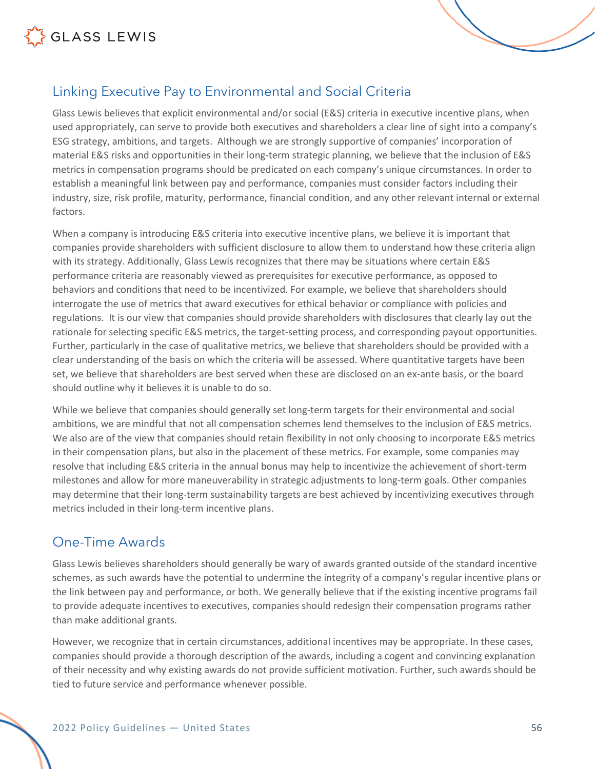## Linking Executive Pay to Environmental and Social Criteria

Glass Lewis believes that explicit environmental and/or social (E&S) criteria in executive incentive plans, when used appropriately, can serve to provide both executives and shareholders a clear line of sight into a company's ESG strategy, ambitions, and targets. Although we are strongly supportive of companies' incorporation of material E&S risks and opportunities in their long-term strategic planning, we believe that the inclusion of E&S metrics in compensation programs should be predicated on each company's unique circumstances. In order to establish a meaningful link between pay and performance, companies must consider factors including their industry, size, risk profile, maturity, performance, financial condition, and any other relevant internal or external factors.

When a company is introducing E&S criteria into executive incentive plans, we believe it is important that companies provide shareholders with sufficient disclosure to allow them to understand how these criteria align with its strategy. Additionally, Glass Lewis recognizes that there may be situations where certain E&S performance criteria are reasonably viewed as prerequisites for executive performance, as opposed to behaviors and conditions that need to be incentivized. For example, we believe that shareholders should interrogate the use of metrics that award executives for ethical behavior or compliance with policies and regulations. It is our view that companies should provide shareholders with disclosures that clearly lay out the rationale for selecting specific E&S metrics, the target-setting process, and corresponding payout opportunities. Further, particularly in the case of qualitative metrics, we believe that shareholders should be provided with a clear understanding of the basis on which the criteria will be assessed. Where quantitative targets have been set, we believe that shareholders are best served when these are disclosed on an ex-ante basis, or the board should outline why it believes it is unable to do so.

While we believe that companies should generally set long-term targets for their environmental and social ambitions, we are mindful that not all compensation schemes lend themselves to the inclusion of E&S metrics. We also are of the view that companies should retain flexibility in not only choosing to incorporate E&S metrics in their compensation plans, but also in the placement of these metrics. For example, some companies may resolve that including E&S criteria in the annual bonus may help to incentivize the achievement of short-term milestones and allow for more maneuverability in strategic adjustments to long-term goals. Other companies may determine that their long-term sustainability targets are best achieved by incentivizing executives through metrics included in their long-term incentive plans.

## One-Time Awards

Glass Lewis believes shareholders should generally be wary of awards granted outside of the standard incentive schemes, as such awards have the potential to undermine the integrity of a company's regular incentive plans or the link between pay and performance, or both. We generally believe that if the existing incentive programs fail to provide adequate incentives to executives, companies should redesign their compensation programs rather than make additional grants.

However, we recognize that in certain circumstances, additional incentives may be appropriate. In these cases, companies should provide a thorough description of the awards, including a cogent and convincing explanation of their necessity and why existing awards do not provide sufficient motivation. Further, such awards should be tied to future service and performance whenever possible.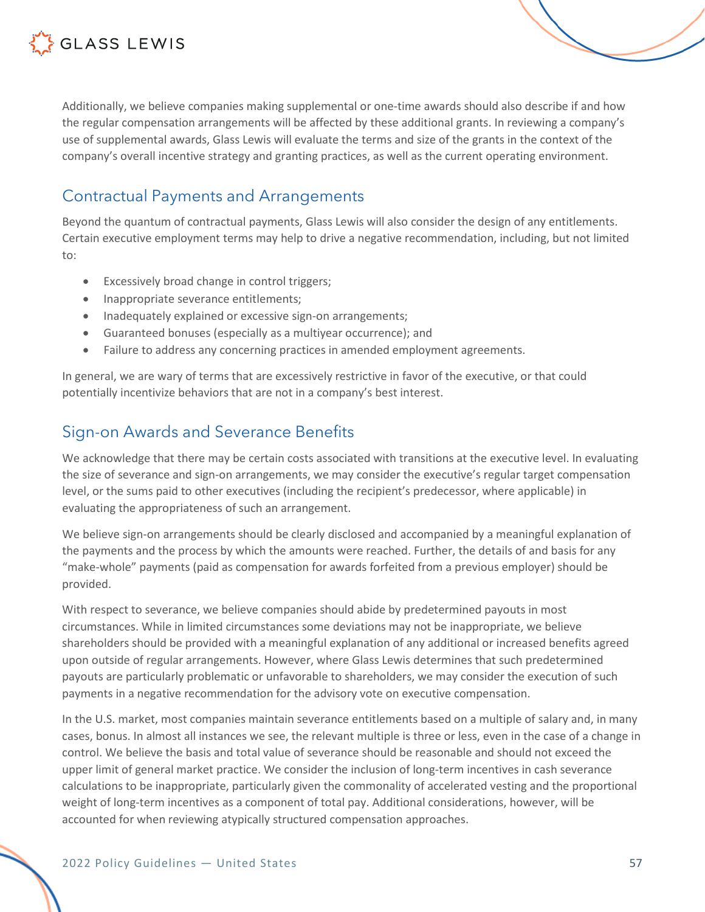Additionally, we believe companies making supplemental or one-time awards should also describe if and how the regular compensation arrangements will be affected by these additional grants. In reviewing a company's use of supplemental awards, Glass Lewis will evaluate the terms and size of the grants in the context of the company's overall incentive strategy and granting practices, as well as the current operating environment.

## Contractual Payments and Arrangements

Beyond the quantum of contractual payments, Glass Lewis will also consider the design of any entitlements. Certain executive employment terms may help to drive a negative recommendation, including, but not limited to:

- Excessively broad change in control triggers;
- Inappropriate severance entitlements;
- Inadequately explained or excessive sign-on arrangements;
- Guaranteed bonuses (especially as a multiyear occurrence); and
- Failure to address any concerning practices in amended employment agreements.

In general, we are wary of terms that are excessively restrictive in favor of the executive, or that could potentially incentivize behaviors that are not in a company's best interest.

## Sign-on Awards and Severance Benefits

We acknowledge that there may be certain costs associated with transitions at the executive level. In evaluating the size of severance and sign-on arrangements, we may consider the executive's regular target compensation level, or the sums paid to other executives (including the recipient's predecessor, where applicable) in evaluating the appropriateness of such an arrangement.

We believe sign-on arrangements should be clearly disclosed and accompanied by a meaningful explanation of the payments and the process by which the amounts were reached. Further, the details of and basis for any "make-whole" payments (paid as compensation for awards forfeited from a previous employer) should be provided.

With respect to severance, we believe companies should abide by predetermined payouts in most circumstances. While in limited circumstances some deviations may not be inappropriate, we believe shareholders should be provided with a meaningful explanation of any additional or increased benefits agreed upon outside of regular arrangements. However, where Glass Lewis determines that such predetermined payouts are particularly problematic or unfavorable to shareholders, we may consider the execution of such payments in a negative recommendation for the advisory vote on executive compensation.

In the U.S. market, most companies maintain severance entitlements based on a multiple of salary and, in many cases, bonus. In almost all instances we see, the relevant multiple is three or less, even in the case of a change in control. We believe the basis and total value of severance should be reasonable and should not exceed the upper limit of general market practice. We consider the inclusion of long-term incentives in cash severance calculations to be inappropriate, particularly given the commonality of accelerated vesting and the proportional weight of long-term incentives as a component of total pay. Additional considerations, however, will be accounted for when reviewing atypically structured compensation approaches.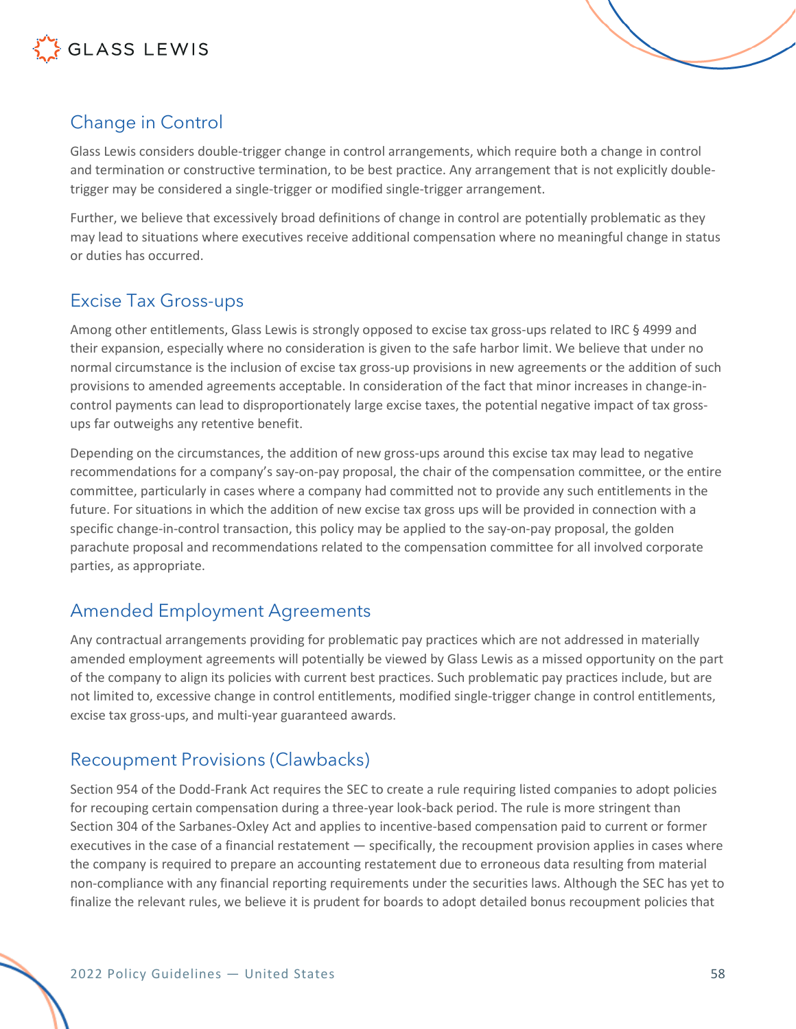## Change in Control

Glass Lewis considers double-trigger change in control arrangements, which require both a change in control and termination or constructive termination, to be best practice. Any arrangement that is not explicitly double-trigger may be considered a single-trigger or modified single-trigger arrangement.

Further, we believe that excessively broad definitions of change in control are potentially problematic as they may lead to situations where executives receive additional compensation where no meaningful change in status or duties has occurred.

## Excise Tax Gross-ups

Among other entitlements, Glass Lewis is strongly opposed to excise tax gross-ups related to IRC § 4999 and their expansion, especially where no consideration is given to the safe harbor limit. We believe that under no normal circumstance is the inclusion of excise tax gross-up provisions in new agreements or the addition of such provisions to amended agreements acceptable. In consideration of the fact that minor increases in change-in-control payments can lead to disproportionately large excise taxes, the potential negative impact of tax gross-ups far outweighs any retentive benefit.

Depending on the circumstances, the addition of new gross-ups around this excise tax may lead to negative recommendations for a company's say-on-pay proposal, the chair of the compensation committee, or the entire committee, particularly in cases where a company had committed not to provide any such entitlements in the future. For situations in which the addition of new excise tax gross ups will be provided in connection with a specific change-in-control transaction, this policy may be applied to the say-on-pay proposal, the golden parachute proposal and recommendations related to the compensation committee for all involved corporate parties, as appropriate.

## Amended Employment Agreements

Any contractual arrangements providing for problematic pay practices which are not addressed in materially amended employment agreements will potentially be viewed by Glass Lewis as a missed opportunity on the part of the company to align its policies with current best practices. Such problematic pay practices include, but are not limited to, excessive change in control entitlements, modified single-trigger change in control entitlements, excise tax gross-ups, and multi-year guaranteed awards.

## Recoupment Provisions (Clawbacks)

Section 954 of the Dodd-Frank Act requires the SEC to create a rule requiring listed companies to adopt policies for recouping certain compensation during a three-year look-back period. The rule is more stringent than Section 304 of the Sarbanes-Oxley Act and applies to incentive-based compensation paid to current or former executives in the case of a financial restatement — specifically, the recoupment provision applies in cases where the company is required to prepare an accounting restatement due to erroneous data resulting from material non-compliance with any financial reporting requirements under the securities laws. Although the SEC has yet to finalize the relevant rules, we believe it is prudent for boards to adopt detailed bonus recoupment policies that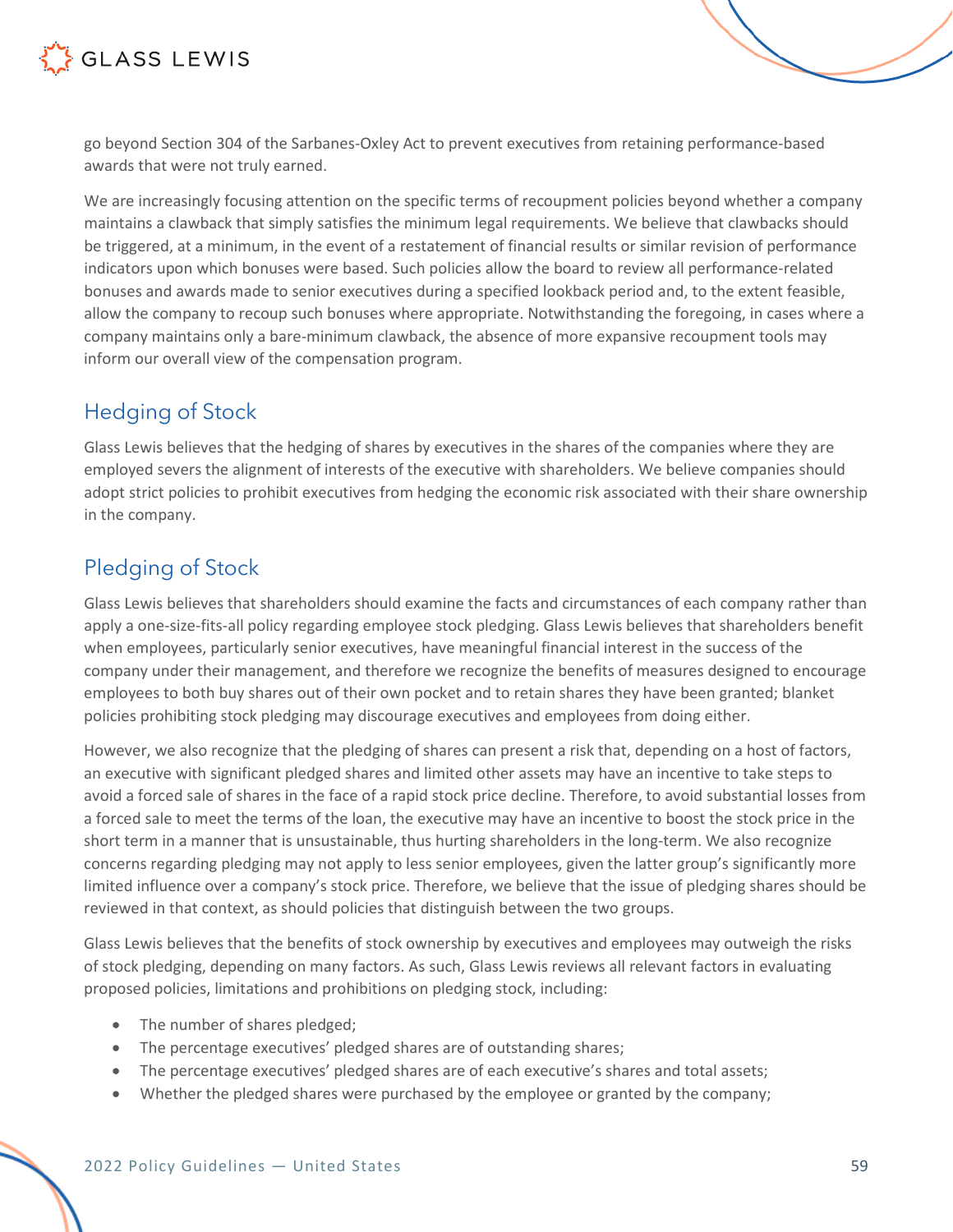go beyond Section 304 of the Sarbanes-Oxley Act to prevent executives from retaining performance-based awards that were not truly earned.

We are increasingly focusing attention on the specific terms of recoupment policies beyond whether a company maintains a clawback that simply satisfies the minimum legal requirements. We believe that clawbacks should be triggered, at a minimum, in the event of a restatement of financial results or similar revision of performance indicators upon which bonuses were based. Such policies allow the board to review all performance-related bonuses and awards made to senior executives during a specified lookback period and, to the extent feasible, allow the company to recoup such bonuses where appropriate. Notwithstanding the foregoing, in cases where a company maintains only a bare-minimum clawback, the absence of more expansive recoupment tools may inform our overall view of the compensation program.

## Hedging of Stock

Glass Lewis believes that the hedging of shares by executives in the shares of the companies where they are employed severs the alignment of interests of the executive with shareholders. We believe companies should adopt strict policies to prohibit executives from hedging the economic risk associated with their share ownership in the company.

## Pledging of Stock

Glass Lewis believes that shareholders should examine the facts and circumstances of each company rather than apply a one-size-fits-all policy regarding employee stock pledging. Glass Lewis believes that shareholders benefit when employees, particularly senior executives, have meaningful financial interest in the success of the company under their management, and therefore we recognize the benefits of measures designed to encourage employees to both buy shares out of their own pocket and to retain shares they have been granted; blanket policies prohibiting stock pledging may discourage executives and employees from doing either.

However, we also recognize that the pledging of shares can present a risk that, depending on a host of factors, an executive with significant pledged shares and limited other assets may have an incentive to take steps to avoid a forced sale of shares in the face of a rapid stock price decline. Therefore, to avoid substantial losses from a forced sale to meet the terms of the loan, the executive may have an incentive to boost the stock price in the short term in a manner that is unsustainable, thus hurting shareholders in the long-term. We also recognize concerns regarding pledging may not apply to less senior employees, given the latter group's significantly more limited influence over a company's stock price. Therefore, we believe that the issue of pledging shares should be reviewed in that context, as should policies that distinguish between the two groups.

Glass Lewis believes that the benefits of stock ownership by executives and employees may outweigh the risks of stock pledging, depending on many factors. As such, Glass Lewis reviews all relevant factors in evaluating proposed policies, limitations and prohibitions on pledging stock, including:

- The number of shares pledged;
- The percentage executives' pledged shares are of outstanding shares;
- The percentage executives' pledged shares are of each executive's shares and total assets;
- Whether the pledged shares were purchased by the employee or granted by the company;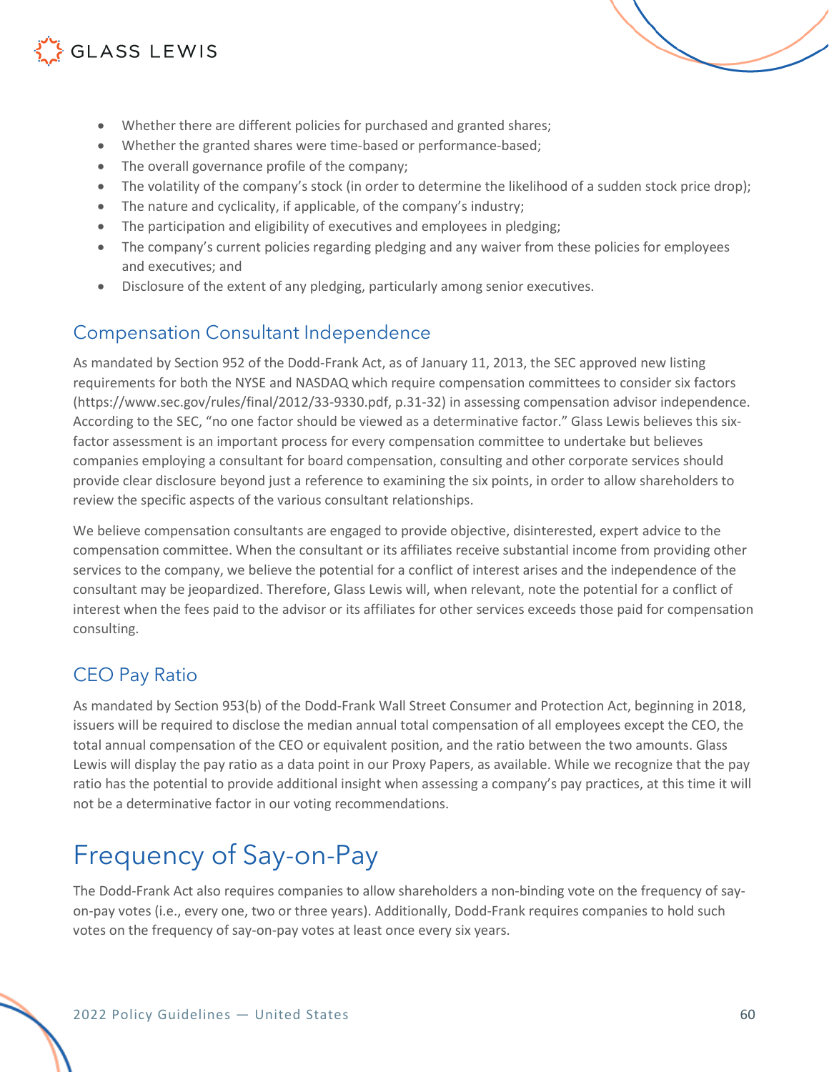- Whether there are different policies for purchased and granted shares;
- Whether the granted shares were time-based or performance-based;
- The overall governance profile of the company;
- The volatility of the company's stock (in order to determine the likelihood of a sudden stock price drop);
- The nature and cyclicality, if applicable, of the company's industry;
- The participation and eligibility of executives and employees in pledging;
- The company's current policies regarding pledging and any waiver from these policies for employees and executives; and
- Disclosure of the extent of any pledging, particularly among senior executives.

## Compensation Consultant Independence

As mandated by Section 952 of the Dodd-Frank Act, as of January 11, 2013, the SEC approved new listing requirements for both the NYSE and NASDAQ which require compensation committees to consider six factors (https://www.sec.gov/rules/final/2012/33-9330.pdf, p.31-32) in assessing compensation advisor independence. According to the SEC, "no one factor should be viewed as a determinative factor." Glass Lewis believes this six-factor assessment is an important process for every compensation committee to undertake but believes companies employing a consultant for board compensation, consulting and other corporate services should provide clear disclosure beyond just a reference to examining the six points, in order to allow shareholders to review the specific aspects of the various consultant relationships.

We believe compensation consultants are engaged to provide objective, disinterested, expert advice to the compensation committee. When the consultant or its affiliates receive substantial income from providing other services to the company, we believe the potential for a conflict of interest arises and the independence of the consultant may be jeopardized. Therefore, Glass Lewis will, when relevant, note the potential for a conflict of interest when the fees paid to the advisor or its affiliates for other services exceeds those paid for compensation consulting.

## CEO Pay Ratio

As mandated by Section 953(b) of the Dodd-Frank Wall Street Consumer and Protection Act, beginning in 2018, issuers will be required to disclose the median annual total compensation of all employees except the CEO, the total annual compensation of the CEO or equivalent position, and the ratio between the two amounts. Glass Lewis will display the pay ratio as a data point in our Proxy Papers, as available. While we recognize that the pay ratio has the potential to provide additional insight when assessing a company's pay practices, at this time it will not be a determinative factor in our voting recommendations.

# Frequency of Say-on-Pay

The Dodd-Frank Act also requires companies to allow shareholders a non-binding vote on the frequency of say-on-pay votes (i.e., every one, two or three years). Additionally, Dodd-Frank requires companies to hold such votes on the frequency of say-on-pay votes at least once every six years.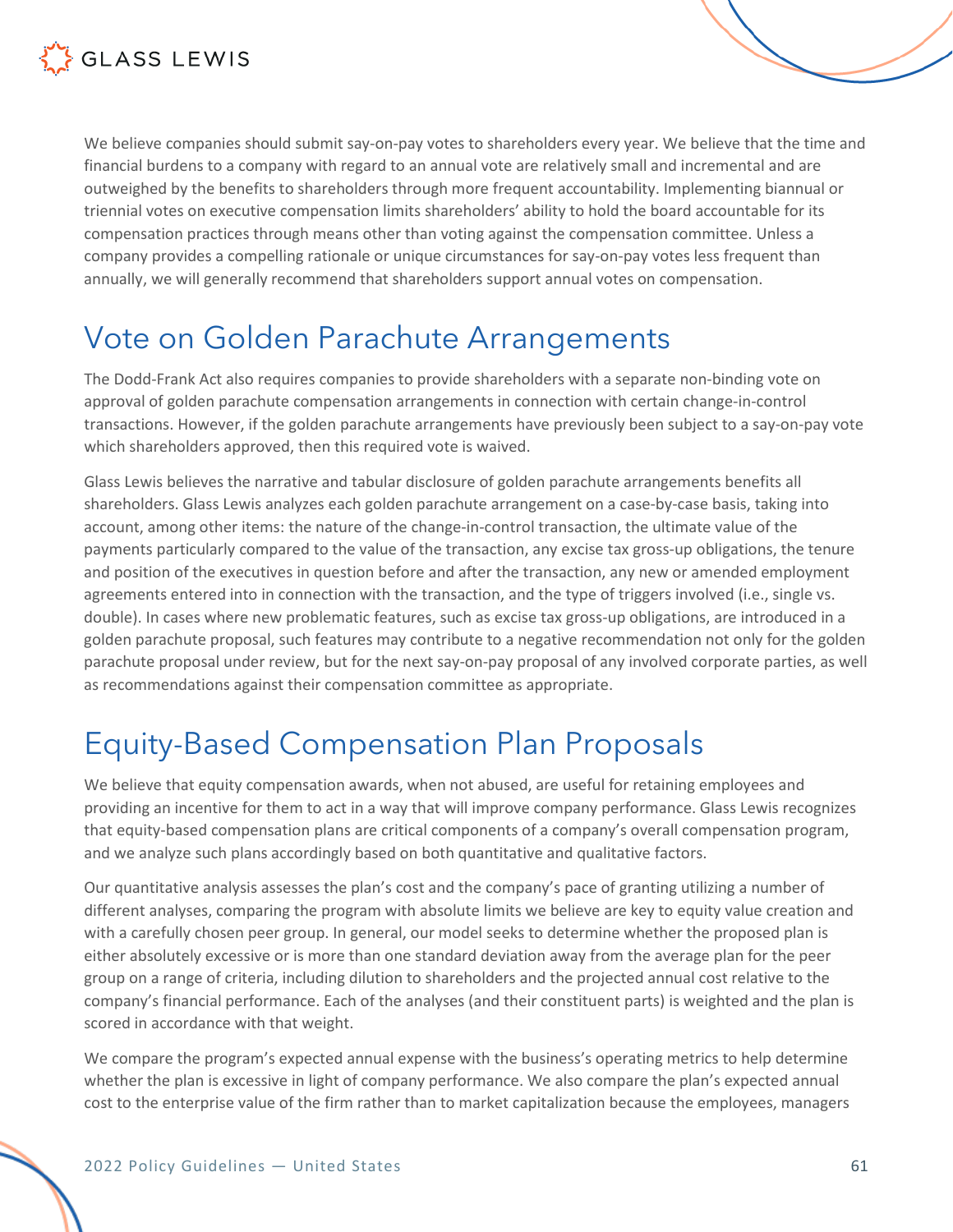We believe companies should submit say-on-pay votes to shareholders every year. We believe that the time and financial burdens to a company with regard to an annual vote are relatively small and incremental and are outweighed by the benefits to shareholders through more frequent accountability. Implementing biannual or triennial votes on executive compensation limits shareholders' ability to hold the board accountable for its compensation practices through means other than voting against the compensation committee. Unless a company provides a compelling rationale or unique circumstances for say-on-pay votes less frequent than annually, we will generally recommend that shareholders support annual votes on compensation.

## Vote on Golden Parachute Arrangements

The Dodd-Frank Act also requires companies to provide shareholders with a separate non-binding vote on approval of golden parachute compensation arrangements in connection with certain change-in-control transactions. However, if the golden parachute arrangements have previously been subject to a say-on-pay vote which shareholders approved, then this required vote is waived.

Glass Lewis believes the narrative and tabular disclosure of golden parachute arrangements benefits all shareholders. Glass Lewis analyzes each golden parachute arrangement on a case-by-case basis, taking into account, among other items: the nature of the change-in-control transaction, the ultimate value of the payments particularly compared to the value of the transaction, any excise tax gross-up obligations, the tenure and position of the executives in question before and after the transaction, any new or amended employment agreements entered into in connection with the transaction, and the type of triggers involved (i.e., single vs. double). In cases where new problematic features, such as excise tax gross-up obligations, are introduced in a golden parachute proposal, such features may contribute to a negative recommendation not only for the golden parachute proposal under review, but for the next say-on-pay proposal of any involved corporate parties, as well as recommendations against their compensation committee as appropriate.

## Equity-Based Compensation Plan Proposals

We believe that equity compensation awards, when not abused, are useful for retaining employees and providing an incentive for them to act in a way that will improve company performance. Glass Lewis recognizes that equity-based compensation plans are critical components of a company's overall compensation program, and we analyze such plans accordingly based on both quantitative and qualitative factors.

Our quantitative analysis assesses the plan's cost and the company's pace of granting utilizing a number of different analyses, comparing the program with absolute limits we believe are key to equity value creation and with a carefully chosen peer group. In general, our model seeks to determine whether the proposed plan is either absolutely excessive or is more than one standard deviation away from the average plan for the peer group on a range of criteria, including dilution to shareholders and the projected annual cost relative to the company's financial performance. Each of the analyses (and their constituent parts) is weighted and the plan is scored in accordance with that weight.

We compare the program's expected annual expense with the business's operating metrics to help determine whether the plan is excessive in light of company performance. We also compare the plan's expected annual cost to the enterprise value of the firm rather than to market capitalization because the employees, managers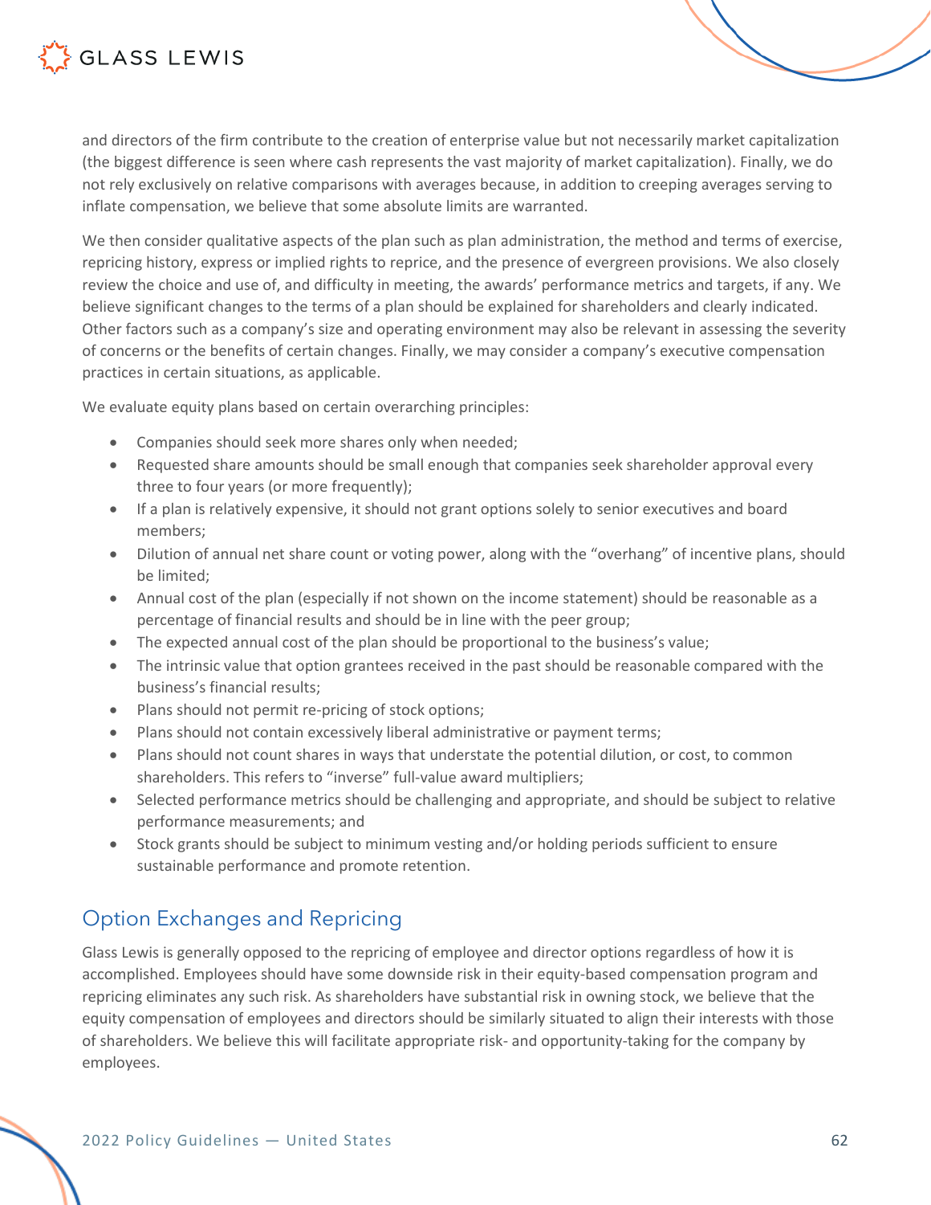and directors of the firm contribute to the creation of enterprise value but not necessarily market capitalization (the biggest difference is seen where cash represents the vast majority of market capitalization). Finally, we do not rely exclusively on relative comparisons with averages because, in addition to creeping averages serving to inflate compensation, we believe that some absolute limits are warranted.

We then consider qualitative aspects of the plan such as plan administration, the method and terms of exercise, repricing history, express or implied rights to reprice, and the presence of evergreen provisions. We also closely review the choice and use of, and difficulty in meeting, the awards' performance metrics and targets, if any. We believe significant changes to the terms of a plan should be explained for shareholders and clearly indicated. Other factors such as a company's size and operating environment may also be relevant in assessing the severity of concerns or the benefits of certain changes. Finally, we may consider a company's executive compensation practices in certain situations, as applicable.

We evaluate equity plans based on certain overarching principles:

- Companies should seek more shares only when needed;
- Requested share amounts should be small enough that companies seek shareholder approval every three to four years (or more frequently);
- If a plan is relatively expensive, it should not grant options solely to senior executives and board members;
- Dilution of annual net share count or voting power, along with the "overhang" of incentive plans, should be limited;
- Annual cost of the plan (especially if not shown on the income statement) should be reasonable as a percentage of financial results and should be in line with the peer group;
- The expected annual cost of the plan should be proportional to the business's value;
- The intrinsic value that option grantees received in the past should be reasonable compared with the business's financial results;
- Plans should not permit re-pricing of stock options;
- Plans should not contain excessively liberal administrative or payment terms;
- Plans should not count shares in ways that understate the potential dilution, or cost, to common shareholders. This refers to "inverse" full-value award multipliers;
- Selected performance metrics should be challenging and appropriate, and should be subject to relative performance measurements; and
- Stock grants should be subject to minimum vesting and/or holding periods sufficient to ensure sustainable performance and promote retention.

## Option Exchanges and Repricing

Glass Lewis is generally opposed to the repricing of employee and director options regardless of how it is accomplished. Employees should have some downside risk in their equity-based compensation program and repricing eliminates any such risk. As shareholders have substantial risk in owning stock, we believe that the equity compensation of employees and directors should be similarly situated to align their interests with those of shareholders. We believe this will facilitate appropriate risk- and opportunity-taking for the company by employees.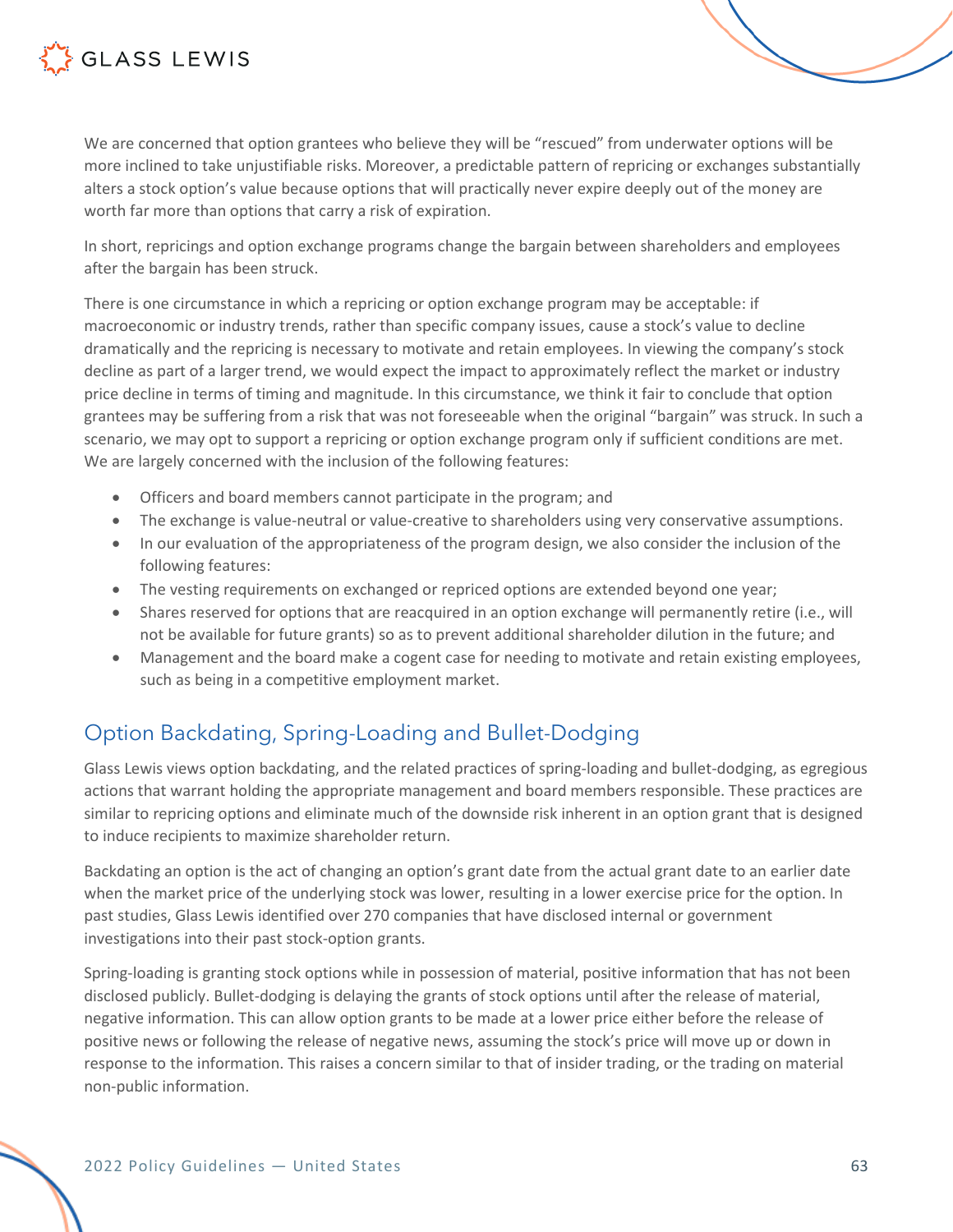We are concerned that option grantees who believe they will be "rescued" from underwater options will be more inclined to take unjustifiable risks. Moreover, a predictable pattern of repricing or exchanges substantially alters a stock option's value because options that will practically never expire deeply out of the money are worth far more than options that carry a risk of expiration.

In short, repricings and option exchange programs change the bargain between shareholders and employees after the bargain has been struck.

There is one circumstance in which a repricing or option exchange program may be acceptable: if macroeconomic or industry trends, rather than specific company issues, cause a stock's value to decline dramatically and the repricing is necessary to motivate and retain employees. In viewing the company's stock decline as part of a larger trend, we would expect the impact to approximately reflect the market or industry price decline in terms of timing and magnitude. In this circumstance, we think it fair to conclude that option grantees may be suffering from a risk that was not foreseeable when the original "bargain" was struck. In such a scenario, we may opt to support a repricing or option exchange program only if sufficient conditions are met. We are largely concerned with the inclusion of the following features:

- Officers and board members cannot participate in the program; and
- The exchange is value-neutral or value-creative to shareholders using very conservative assumptions.
- In our evaluation of the appropriateness of the program design, we also consider the inclusion of the following features:
- The vesting requirements on exchanged or repriced options are extended beyond one year;
- Shares reserved for options that are reacquired in an option exchange will permanently retire (i.e., will not be available for future grants) so as to prevent additional shareholder dilution in the future; and
- Management and the board make a cogent case for needing to motivate and retain existing employees, such as being in a competitive employment market.

## Option Backdating, Spring-Loading and Bullet-Dodging

Glass Lewis views option backdating, and the related practices of spring-loading and bullet-dodging, as egregious actions that warrant holding the appropriate management and board members responsible. These practices are similar to repricing options and eliminate much of the downside risk inherent in an option grant that is designed to induce recipients to maximize shareholder return.

Backdating an option is the act of changing an option's grant date from the actual grant date to an earlier date when the market price of the underlying stock was lower, resulting in a lower exercise price for the option. In past studies, Glass Lewis identified over 270 companies that have disclosed internal or government investigations into their past stock-option grants.

Spring-loading is granting stock options while in possession of material, positive information that has not been disclosed publicly. Bullet-dodging is delaying the grants of stock options until after the release of material, negative information. This can allow option grants to be made at a lower price either before the release of positive news or following the release of negative news, assuming the stock's price will move up or down in response to the information. This raises a concern similar to that of insider trading, or the trading on material non-public information.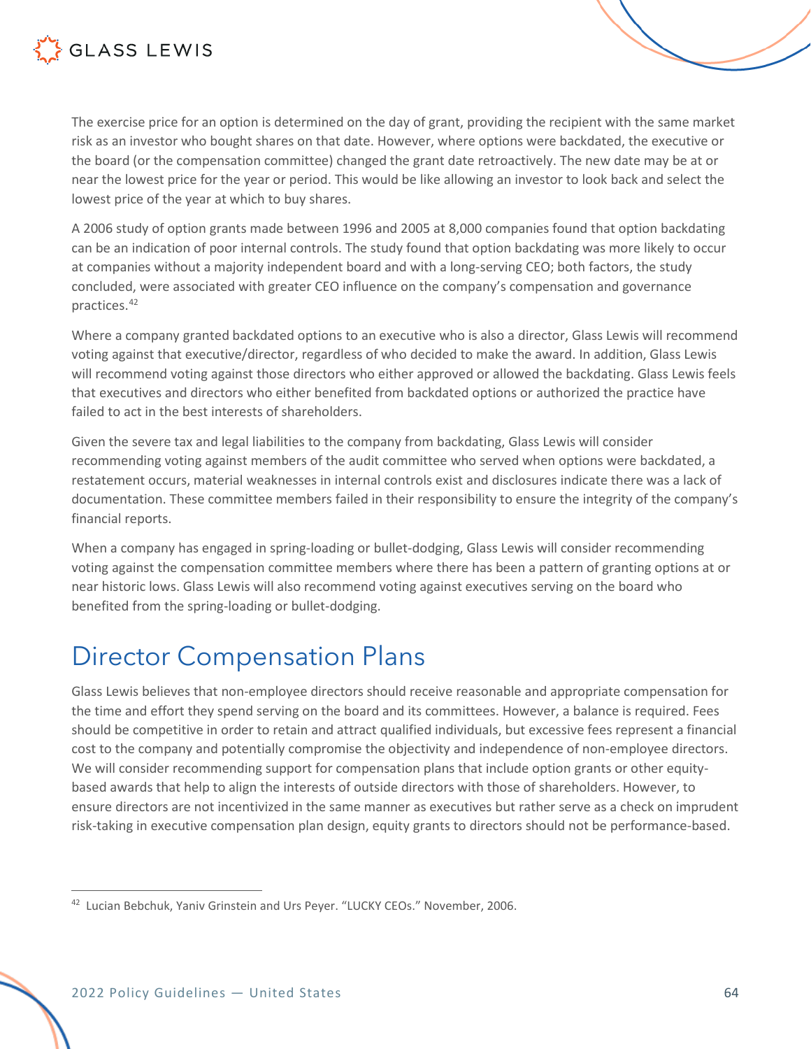The exercise price for an option is determined on the day of grant, providing the recipient with the same market risk as an investor who bought shares on that date. However, where options were backdated, the executive or the board (or the compensation committee) changed the grant date retroactively. The new date may be at or near the lowest price for the year or period. This would be like allowing an investor to look back and select the lowest price of the year at which to buy shares.

A 2006 study of option grants made between 1996 and 2005 at 8,000 companies found that option backdating can be an indication of poor internal controls. The study found that option backdating was more likely to occur at companies without a majority independent board and with a long-serving CEO; both factors, the study concluded, were associated with greater CEO influence on the company's compensation and governance practices.[42]

Where a company granted backdated options to an executive who is also a director, Glass Lewis will recommend voting against that executive/director, regardless of who decided to make the award. In addition, Glass Lewis will recommend voting against those directors who either approved or allowed the backdating. Glass Lewis feels that executives and directors who either benefited from backdated options or authorized the practice have failed to act in the best interests of shareholders.

Given the severe tax and legal liabilities to the company from backdating, Glass Lewis will consider recommending voting against members of the audit committee who served when options were backdated, a restatement occurs, material weaknesses in internal controls exist and disclosures indicate there was a lack of documentation. These committee members failed in their responsibility to ensure the integrity of the company's financial reports.

When a company has engaged in spring-loading or bullet-dodging, Glass Lewis will consider recommending voting against the compensation committee members where there has been a pattern of granting options at or near historic lows. Glass Lewis will also recommend voting against executives serving on the board who benefited from the spring-loading or bullet-dodging.

# Director Compensation Plans

Glass Lewis believes that non-employee directors should receive reasonable and appropriate compensation for the time and effort they spend serving on the board and its committees. However, a balance is required. Fees should be competitive in order to retain and attract qualified individuals, but excessive fees represent a financial cost to the company and potentially compromise the objectivity and independence of non-employee directors. We will consider recommending support for compensation plans that include option grants or other equity-based awards that help to align the interests of outside directors with those of shareholders. However, to ensure directors are not incentivized in the same manner as executives but rather serve as a check on imprudent risk-taking in executive compensation plan design, equity grants to directors should not be performance-based.

---

[42] Lucian Bebchuk, Yaniv Grinstein and Urs Peyer. "LUCKY CEOs." November, 2006.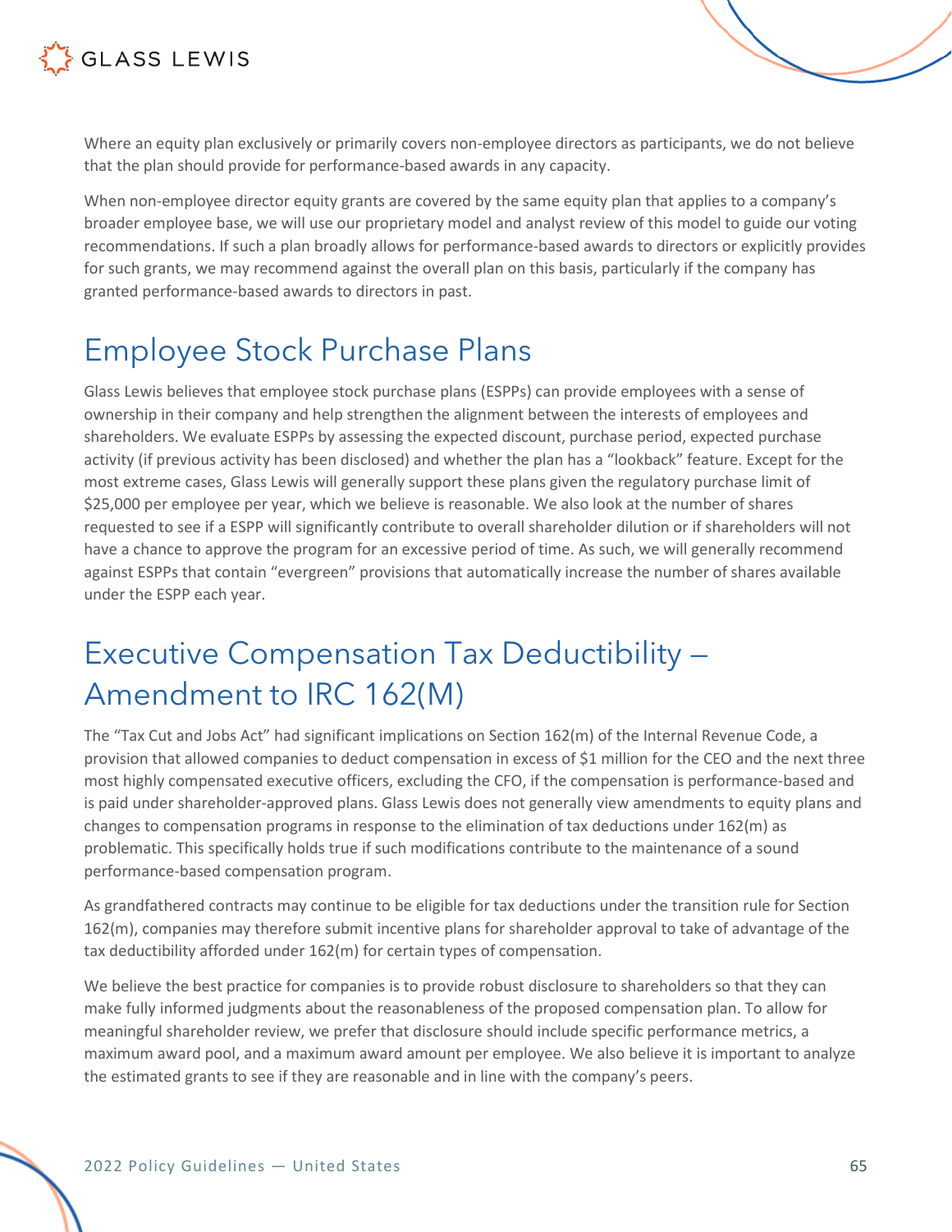Where an equity plan exclusively or primarily covers non-employee directors as participants, we do not believe that the plan should provide for performance-based awards in any capacity.

When non-employee director equity grants are covered by the same equity plan that applies to a company's broader employee base, we will use our proprietary model and analyst review of this model to guide our voting recommendations. If such a plan broadly allows for performance-based awards to directors or explicitly provides for such grants, we may recommend against the overall plan on this basis, particularly if the company has granted performance-based awards to directors in past.

## Employee Stock Purchase Plans

Glass Lewis believes that employee stock purchase plans (ESPPs) can provide employees with a sense of ownership in their company and help strengthen the alignment between the interests of employees and shareholders. We evaluate ESPPs by assessing the expected discount, purchase period, expected purchase activity (if previous activity has been disclosed) and whether the plan has a "lookback" feature. Except for the most extreme cases, Glass Lewis will generally support these plans given the regulatory purchase limit of $25,000 per employee per year, which we believe is reasonable. We also look at the number of shares requested to see if a ESPP will significantly contribute to overall shareholder dilution or if shareholders will not have a chance to approve the program for an excessive period of time. As such, we will generally recommend against ESPPs that contain "evergreen" provisions that automatically increase the number of shares available under the ESPP each year.

## Executive Compensation Tax Deductibility — Amendment to IRC 162(M)

The "Tax Cut and Jobs Act" had significant implications on Section 162(m) of the Internal Revenue Code, a provision that allowed companies to deduct compensation in excess of $1 million for the CEO and the next three most highly compensated executive officers, excluding the CFO, if the compensation is performance-based and is paid under shareholder-approved plans. Glass Lewis does not generally view amendments to equity plans and changes to compensation programs in response to the elimination of tax deductions under 162(m) as problematic. This specifically holds true if such modifications contribute to the maintenance of a sound performance-based compensation program.

As grandfathered contracts may continue to be eligible for tax deductions under the transition rule for Section 162(m), companies may therefore submit incentive plans for shareholder approval to take of advantage of the tax deductibility afforded under 162(m) for certain types of compensation.

We believe the best practice for companies is to provide robust disclosure to shareholders so that they can make fully informed judgments about the reasonableness of the proposed compensation plan. To allow for meaningful shareholder review, we prefer that disclosure should include specific performance metrics, a maximum award pool, and a maximum award amount per employee. We also believe it is important to analyze the estimated grants to see if they are reasonable and in line with the company's peers.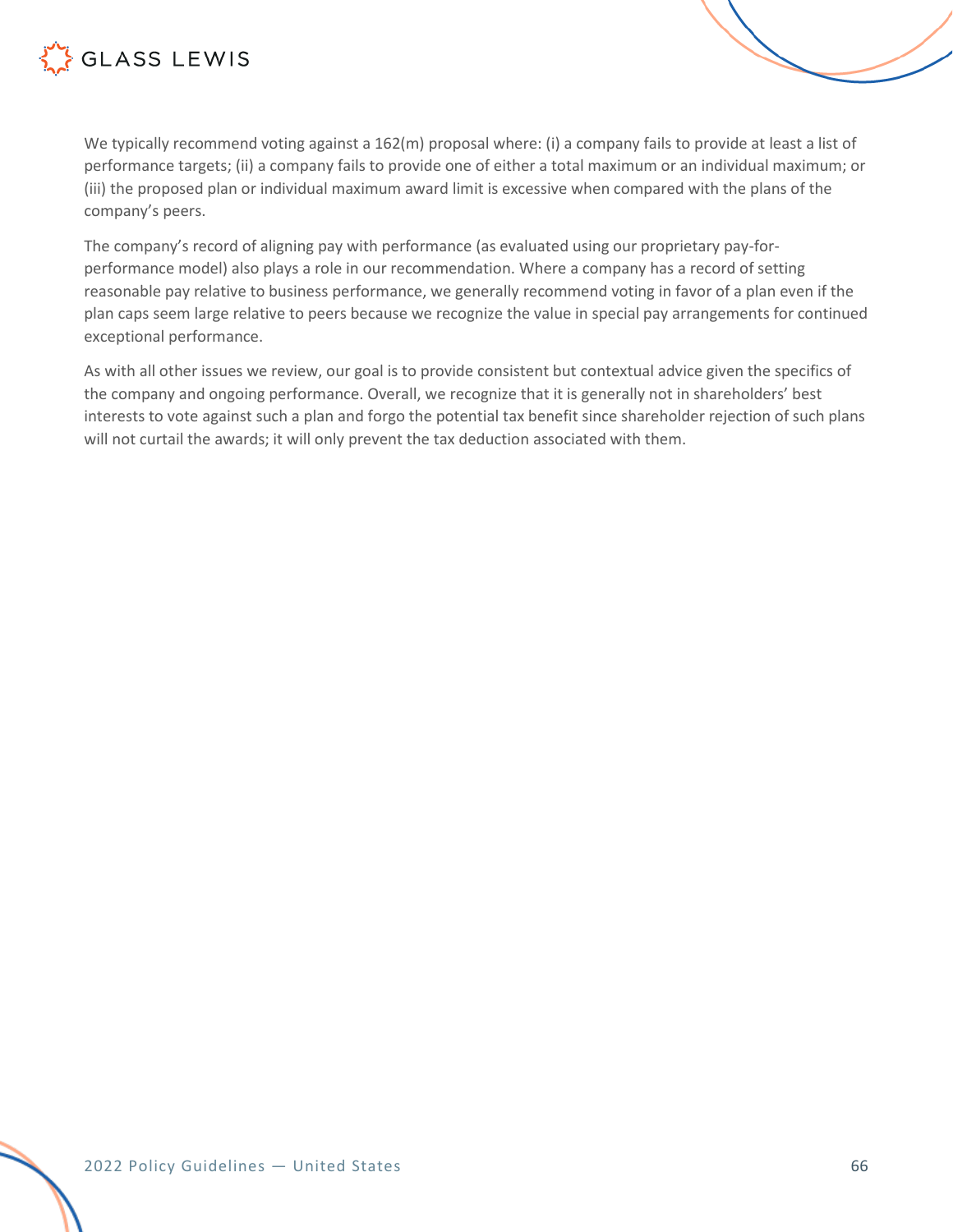We typically recommend voting against a 162(m) proposal where: (i) a company fails to provide at least a list of performance targets; (ii) a company fails to provide one of either a total maximum or an individual maximum; or (iii) the proposed plan or individual maximum award limit is excessive when compared with the plans of the company's peers.

The company's record of aligning pay with performance (as evaluated using our proprietary pay-for-performance model) also plays a role in our recommendation. Where a company has a record of setting reasonable pay relative to business performance, we generally recommend voting in favor of a plan even if the plan caps seem large relative to peers because we recognize the value in special pay arrangements for continued exceptional performance.

As with all other issues we review, our goal is to provide consistent but contextual advice given the specifics of the company and ongoing performance. Overall, we recognize that it is generally not in shareholders' best interests to vote against such a plan and forgo the potential tax benefit since shareholder rejection of such plans will not curtail the awards; it will only prevent the tax deduction associated with them.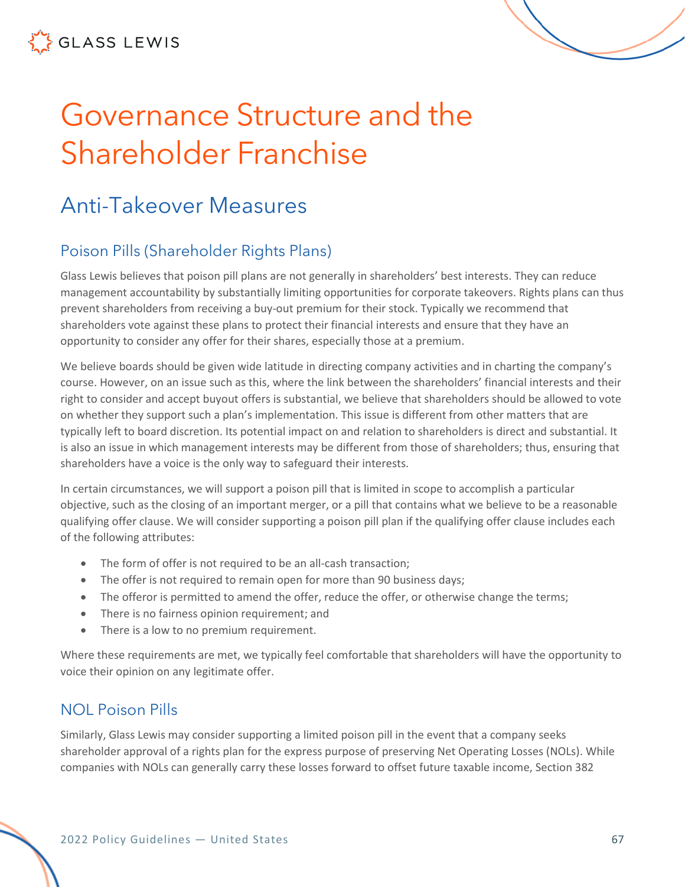# Governance Structure and the Shareholder Franchise

## Anti-Takeover Measures

### Poison Pills (Shareholder Rights Plans)

Glass Lewis believes that poison pill plans are not generally in shareholders' best interests. They can reduce management accountability by substantially limiting opportunities for corporate takeovers. Rights plans can thus prevent shareholders from receiving a buy-out premium for their stock. Typically we recommend that shareholders vote against these plans to protect their financial interests and ensure that they have an opportunity to consider any offer for their shares, especially those at a premium.

We believe boards should be given wide latitude in directing company activities and in charting the company's course. However, on an issue such as this, where the link between the shareholders' financial interests and their right to consider and accept buyout offers is substantial, we believe that shareholders should be allowed to vote on whether they support such a plan's implementation. This issue is different from other matters that are typically left to board discretion. Its potential impact on and relation to shareholders is direct and substantial. It is also an issue in which management interests may be different from those of shareholders; thus, ensuring that shareholders have a voice is the only way to safeguard their interests.

In certain circumstances, we will support a poison pill that is limited in scope to accomplish a particular objective, such as the closing of an important merger, or a pill that contains what we believe to be a reasonable qualifying offer clause. We will consider supporting a poison pill plan if the qualifying offer clause includes each of the following attributes:

- The form of offer is not required to be an all-cash transaction;
- The offer is not required to remain open for more than 90 business days;
- The offeror is permitted to amend the offer, reduce the offer, or otherwise change the terms;
- There is no fairness opinion requirement; and
- There is a low to no premium requirement.

Where these requirements are met, we typically feel comfortable that shareholders will have the opportunity to voice their opinion on any legitimate offer.

### NOL Poison Pills

Similarly, Glass Lewis may consider supporting a limited poison pill in the event that a company seeks shareholder approval of a rights plan for the express purpose of preserving Net Operating Losses (NOLs). While companies with NOLs can generally carry these losses forward to offset future taxable income, Section 382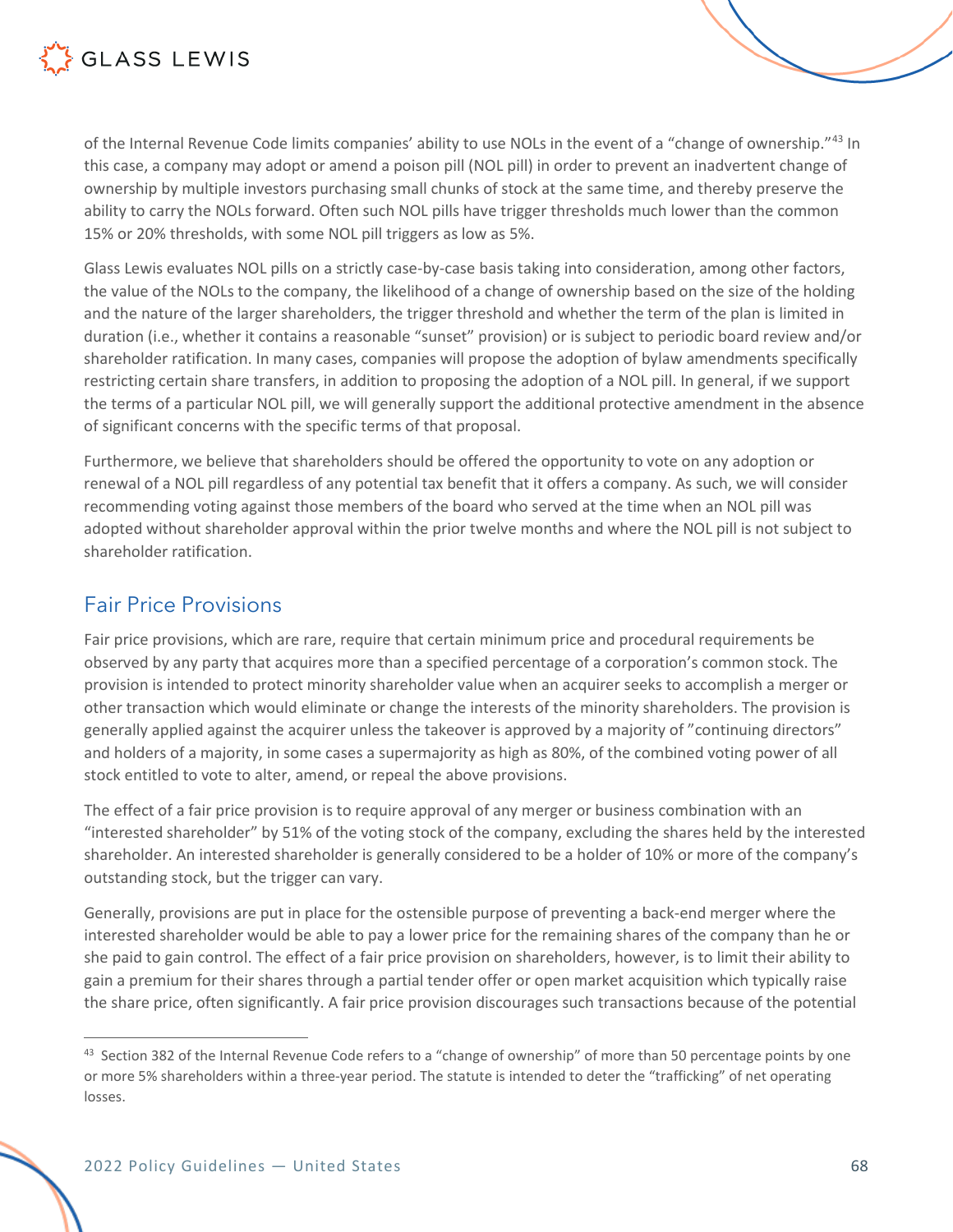of the Internal Revenue Code limits companies' ability to use NOLs in the event of a "change of ownership."[43] In this case, a company may adopt or amend a poison pill (NOL pill) in order to prevent an inadvertent change of ownership by multiple investors purchasing small chunks of stock at the same time, and thereby preserve the ability to carry the NOLs forward. Often such NOL pills have trigger thresholds much lower than the common 15% or 20% thresholds, with some NOL pill triggers as low as 5%.

Glass Lewis evaluates NOL pills on a strictly case-by-case basis taking into consideration, among other factors, the value of the NOLs to the company, the likelihood of a change of ownership based on the size of the holding and the nature of the larger shareholders, the trigger threshold and whether the term of the plan is limited in duration (i.e., whether it contains a reasonable "sunset" provision) or is subject to periodic board review and/or shareholder ratification. In many cases, companies will propose the adoption of bylaw amendments specifically restricting certain share transfers, in addition to proposing the adoption of a NOL pill. In general, if we support the terms of a particular NOL pill, we will generally support the additional protective amendment in the absence of significant concerns with the specific terms of that proposal.

Furthermore, we believe that shareholders should be offered the opportunity to vote on any adoption or renewal of a NOL pill regardless of any potential tax benefit that it offers a company. As such, we will consider recommending voting against those members of the board who served at the time when an NOL pill was adopted without shareholder approval within the prior twelve months and where the NOL pill is not subject to shareholder ratification.

## Fair Price Provisions

Fair price provisions, which are rare, require that certain minimum price and procedural requirements be observed by any party that acquires more than a specified percentage of a corporation's common stock. The provision is intended to protect minority shareholder value when an acquirer seeks to accomplish a merger or other transaction which would eliminate or change the interests of the minority shareholders. The provision is generally applied against the acquirer unless the takeover is approved by a majority of "continuing directors" and holders of a majority, in some cases a supermajority as high as 80%, of the combined voting power of all stock entitled to vote to alter, amend, or repeal the above provisions.

The effect of a fair price provision is to require approval of any merger or business combination with an "interested shareholder" by 51% of the voting stock of the company, excluding the shares held by the interested shareholder. An interested shareholder is generally considered to be a holder of 10% or more of the company's outstanding stock, but the trigger can vary.

Generally, provisions are put in place for the ostensible purpose of preventing a back-end merger where the interested shareholder would be able to pay a lower price for the remaining shares of the company than he or she paid to gain control. The effect of a fair price provision on shareholders, however, is to limit their ability to gain a premium for their shares through a partial tender offer or open market acquisition which typically raise the share price, often significantly. A fair price provision discourages such transactions because of the potential

[43] Section 382 of the Internal Revenue Code refers to a "change of ownership" of more than 50 percentage points by one or more 5% shareholders within a three-year period. The statute is intended to deter the "trafficking" of net operating losses.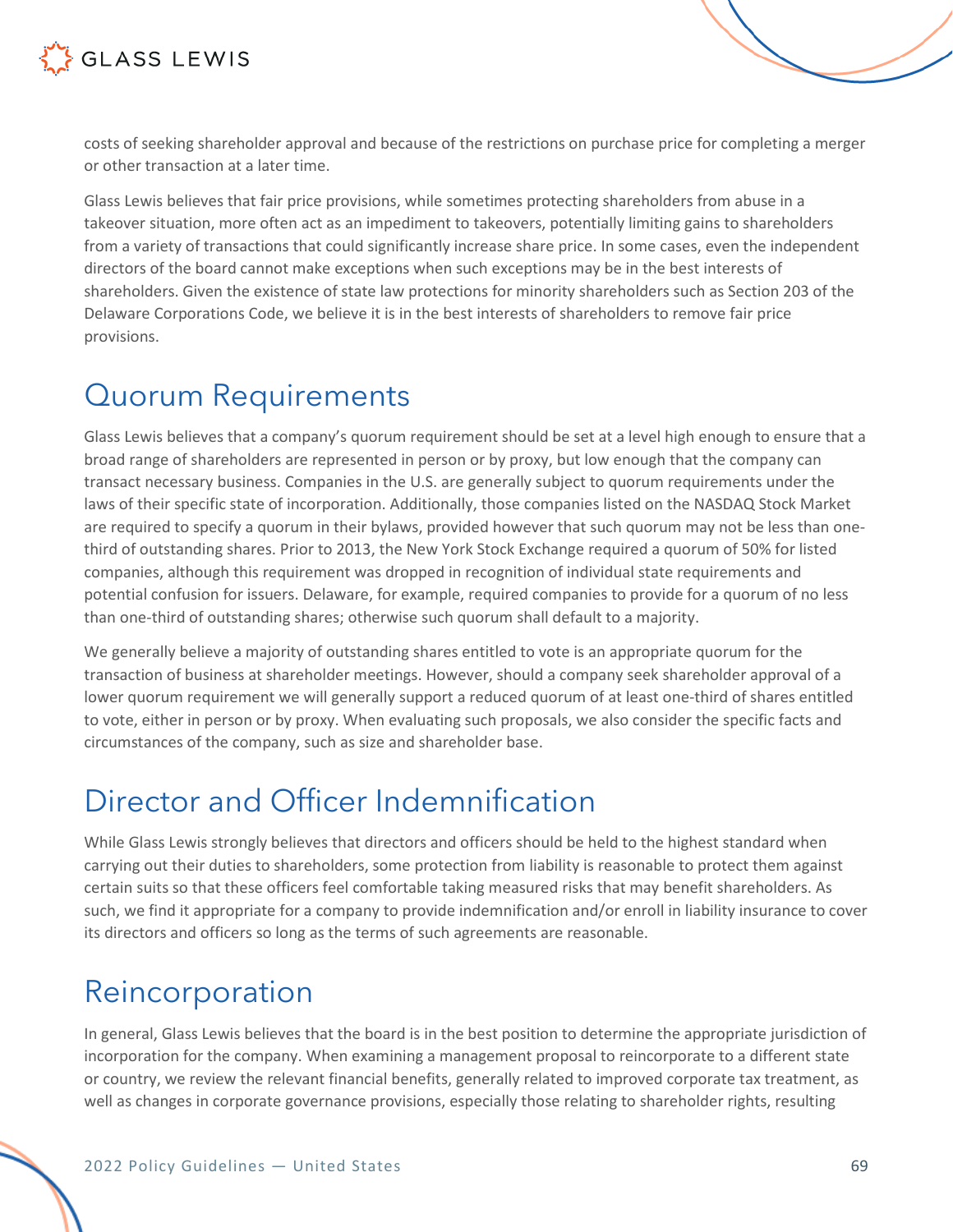costs of seeking shareholder approval and because of the restrictions on purchase price for completing a merger or other transaction at a later time.

Glass Lewis believes that fair price provisions, while sometimes protecting shareholders from abuse in a takeover situation, more often act as an impediment to takeovers, potentially limiting gains to shareholders from a variety of transactions that could significantly increase share price. In some cases, even the independent directors of the board cannot make exceptions when such exceptions may be in the best interests of shareholders. Given the existence of state law protections for minority shareholders such as Section 203 of the Delaware Corporations Code, we believe it is in the best interests of shareholders to remove fair price provisions.

## Quorum Requirements

Glass Lewis believes that a company's quorum requirement should be set at a level high enough to ensure that a broad range of shareholders are represented in person or by proxy, but low enough that the company can transact necessary business. Companies in the U.S. are generally subject to quorum requirements under the laws of their specific state of incorporation. Additionally, those companies listed on the NASDAQ Stock Market are required to specify a quorum in their bylaws, provided however that such quorum may not be less than one-third of outstanding shares. Prior to 2013, the New York Stock Exchange required a quorum of 50% for listed companies, although this requirement was dropped in recognition of individual state requirements and potential confusion for issuers. Delaware, for example, required companies to provide for a quorum of no less than one-third of outstanding shares; otherwise such quorum shall default to a majority.

We generally believe a majority of outstanding shares entitled to vote is an appropriate quorum for the transaction of business at shareholder meetings. However, should a company seek shareholder approval of a lower quorum requirement we will generally support a reduced quorum of at least one-third of shares entitled to vote, either in person or by proxy. When evaluating such proposals, we also consider the specific facts and circumstances of the company, such as size and shareholder base.

## Director and Officer Indemnification

While Glass Lewis strongly believes that directors and officers should be held to the highest standard when carrying out their duties to shareholders, some protection from liability is reasonable to protect them against certain suits so that these officers feel comfortable taking measured risks that may benefit shareholders. As such, we find it appropriate for a company to provide indemnification and/or enroll in liability insurance to cover its directors and officers so long as the terms of such agreements are reasonable.

## Reincorporation

In general, Glass Lewis believes that the board is in the best position to determine the appropriate jurisdiction of incorporation for the company. When examining a management proposal to reincorporate to a different state or country, we review the relevant financial benefits, generally related to improved corporate tax treatment, as well as changes in corporate governance provisions, especially those relating to shareholder rights, resulting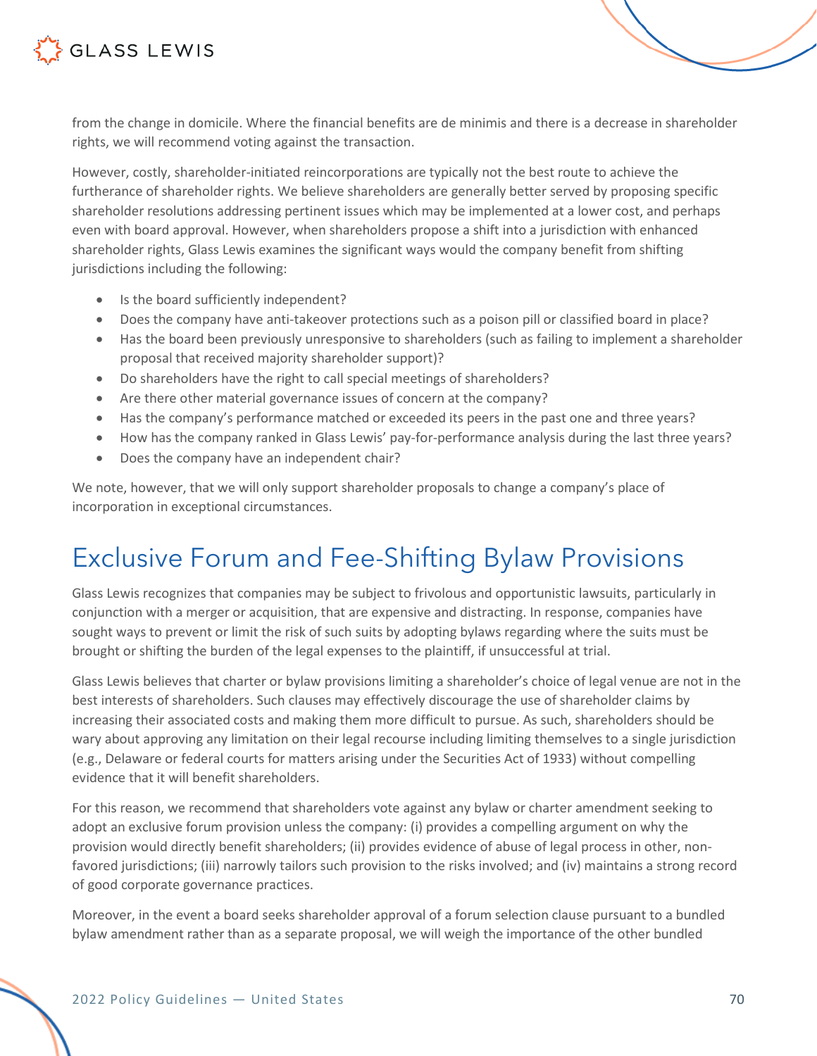from the change in domicile. Where the financial benefits are de minimis and there is a decrease in shareholder rights, we will recommend voting against the transaction.

However, costly, shareholder-initiated reincorporations are typically not the best route to achieve the furtherance of shareholder rights. We believe shareholders are generally better served by proposing specific shareholder resolutions addressing pertinent issues which may be implemented at a lower cost, and perhaps even with board approval. However, when shareholders propose a shift into a jurisdiction with enhanced shareholder rights, Glass Lewis examines the significant ways would the company benefit from shifting jurisdictions including the following:

- Is the board sufficiently independent?
- Does the company have anti-takeover protections such as a poison pill or classified board in place?
- Has the board been previously unresponsive to shareholders (such as failing to implement a shareholder proposal that received majority shareholder support)?
- Do shareholders have the right to call special meetings of shareholders?
- Are there other material governance issues of concern at the company?
- Has the company's performance matched or exceeded its peers in the past one and three years?
- How has the company ranked in Glass Lewis' pay-for-performance analysis during the last three years?
- Does the company have an independent chair?

We note, however, that we will only support shareholder proposals to change a company's place of incorporation in exceptional circumstances.

# Exclusive Forum and Fee-Shifting Bylaw Provisions

Glass Lewis recognizes that companies may be subject to frivolous and opportunistic lawsuits, particularly in conjunction with a merger or acquisition, that are expensive and distracting. In response, companies have sought ways to prevent or limit the risk of such suits by adopting bylaws regarding where the suits must be brought or shifting the burden of the legal expenses to the plaintiff, if unsuccessful at trial.

Glass Lewis believes that charter or bylaw provisions limiting a shareholder's choice of legal venue are not in the best interests of shareholders. Such clauses may effectively discourage the use of shareholder claims by increasing their associated costs and making them more difficult to pursue. As such, shareholders should be wary about approving any limitation on their legal recourse including limiting themselves to a single jurisdiction (e.g., Delaware or federal courts for matters arising under the Securities Act of 1933) without compelling evidence that it will benefit shareholders.

For this reason, we recommend that shareholders vote against any bylaw or charter amendment seeking to adopt an exclusive forum provision unless the company: (i) provides a compelling argument on why the provision would directly benefit shareholders; (ii) provides evidence of abuse of legal process in other, non-favored jurisdictions; (iii) narrowly tailors such provision to the risks involved; and (iv) maintains a strong record of good corporate governance practices.

Moreover, in the event a board seeks shareholder approval of a forum selection clause pursuant to a bundled bylaw amendment rather than as a separate proposal, we will weigh the importance of the other bundled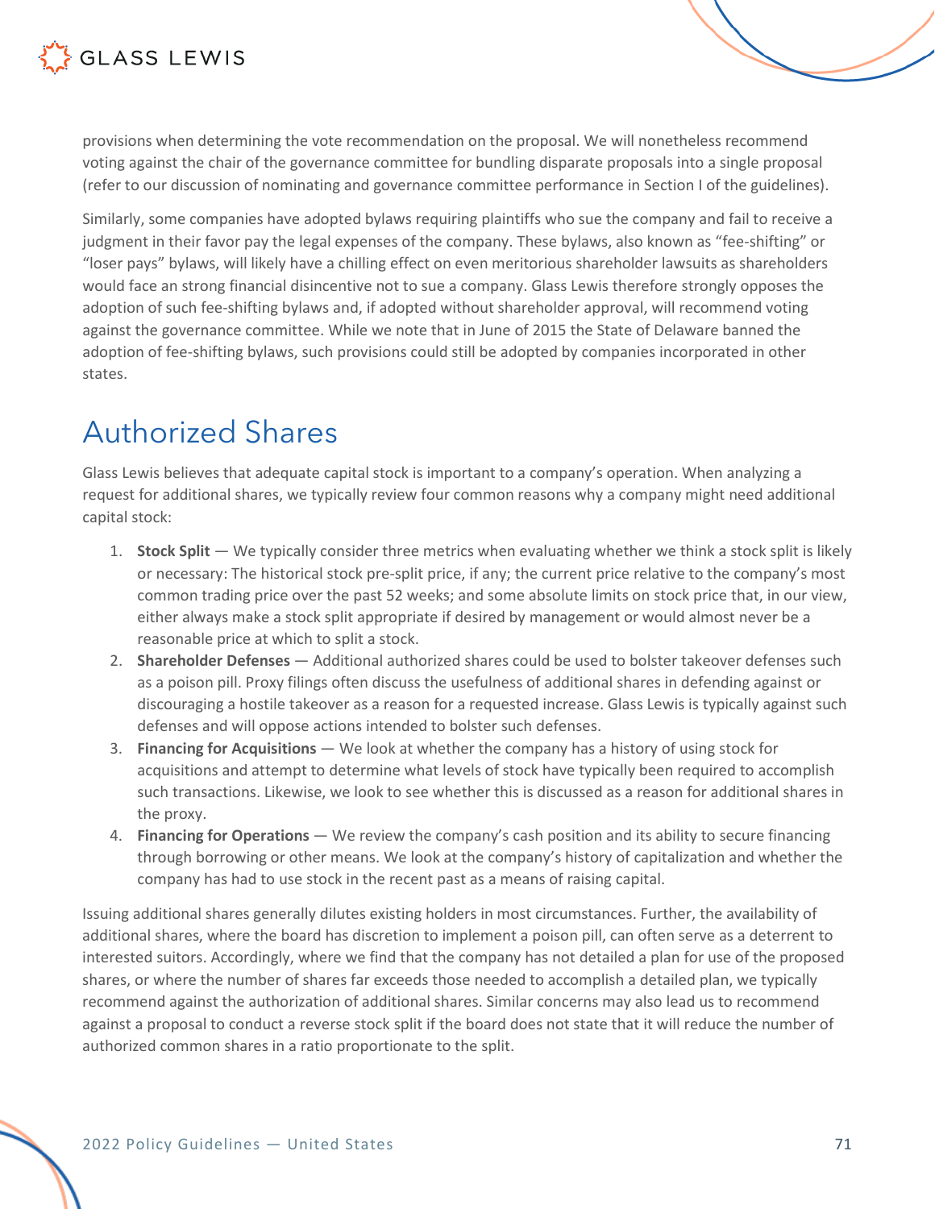provisions when determining the vote recommendation on the proposal. We will nonetheless recommend voting against the chair of the governance committee for bundling disparate proposals into a single proposal (refer to our discussion of nominating and governance committee performance in Section I of the guidelines).

Similarly, some companies have adopted bylaws requiring plaintiffs who sue the company and fail to receive a judgment in their favor pay the legal expenses of the company. These bylaws, also known as "fee-shifting" or "loser pays" bylaws, will likely have a chilling effect on even meritorious shareholder lawsuits as shareholders would face an strong financial disincentive not to sue a company. Glass Lewis therefore strongly opposes the adoption of such fee-shifting bylaws and, if adopted without shareholder approval, will recommend voting against the governance committee. While we note that in June of 2015 the State of Delaware banned the adoption of fee-shifting bylaws, such provisions could still be adopted by companies incorporated in other states.

# Authorized Shares

Glass Lewis believes that adequate capital stock is important to a company's operation. When analyzing a request for additional shares, we typically review four common reasons why a company might need additional capital stock:

1. **Stock Split** — We typically consider three metrics when evaluating whether we think a stock split is likely or necessary: The historical stock pre-split price, if any; the current price relative to the company's most common trading price over the past 52 weeks; and some absolute limits on stock price that, in our view, either always make a stock split appropriate if desired by management or would almost never be a reasonable price at which to split a stock.
2. **Shareholder Defenses** — Additional authorized shares could be used to bolster takeover defenses such as a poison pill. Proxy filings often discuss the usefulness of additional shares in defending against or discouraging a hostile takeover as a reason for a requested increase. Glass Lewis is typically against such defenses and will oppose actions intended to bolster such defenses.
3. **Financing for Acquisitions** — We look at whether the company has a history of using stock for acquisitions and attempt to determine what levels of stock have typically been required to accomplish such transactions. Likewise, we look to see whether this is discussed as a reason for additional shares in the proxy.
4. **Financing for Operations** — We review the company's cash position and its ability to secure financing through borrowing or other means. We look at the company's history of capitalization and whether the company has had to use stock in the recent past as a means of raising capital.

Issuing additional shares generally dilutes existing holders in most circumstances. Further, the availability of additional shares, where the board has discretion to implement a poison pill, can often serve as a deterrent to interested suitors. Accordingly, where we find that the company has not detailed a plan for use of the proposed shares, or where the number of shares far exceeds those needed to accomplish a detailed plan, we typically recommend against the authorization of additional shares. Similar concerns may also lead us to recommend against a proposal to conduct a reverse stock split if the board does not state that it will reduce the number of authorized common shares in a ratio proportionate to the split.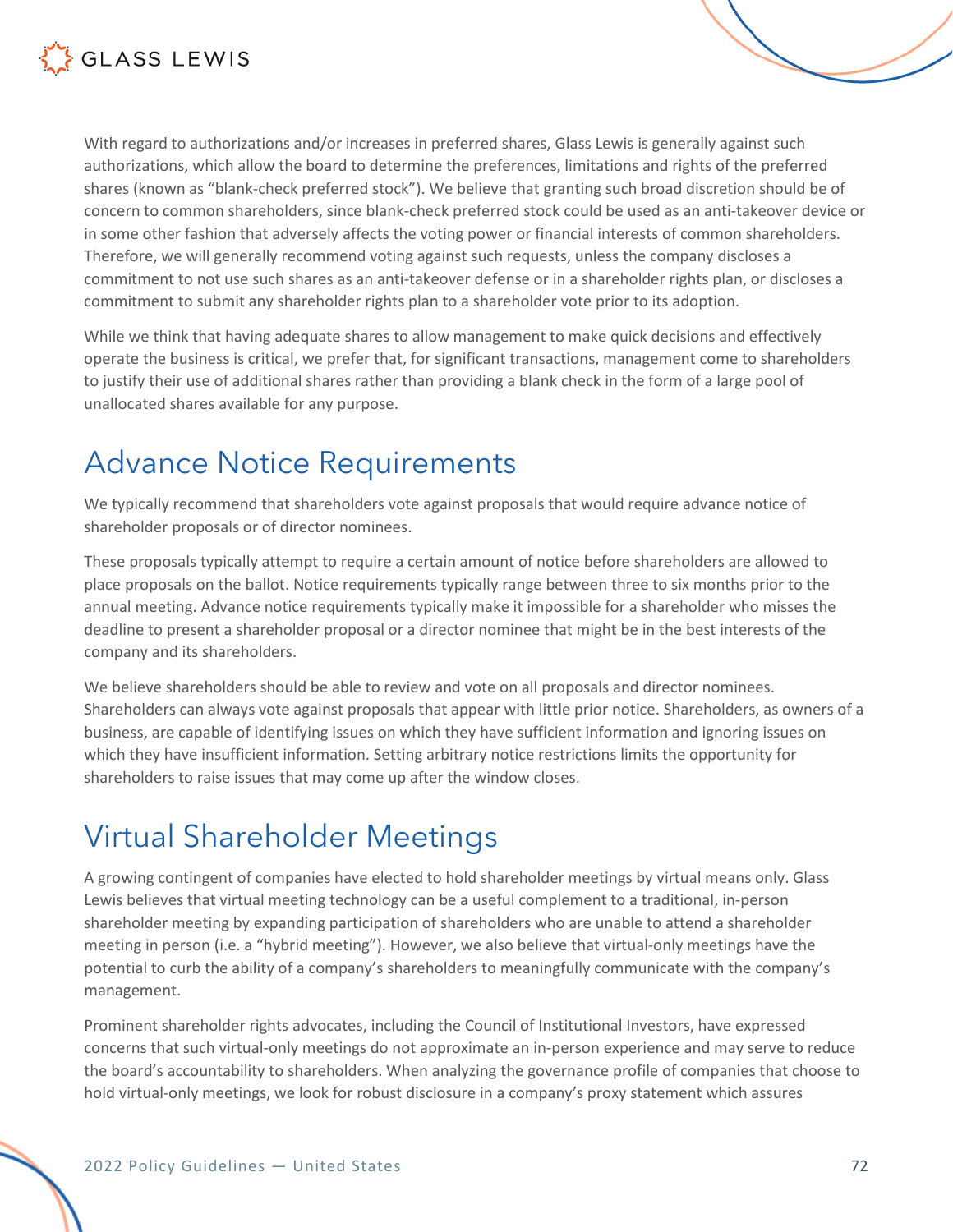With regard to authorizations and/or increases in preferred shares, Glass Lewis is generally against such authorizations, which allow the board to determine the preferences, limitations and rights of the preferred shares (known as "blank-check preferred stock"). We believe that granting such broad discretion should be of concern to common shareholders, since blank-check preferred stock could be used as an anti-takeover device or in some other fashion that adversely affects the voting power or financial interests of common shareholders. Therefore, we will generally recommend voting against such requests, unless the company discloses a commitment to not use such shares as an anti-takeover defense or in a shareholder rights plan, or discloses a commitment to submit any shareholder rights plan to a shareholder vote prior to its adoption.

While we think that having adequate shares to allow management to make quick decisions and effectively operate the business is critical, we prefer that, for significant transactions, management come to shareholders to justify their use of additional shares rather than providing a blank check in the form of a large pool of unallocated shares available for any purpose.

# Advance Notice Requirements

We typically recommend that shareholders vote against proposals that would require advance notice of shareholder proposals or of director nominees.

These proposals typically attempt to require a certain amount of notice before shareholders are allowed to place proposals on the ballot. Notice requirements typically range between three to six months prior to the annual meeting. Advance notice requirements typically make it impossible for a shareholder who misses the deadline to present a shareholder proposal or a director nominee that might be in the best interests of the company and its shareholders.

We believe shareholders should be able to review and vote on all proposals and director nominees. Shareholders can always vote against proposals that appear with little prior notice. Shareholders, as owners of a business, are capable of identifying issues on which they have sufficient information and ignoring issues on which they have insufficient information. Setting arbitrary notice restrictions limits the opportunity for shareholders to raise issues that may come up after the window closes.

# Virtual Shareholder Meetings

A growing contingent of companies have elected to hold shareholder meetings by virtual means only. Glass Lewis believes that virtual meeting technology can be a useful complement to a traditional, in-person shareholder meeting by expanding participation of shareholders who are unable to attend a shareholder meeting in person (i.e. a "hybrid meeting"). However, we also believe that virtual-only meetings have the potential to curb the ability of a company's shareholders to meaningfully communicate with the company's management.

Prominent shareholder rights advocates, including the Council of Institutional Investors, have expressed concerns that such virtual-only meetings do not approximate an in-person experience and may serve to reduce the board's accountability to shareholders. When analyzing the governance profile of companies that choose to hold virtual-only meetings, we look for robust disclosure in a company's proxy statement which assures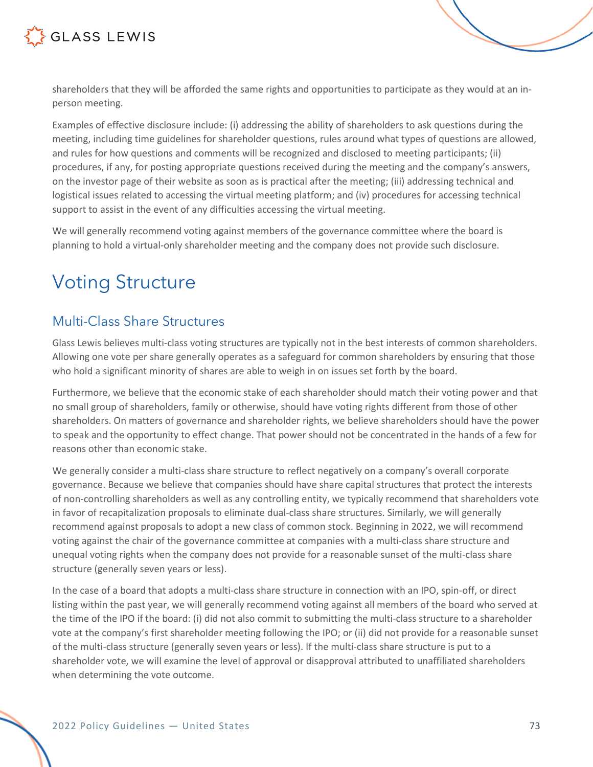shareholders that they will be afforded the same rights and opportunities to participate as they would at an in-person meeting.

Examples of effective disclosure include: (i) addressing the ability of shareholders to ask questions during the meeting, including time guidelines for shareholder questions, rules around what types of questions are allowed, and rules for how questions and comments will be recognized and disclosed to meeting participants; (ii) procedures, if any, for posting appropriate questions received during the meeting and the company's answers, on the investor page of their website as soon as is practical after the meeting; (iii) addressing technical and logistical issues related to accessing the virtual meeting platform; and (iv) procedures for accessing technical support to assist in the event of any difficulties accessing the virtual meeting.

We will generally recommend voting against members of the governance committee where the board is planning to hold a virtual-only shareholder meeting and the company does not provide such disclosure.

# Voting Structure

## Multi-Class Share Structures

Glass Lewis believes multi-class voting structures are typically not in the best interests of common shareholders. Allowing one vote per share generally operates as a safeguard for common shareholders by ensuring that those who hold a significant minority of shares are able to weigh in on issues set forth by the board.

Furthermore, we believe that the economic stake of each shareholder should match their voting power and that no small group of shareholders, family or otherwise, should have voting rights different from those of other shareholders. On matters of governance and shareholder rights, we believe shareholders should have the power to speak and the opportunity to effect change. That power should not be concentrated in the hands of a few for reasons other than economic stake.

We generally consider a multi-class share structure to reflect negatively on a company's overall corporate governance. Because we believe that companies should have share capital structures that protect the interests of non-controlling shareholders as well as any controlling entity, we typically recommend that shareholders vote in favor of recapitalization proposals to eliminate dual-class share structures. Similarly, we will generally recommend against proposals to adopt a new class of common stock. Beginning in 2022, we will recommend voting against the chair of the governance committee at companies with a multi-class share structure and unequal voting rights when the company does not provide for a reasonable sunset of the multi-class share structure (generally seven years or less).

In the case of a board that adopts a multi-class share structure in connection with an IPO, spin-off, or direct listing within the past year, we will generally recommend voting against all members of the board who served at the time of the IPO if the board: (i) did not also commit to submitting the multi-class structure to a shareholder vote at the company's first shareholder meeting following the IPO; or (ii) did not provide for a reasonable sunset of the multi-class structure (generally seven years or less). If the multi-class share structure is put to a shareholder vote, we will examine the level of approval or disapproval attributed to unaffiliated shareholders when determining the vote outcome.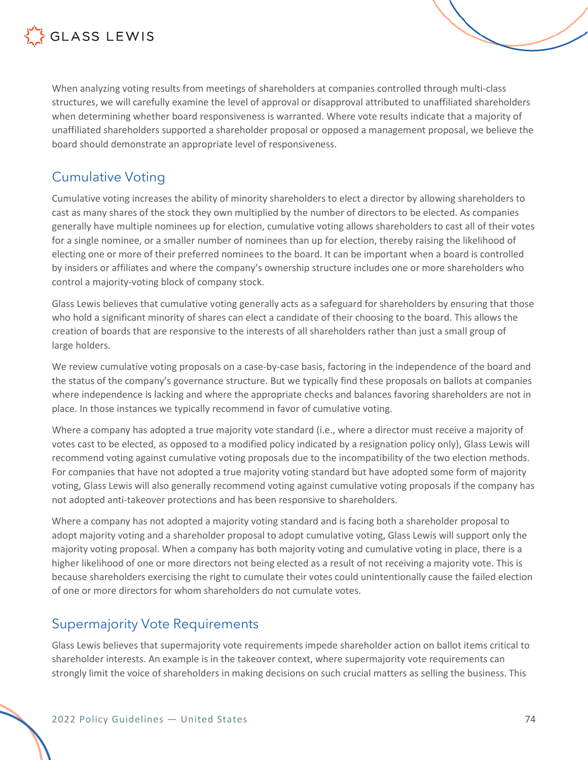When analyzing voting results from meetings of shareholders at companies controlled through multi-class structures, we will carefully examine the level of approval or disapproval attributed to unaffiliated shareholders when determining whether board responsiveness is warranted. Where vote results indicate that a majority of unaffiliated shareholders supported a shareholder proposal or opposed a management proposal, we believe the board should demonstrate an appropriate level of responsiveness.

## Cumulative Voting

Cumulative voting increases the ability of minority shareholders to elect a director by allowing shareholders to cast as many shares of the stock they own multiplied by the number of directors to be elected. As companies generally have multiple nominees up for election, cumulative voting allows shareholders to cast all of their votes for a single nominee, or a smaller number of nominees than up for election, thereby raising the likelihood of electing one or more of their preferred nominees to the board. It can be important when a board is controlled by insiders or affiliates and where the company's ownership structure includes one or more shareholders who control a majority-voting block of company stock.

Glass Lewis believes that cumulative voting generally acts as a safeguard for shareholders by ensuring that those who hold a significant minority of shares can elect a candidate of their choosing to the board. This allows the creation of boards that are responsive to the interests of all shareholders rather than just a small group of large holders.

We review cumulative voting proposals on a case-by-case basis, factoring in the independence of the board and the status of the company's governance structure. But we typically find these proposals on ballots at companies where independence is lacking and where the appropriate checks and balances favoring shareholders are not in place. In those instances we typically recommend in favor of cumulative voting.

Where a company has adopted a true majority vote standard (i.e., where a director must receive a majority of votes cast to be elected, as opposed to a modified policy indicated by a resignation policy only), Glass Lewis will recommend voting against cumulative voting proposals due to the incompatibility of the two election methods. For companies that have not adopted a true majority voting standard but have adopted some form of majority voting, Glass Lewis will also generally recommend voting against cumulative voting proposals if the company has not adopted anti-takeover protections and has been responsive to shareholders.

Where a company has not adopted a majority voting standard and is facing both a shareholder proposal to adopt majority voting and a shareholder proposal to adopt cumulative voting, Glass Lewis will support only the majority voting proposal. When a company has both majority voting and cumulative voting in place, there is a higher likelihood of one or more directors not being elected as a result of not receiving a majority vote. This is because shareholders exercising the right to cumulate their votes could unintentionally cause the failed election of one or more directors for whom shareholders do not cumulate votes.

## Supermajority Vote Requirements

Glass Lewis believes that supermajority vote requirements impede shareholder action on ballot items critical to shareholder interests. An example is in the takeover context, where supermajority vote requirements can strongly limit the voice of shareholders in making decisions on such crucial matters as selling the business. This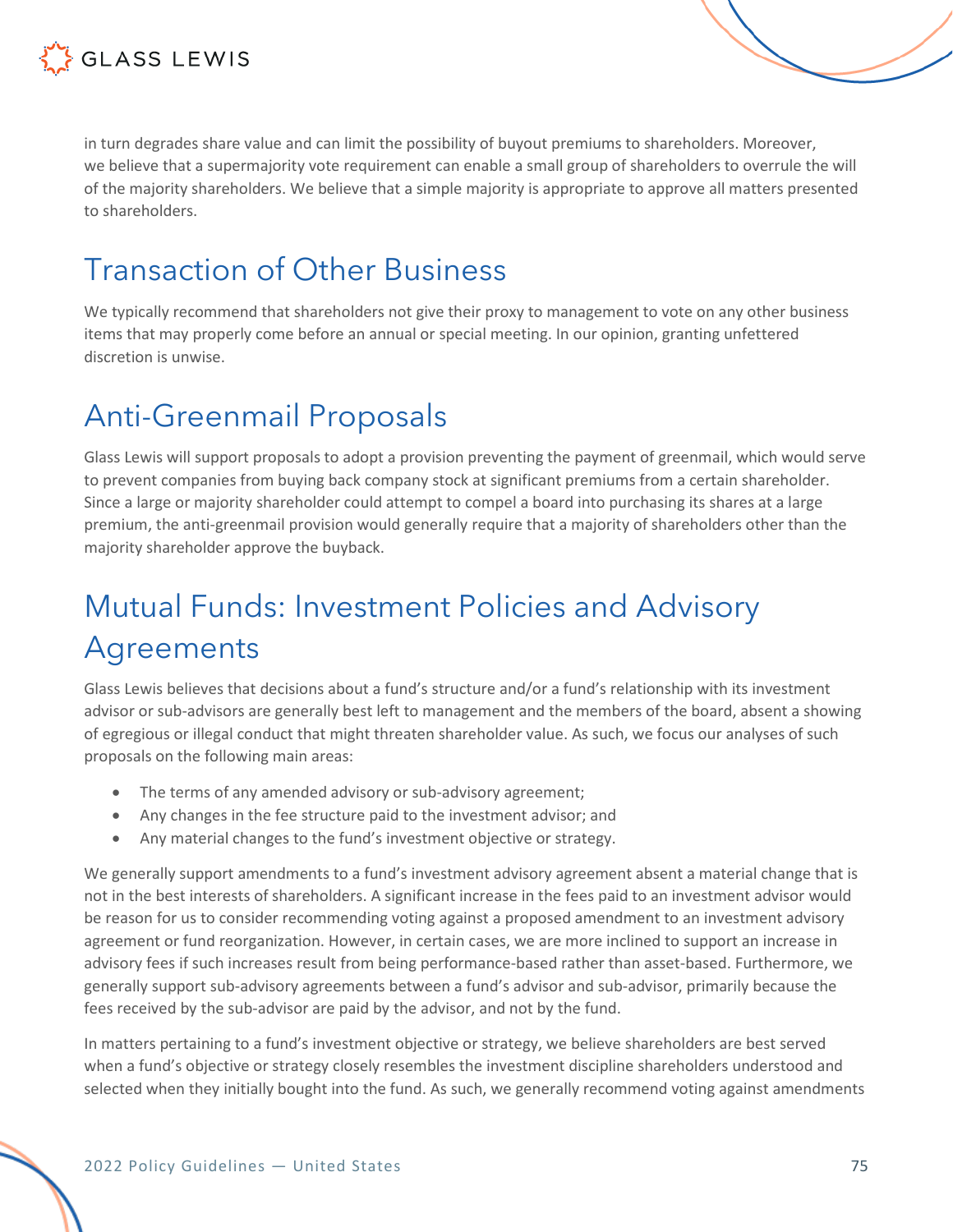in turn degrades share value and can limit the possibility of buyout premiums to shareholders. Moreover, we believe that a supermajority vote requirement can enable a small group of shareholders to overrule the will of the majority shareholders. We believe that a simple majority is appropriate to approve all matters presented to shareholders.

## Transaction of Other Business

We typically recommend that shareholders not give their proxy to management to vote on any other business items that may properly come before an annual or special meeting. In our opinion, granting unfettered discretion is unwise.

## Anti-Greenmail Proposals

Glass Lewis will support proposals to adopt a provision preventing the payment of greenmail, which would serve to prevent companies from buying back company stock at significant premiums from a certain shareholder. Since a large or majority shareholder could attempt to compel a board into purchasing its shares at a large premium, the anti-greenmail provision would generally require that a majority of shareholders other than the majority shareholder approve the buyback.

## Mutual Funds: Investment Policies and Advisory Agreements

Glass Lewis believes that decisions about a fund's structure and/or a fund's relationship with its investment advisor or sub-advisors are generally best left to management and the members of the board, absent a showing of egregious or illegal conduct that might threaten shareholder value. As such, we focus our analyses of such proposals on the following main areas:

- The terms of any amended advisory or sub-advisory agreement;
- Any changes in the fee structure paid to the investment advisor; and
- Any material changes to the fund's investment objective or strategy.

We generally support amendments to a fund's investment advisory agreement absent a material change that is not in the best interests of shareholders. A significant increase in the fees paid to an investment advisor would be reason for us to consider recommending voting against a proposed amendment to an investment advisory agreement or fund reorganization. However, in certain cases, we are more inclined to support an increase in advisory fees if such increases result from being performance-based rather than asset-based. Furthermore, we generally support sub-advisory agreements between a fund's advisor and sub-advisor, primarily because the fees received by the sub-advisor are paid by the advisor, and not by the fund.

In matters pertaining to a fund's investment objective or strategy, we believe shareholders are best served when a fund's objective or strategy closely resembles the investment discipline shareholders understood and selected when they initially bought into the fund. As such, we generally recommend voting against amendments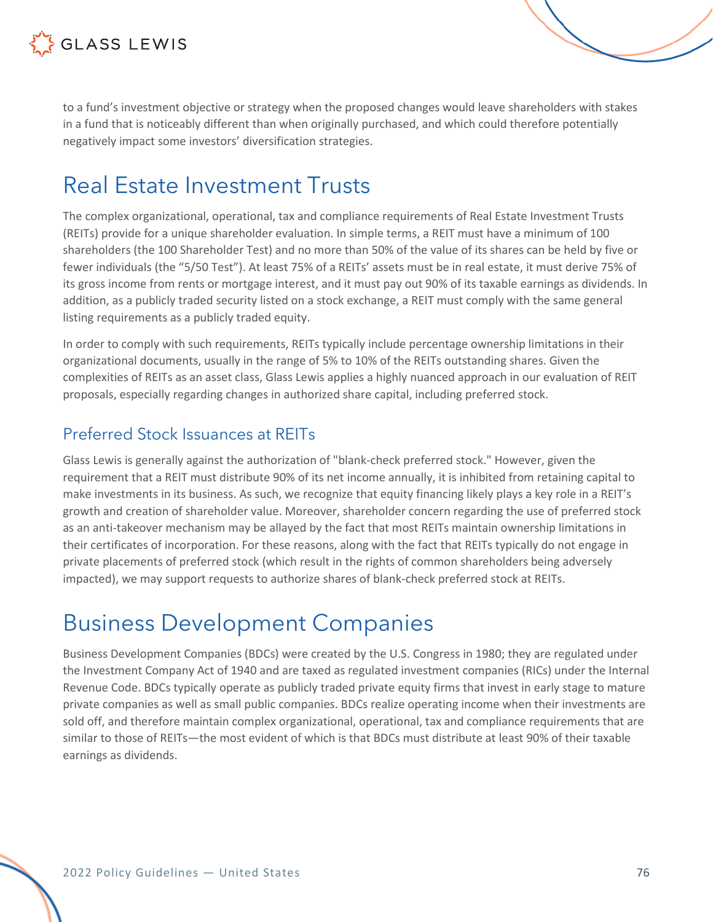to a fund's investment objective or strategy when the proposed changes would leave shareholders with stakes in a fund that is noticeably different than when originally purchased, and which could therefore potentially negatively impact some investors' diversification strategies.

# Real Estate Investment Trusts

The complex organizational, operational, tax and compliance requirements of Real Estate Investment Trusts (REITs) provide for a unique shareholder evaluation. In simple terms, a REIT must have a minimum of 100 shareholders (the 100 Shareholder Test) and no more than 50% of the value of its shares can be held by five or fewer individuals (the "5/50 Test"). At least 75% of a REITs' assets must be in real estate, it must derive 75% of its gross income from rents or mortgage interest, and it must pay out 90% of its taxable earnings as dividends. In addition, as a publicly traded security listed on a stock exchange, a REIT must comply with the same general listing requirements as a publicly traded equity.

In order to comply with such requirements, REITs typically include percentage ownership limitations in their organizational documents, usually in the range of 5% to 10% of the REITs outstanding shares. Given the complexities of REITs as an asset class, Glass Lewis applies a highly nuanced approach in our evaluation of REIT proposals, especially regarding changes in authorized share capital, including preferred stock.

## Preferred Stock Issuances at REITs

Glass Lewis is generally against the authorization of "blank-check preferred stock." However, given the requirement that a REIT must distribute 90% of its net income annually, it is inhibited from retaining capital to make investments in its business. As such, we recognize that equity financing likely plays a key role in a REIT's growth and creation of shareholder value. Moreover, shareholder concern regarding the use of preferred stock as an anti-takeover mechanism may be allayed by the fact that most REITs maintain ownership limitations in their certificates of incorporation. For these reasons, along with the fact that REITs typically do not engage in private placements of preferred stock (which result in the rights of common shareholders being adversely impacted), we may support requests to authorize shares of blank-check preferred stock at REITs.

# Business Development Companies

Business Development Companies (BDCs) were created by the U.S. Congress in 1980; they are regulated under the Investment Company Act of 1940 and are taxed as regulated investment companies (RICs) under the Internal Revenue Code. BDCs typically operate as publicly traded private equity firms that invest in early stage to mature private companies as well as small public companies. BDCs realize operating income when their investments are sold off, and therefore maintain complex organizational, operational, tax and compliance requirements that are similar to those of REITs—the most evident of which is that BDCs must distribute at least 90% of their taxable earnings as dividends.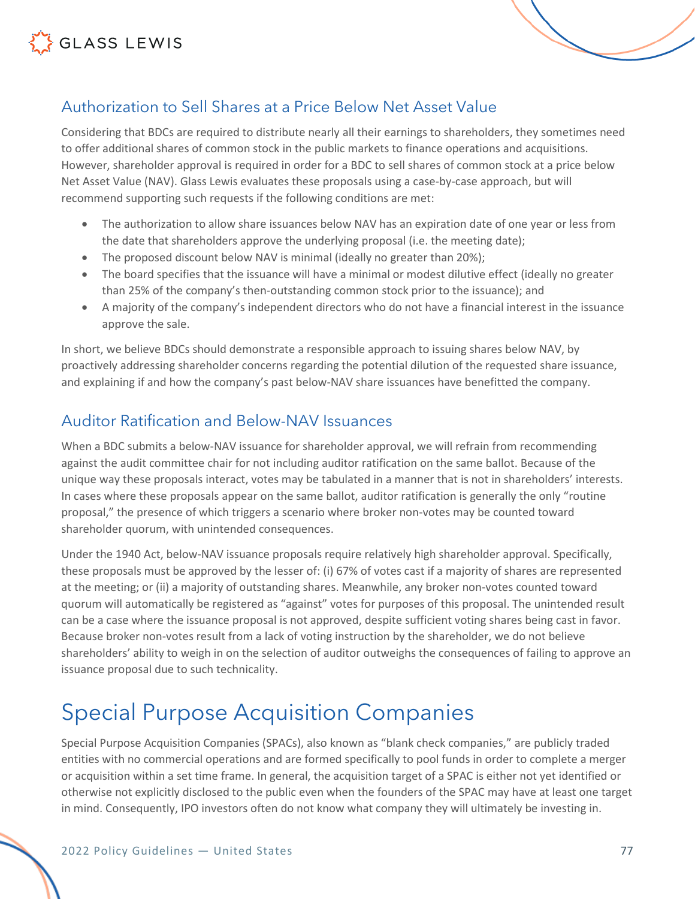## Authorization to Sell Shares at a Price Below Net Asset Value

Considering that BDCs are required to distribute nearly all their earnings to shareholders, they sometimes need to offer additional shares of common stock in the public markets to finance operations and acquisitions. However, shareholder approval is required in order for a BDC to sell shares of common stock at a price below Net Asset Value (NAV). Glass Lewis evaluates these proposals using a case-by-case approach, but will recommend supporting such requests if the following conditions are met:

- The authorization to allow share issuances below NAV has an expiration date of one year or less from the date that shareholders approve the underlying proposal (i.e. the meeting date);
- The proposed discount below NAV is minimal (ideally no greater than 20%);
- The board specifies that the issuance will have a minimal or modest dilutive effect (ideally no greater than 25% of the company's then-outstanding common stock prior to the issuance); and
- A majority of the company's independent directors who do not have a financial interest in the issuance approve the sale.

In short, we believe BDCs should demonstrate a responsible approach to issuing shares below NAV, by proactively addressing shareholder concerns regarding the potential dilution of the requested share issuance, and explaining if and how the company's past below-NAV share issuances have benefitted the company.

## Auditor Ratification and Below-NAV Issuances

When a BDC submits a below-NAV issuance for shareholder approval, we will refrain from recommending against the audit committee chair for not including auditor ratification on the same ballot. Because of the unique way these proposals interact, votes may be tabulated in a manner that is not in shareholders' interests. In cases where these proposals appear on the same ballot, auditor ratification is generally the only "routine proposal," the presence of which triggers a scenario where broker non-votes may be counted toward shareholder quorum, with unintended consequences.

Under the 1940 Act, below-NAV issuance proposals require relatively high shareholder approval. Specifically, these proposals must be approved by the lesser of: (i) 67% of votes cast if a majority of shares are represented at the meeting; or (ii) a majority of outstanding shares. Meanwhile, any broker non-votes counted toward quorum will automatically be registered as "against" votes for purposes of this proposal. The unintended result can be a case where the issuance proposal is not approved, despite sufficient voting shares being cast in favor. Because broker non-votes result from a lack of voting instruction by the shareholder, we do not believe shareholders' ability to weigh in on the selection of auditor outweighs the consequences of failing to approve an issuance proposal due to such technicality.

# Special Purpose Acquisition Companies

Special Purpose Acquisition Companies (SPACs), also known as "blank check companies," are publicly traded entities with no commercial operations and are formed specifically to pool funds in order to complete a merger or acquisition within a set time frame. In general, the acquisition target of a SPAC is either not yet identified or otherwise not explicitly disclosed to the public even when the founders of the SPAC may have at least one target in mind. Consequently, IPO investors often do not know what company they will ultimately be investing in.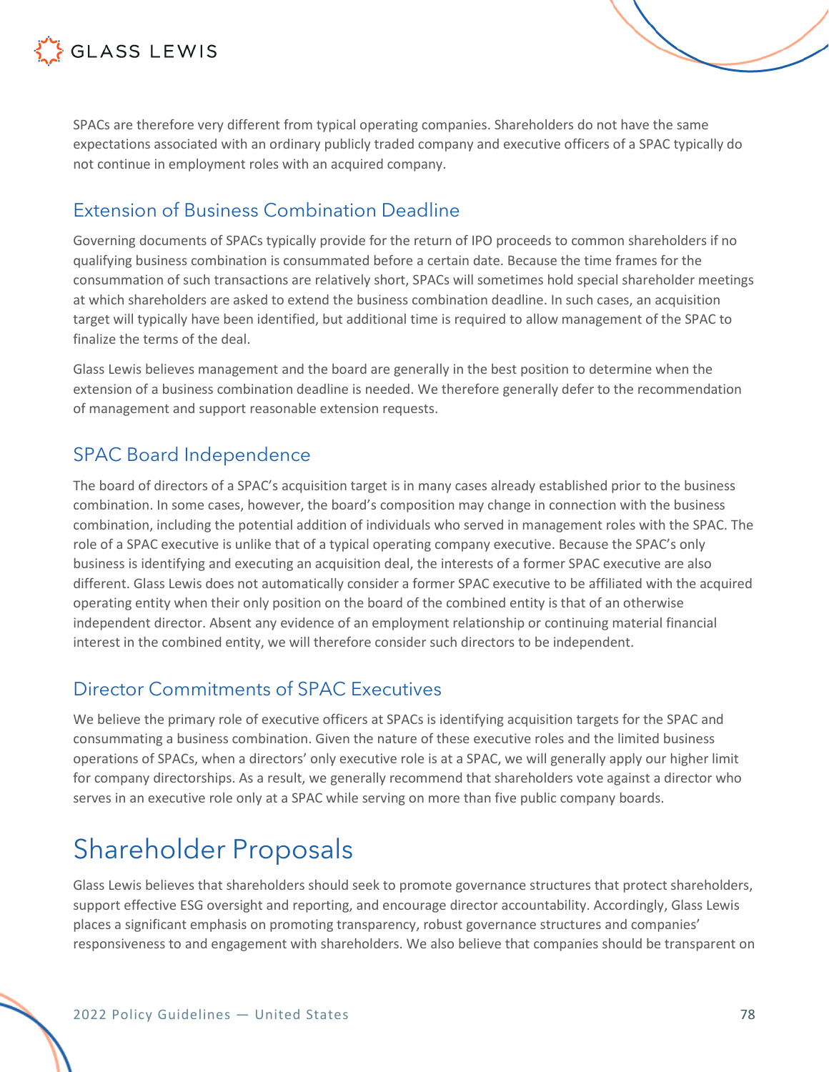SPACs are therefore very different from typical operating companies. Shareholders do not have the same expectations associated with an ordinary publicly traded company and executive officers of a SPAC typically do not continue in employment roles with an acquired company.

## Extension of Business Combination Deadline

Governing documents of SPACs typically provide for the return of IPO proceeds to common shareholders if no qualifying business combination is consummated before a certain date. Because the time frames for the consummation of such transactions are relatively short, SPACs will sometimes hold special shareholder meetings at which shareholders are asked to extend the business combination deadline. In such cases, an acquisition target will typically have been identified, but additional time is required to allow management of the SPAC to finalize the terms of the deal.

Glass Lewis believes management and the board are generally in the best position to determine when the extension of a business combination deadline is needed. We therefore generally defer to the recommendation of management and support reasonable extension requests.

## SPAC Board Independence

The board of directors of a SPAC's acquisition target is in many cases already established prior to the business combination. In some cases, however, the board's composition may change in connection with the business combination, including the potential addition of individuals who served in management roles with the SPAC. The role of a SPAC executive is unlike that of a typical operating company executive. Because the SPAC's only business is identifying and executing an acquisition deal, the interests of a former SPAC executive are also different. Glass Lewis does not automatically consider a former SPAC executive to be affiliated with the acquired operating entity when their only position on the board of the combined entity is that of an otherwise independent director. Absent any evidence of an employment relationship or continuing material financial interest in the combined entity, we will therefore consider such directors to be independent.

## Director Commitments of SPAC Executives

We believe the primary role of executive officers at SPACs is identifying acquisition targets for the SPAC and consummating a business combination. Given the nature of these executive roles and the limited business operations of SPACs, when a directors' only executive role is at a SPAC, we will generally apply our higher limit for company directorships. As a result, we generally recommend that shareholders vote against a director who serves in an executive role only at a SPAC while serving on more than five public company boards.

# Shareholder Proposals

Glass Lewis believes that shareholders should seek to promote governance structures that protect shareholders, support effective ESG oversight and reporting, and encourage director accountability. Accordingly, Glass Lewis places a significant emphasis on promoting transparency, robust governance structures and companies' responsiveness to and engagement with shareholders. We also believe that companies should be transparent on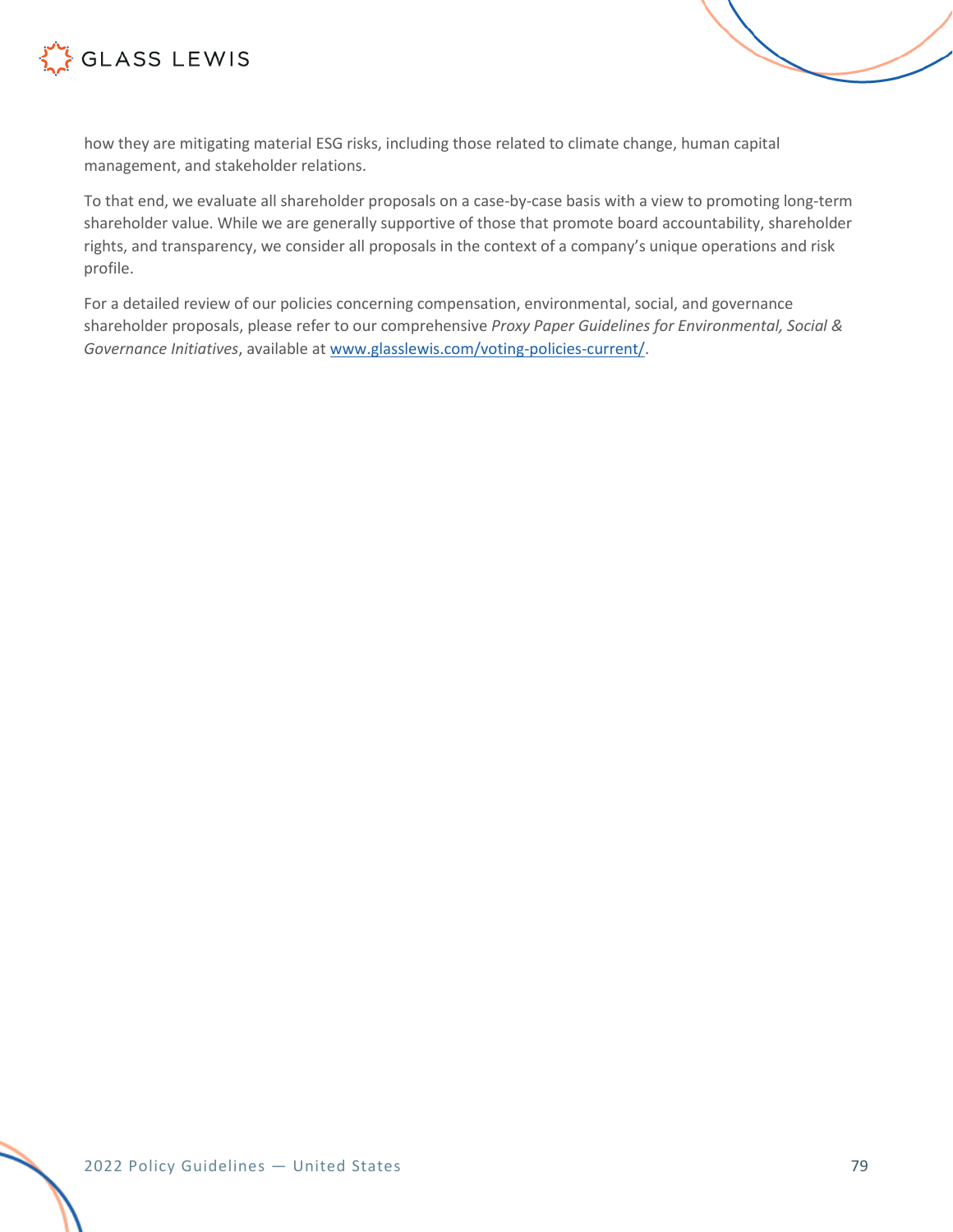how they are mitigating material ESG risks, including those related to climate change, human capital management, and stakeholder relations.

To that end, we evaluate all shareholder proposals on a case-by-case basis with a view to promoting long-term shareholder value. While we are generally supportive of those that promote board accountability, shareholder rights, and transparency, we consider all proposals in the context of a company's unique operations and risk profile.

For a detailed review of our policies concerning compensation, environmental, social, and governance shareholder proposals, please refer to our comprehensive *Proxy Paper Guidelines for Environmental, Social & Governance Initiatives*, available at [www.glasslewis.com/voting-policies-current/](www.glasslewis.com/voting-policies-current/).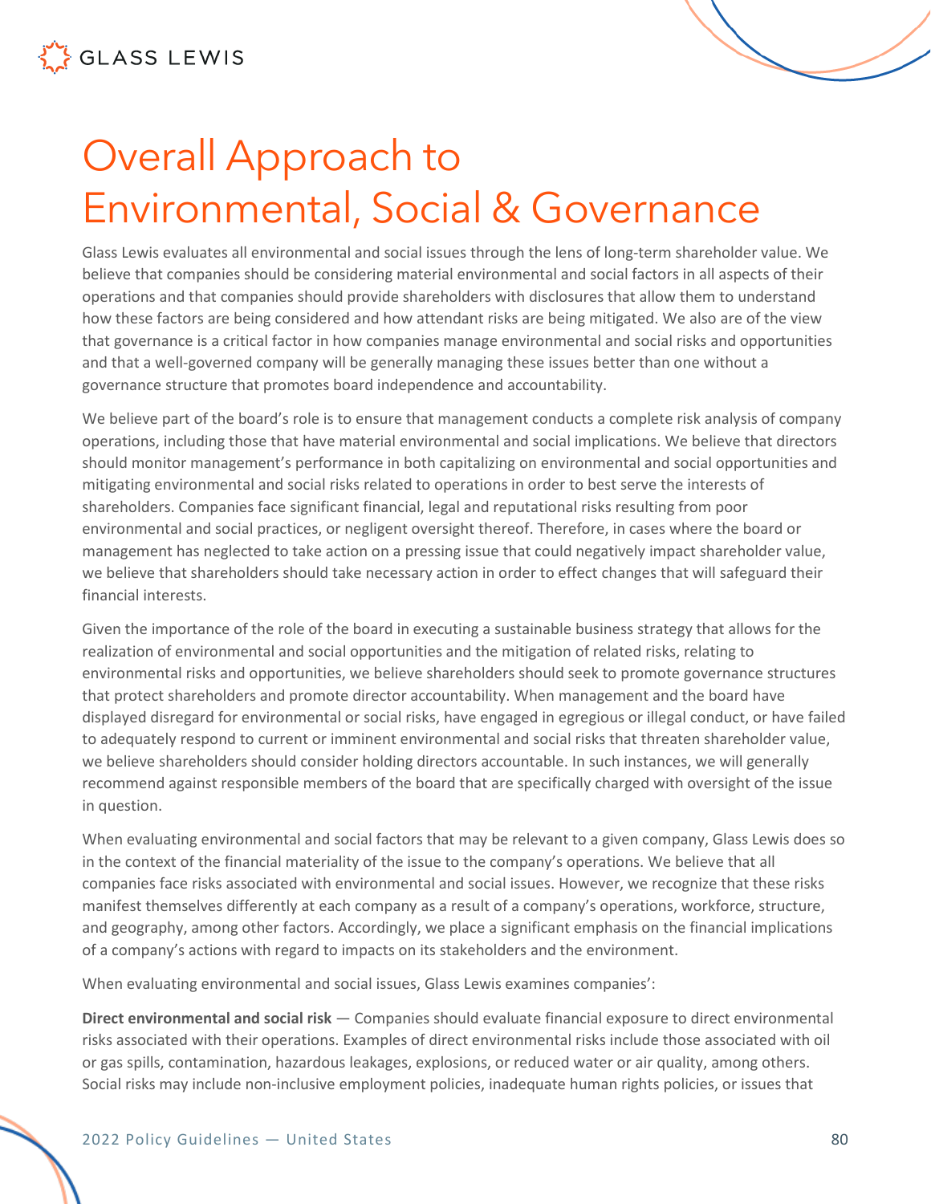# Overall Approach to Environmental, Social & Governance

Glass Lewis evaluates all environmental and social issues through the lens of long-term shareholder value. We believe that companies should be considering material environmental and social factors in all aspects of their operations and that companies should provide shareholders with disclosures that allow them to understand how these factors are being considered and how attendant risks are being mitigated. We also are of the view that governance is a critical factor in how companies manage environmental and social risks and opportunities and that a well-governed company will be generally managing these issues better than one without a governance structure that promotes board independence and accountability.

We believe part of the board's role is to ensure that management conducts a complete risk analysis of company operations, including those that have material environmental and social implications. We believe that directors should monitor management's performance in both capitalizing on environmental and social opportunities and mitigating environmental and social risks related to operations in order to best serve the interests of shareholders. Companies face significant financial, legal and reputational risks resulting from poor environmental and social practices, or negligent oversight thereof. Therefore, in cases where the board or management has neglected to take action on a pressing issue that could negatively impact shareholder value, we believe that shareholders should take necessary action in order to effect changes that will safeguard their financial interests.

Given the importance of the role of the board in executing a sustainable business strategy that allows for the realization of environmental and social opportunities and the mitigation of related risks, relating to environmental risks and opportunities, we believe shareholders should seek to promote governance structures that protect shareholders and promote director accountability. When management and the board have displayed disregard for environmental or social risks, have engaged in egregious or illegal conduct, or have failed to adequately respond to current or imminent environmental and social risks that threaten shareholder value, we believe shareholders should consider holding directors accountable. In such instances, we will generally recommend against responsible members of the board that are specifically charged with oversight of the issue in question.

When evaluating environmental and social factors that may be relevant to a given company, Glass Lewis does so in the context of the financial materiality of the issue to the company's operations. We believe that all companies face risks associated with environmental and social issues. However, we recognize that these risks manifest themselves differently at each company as a result of a company's operations, workforce, structure, and geography, among other factors. Accordingly, we place a significant emphasis on the financial implications of a company's actions with regard to impacts on its stakeholders and the environment.

When evaluating environmental and social issues, Glass Lewis examines companies':

**Direct environmental and social risk** — Companies should evaluate financial exposure to direct environmental risks associated with their operations. Examples of direct environmental risks include those associated with oil or gas spills, contamination, hazardous leakages, explosions, or reduced water or air quality, among others. Social risks may include non-inclusive employment policies, inadequate human rights policies, or issues that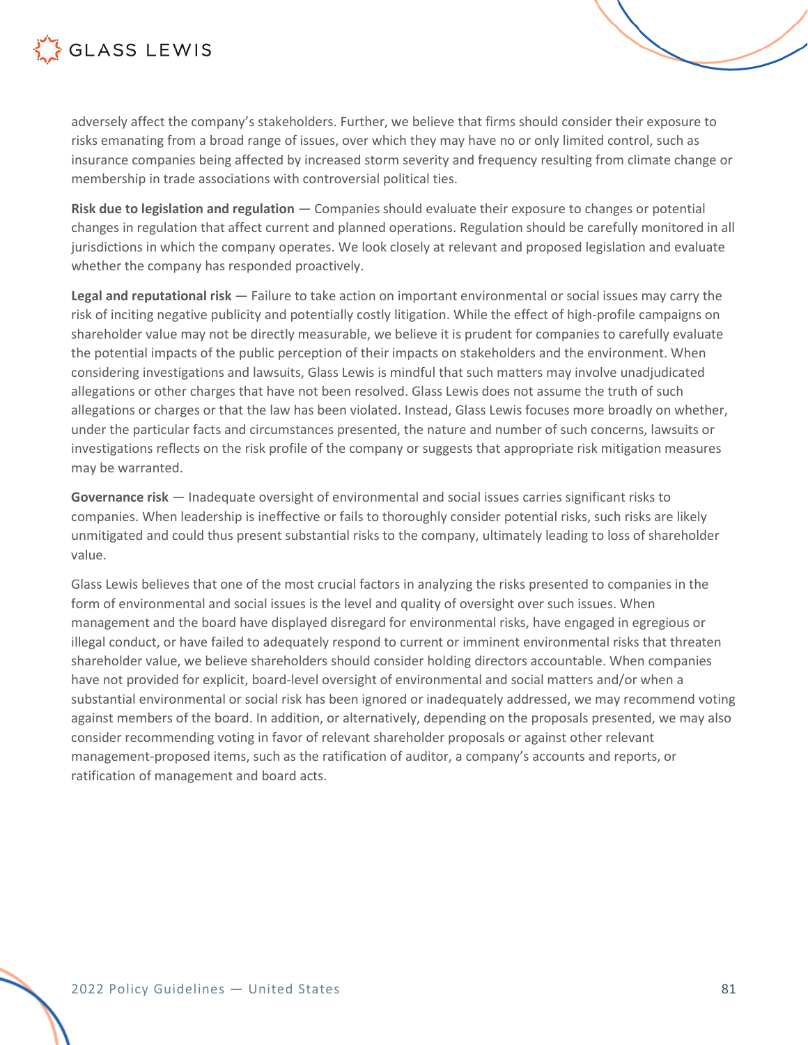adversely affect the company's stakeholders. Further, we believe that firms should consider their exposure to risks emanating from a broad range of issues, over which they may have no or only limited control, such as insurance companies being affected by increased storm severity and frequency resulting from climate change or membership in trade associations with controversial political ties.

**Risk due to legislation and regulation** — Companies should evaluate their exposure to changes or potential changes in regulation that affect current and planned operations. Regulation should be carefully monitored in all jurisdictions in which the company operates. We look closely at relevant and proposed legislation and evaluate whether the company has responded proactively.

**Legal and reputational risk** — Failure to take action on important environmental or social issues may carry the risk of inciting negative publicity and potentially costly litigation. While the effect of high-profile campaigns on shareholder value may not be directly measurable, we believe it is prudent for companies to carefully evaluate the potential impacts of the public perception of their impacts on stakeholders and the environment. When considering investigations and lawsuits, Glass Lewis is mindful that such matters may involve unadjudicated allegations or other charges that have not been resolved. Glass Lewis does not assume the truth of such allegations or charges or that the law has been violated. Instead, Glass Lewis focuses more broadly on whether, under the particular facts and circumstances presented, the nature and number of such concerns, lawsuits or investigations reflects on the risk profile of the company or suggests that appropriate risk mitigation measures may be warranted.

**Governance risk** — Inadequate oversight of environmental and social issues carries significant risks to companies. When leadership is ineffective or fails to thoroughly consider potential risks, such risks are likely unmitigated and could thus present substantial risks to the company, ultimately leading to loss of shareholder value.

Glass Lewis believes that one of the most crucial factors in analyzing the risks presented to companies in the form of environmental and social issues is the level and quality of oversight over such issues. When management and the board have displayed disregard for environmental risks, have engaged in egregious or illegal conduct, or have failed to adequately respond to current or imminent environmental risks that threaten shareholder value, we believe shareholders should consider holding directors accountable. When companies have not provided for explicit, board-level oversight of environmental and social matters and/or when a substantial environmental or social risk has been ignored or inadequately addressed, we may recommend voting against members of the board. In addition, or alternatively, depending on the proposals presented, we may also consider recommending voting in favor of relevant shareholder proposals or against other relevant management-proposed items, such as the ratification of auditor, a company's accounts and reports, or ratification of management and board acts.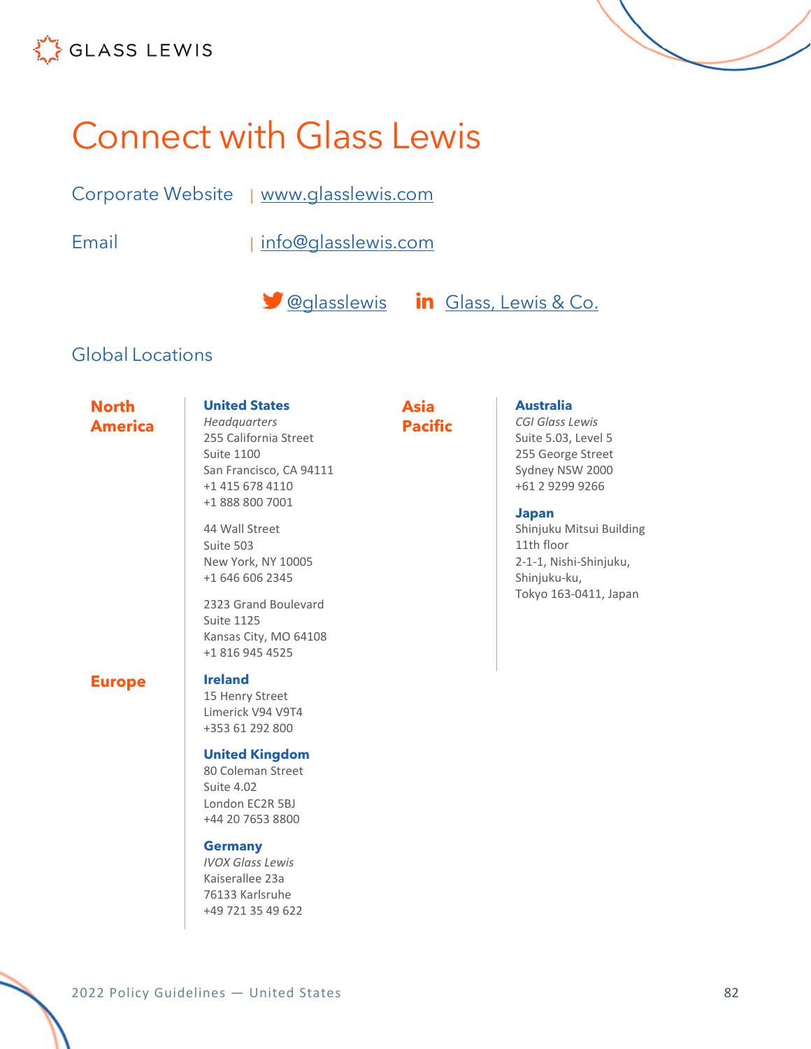# Connect with Glass Lewis

Corporate Website | www.glasslewis.com

Email | info@glasslewis.com

@glasslewis    Glass, Lewis & Co.

## Global Locations

### North America

**United States**
*Headquarters*
255 California Street
Suite 1100
San Francisco, CA 94111
+1 415 678 4110
+1 888 800 7001

44 Wall Street
Suite 503
New York, NY 10005
+1 646 606 2345

2323 Grand Boulevard
Suite 1125
Kansas City, MO 64108
+1 816 945 4525

### Europe

**Ireland**
15 Henry Street
Limerick V94 V9T4
+353 61 292 800

**United Kingdom**
80 Coleman Street
Suite 4.02
London EC2R 5BJ
+44 20 7653 8800

**Germany**
*IVOX Glass Lewis*
Kaiserallee 23a
76133 Karlsruhe
+49 721 35 49 622

### Asia Pacific

**Australia**
*CGI Glass Lewis*
Suite 5.03, Level 5
255 George Street
Sydney NSW 2000
+61 2 9299 9266

**Japan**
Shinjuku Mitsui Building
11th floor
2-1-1, Nishi-Shinjuku,
Shinjuku-ku,
Tokyo 163-0411, Japan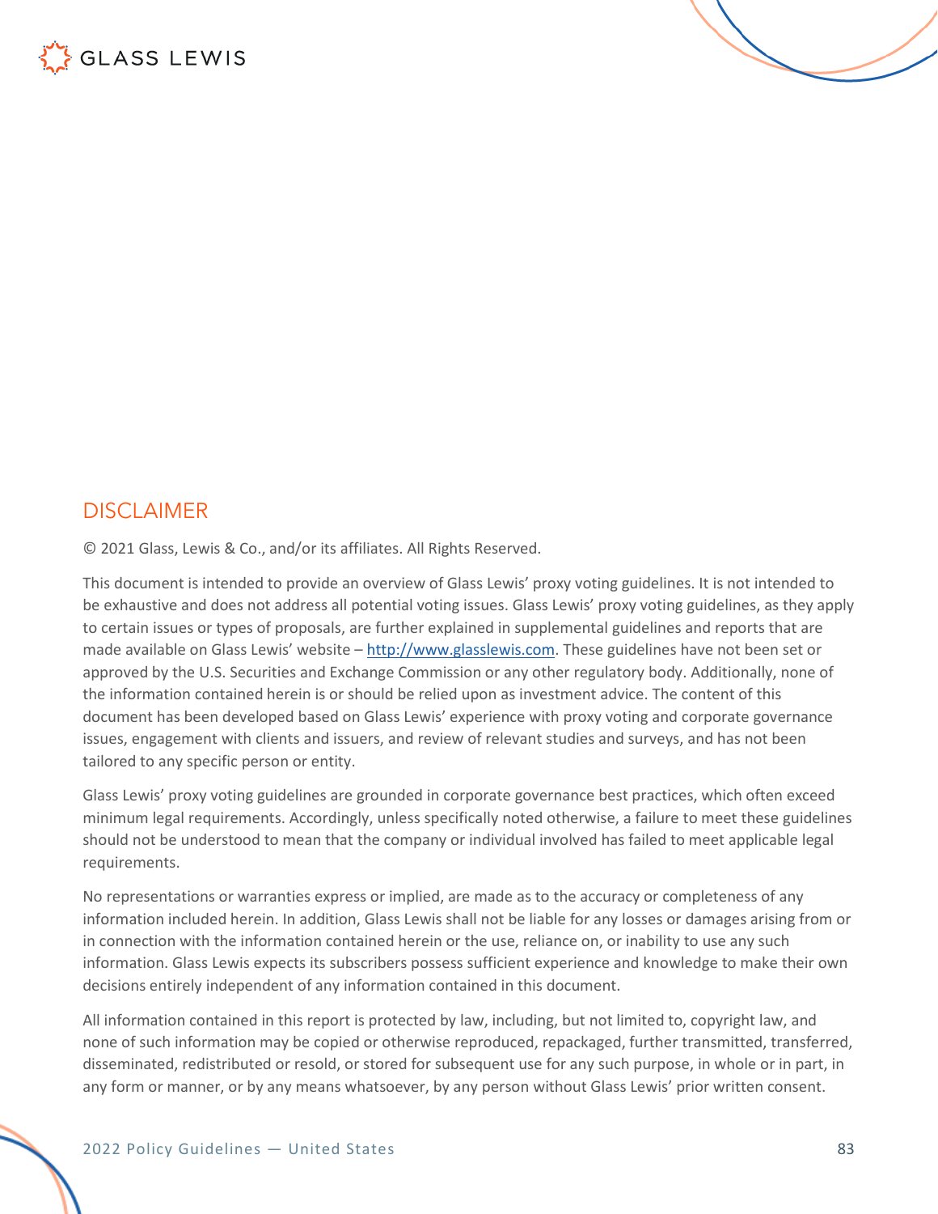## DISCLAIMER

© 2021 Glass, Lewis & Co., and/or its affiliates. All Rights Reserved.

This document is intended to provide an overview of Glass Lewis' proxy voting guidelines. It is not intended to be exhaustive and does not address all potential voting issues. Glass Lewis' proxy voting guidelines, as they apply to certain issues or types of proposals, are further explained in supplemental guidelines and reports that are made available on Glass Lewis' website – http://www.glasslewis.com. These guidelines have not been set or approved by the U.S. Securities and Exchange Commission or any other regulatory body. Additionally, none of the information contained herein is or should be relied upon as investment advice. The content of this document has been developed based on Glass Lewis' experience with proxy voting and corporate governance issues, engagement with clients and issuers, and review of relevant studies and surveys, and has not been tailored to any specific person or entity.

Glass Lewis' proxy voting guidelines are grounded in corporate governance best practices, which often exceed minimum legal requirements. Accordingly, unless specifically noted otherwise, a failure to meet these guidelines should not be understood to mean that the company or individual involved has failed to meet applicable legal requirements.

No representations or warranties express or implied, are made as to the accuracy or completeness of any information included herein. In addition, Glass Lewis shall not be liable for any losses or damages arising from or in connection with the information contained herein or the use, reliance on, or inability to use any such information. Glass Lewis expects its subscribers possess sufficient experience and knowledge to make their own decisions entirely independent of any information contained in this document.

All information contained in this report is protected by law, including, but not limited to, copyright law, and none of such information may be copied or otherwise reproduced, repackaged, further transmitted, transferred, disseminated, redistributed or resold, or stored for subsequent use for any such purpose, in whole or in part, in any form or manner, or by any means whatsoever, by any person without Glass Lewis' prior written consent.